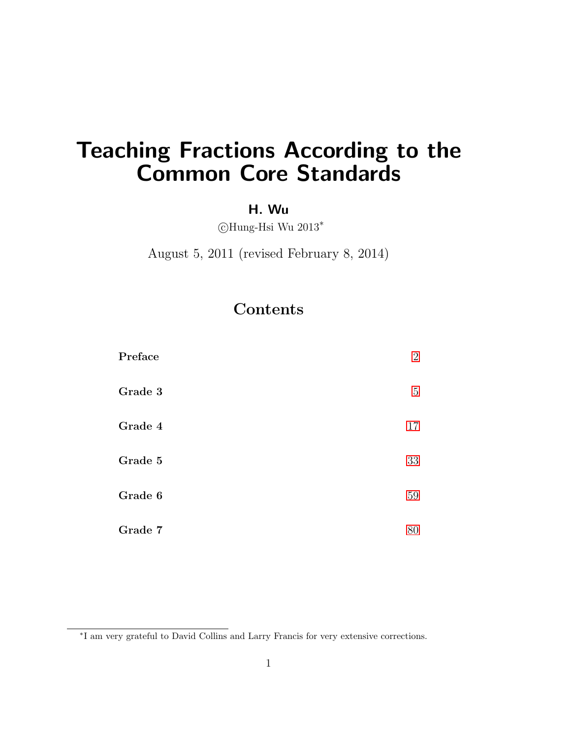# Teaching Fractions According to the Common Core Standards

**H. Wu**

©Hung-Hsi Wu 2013*

August 5, 2011 (revised February 8, 2014)

## Contents

| | |
|---|---|
| **Preface** | 2 |
| **Grade 3** | 5 |
| **Grade 4** | 17 |
| **Grade 5** | 33 |
| **Grade 6** | 59 |
| **Grade 7** | 80 |

*I am very grateful to David Collins and Larry Francis for very extensive corrections.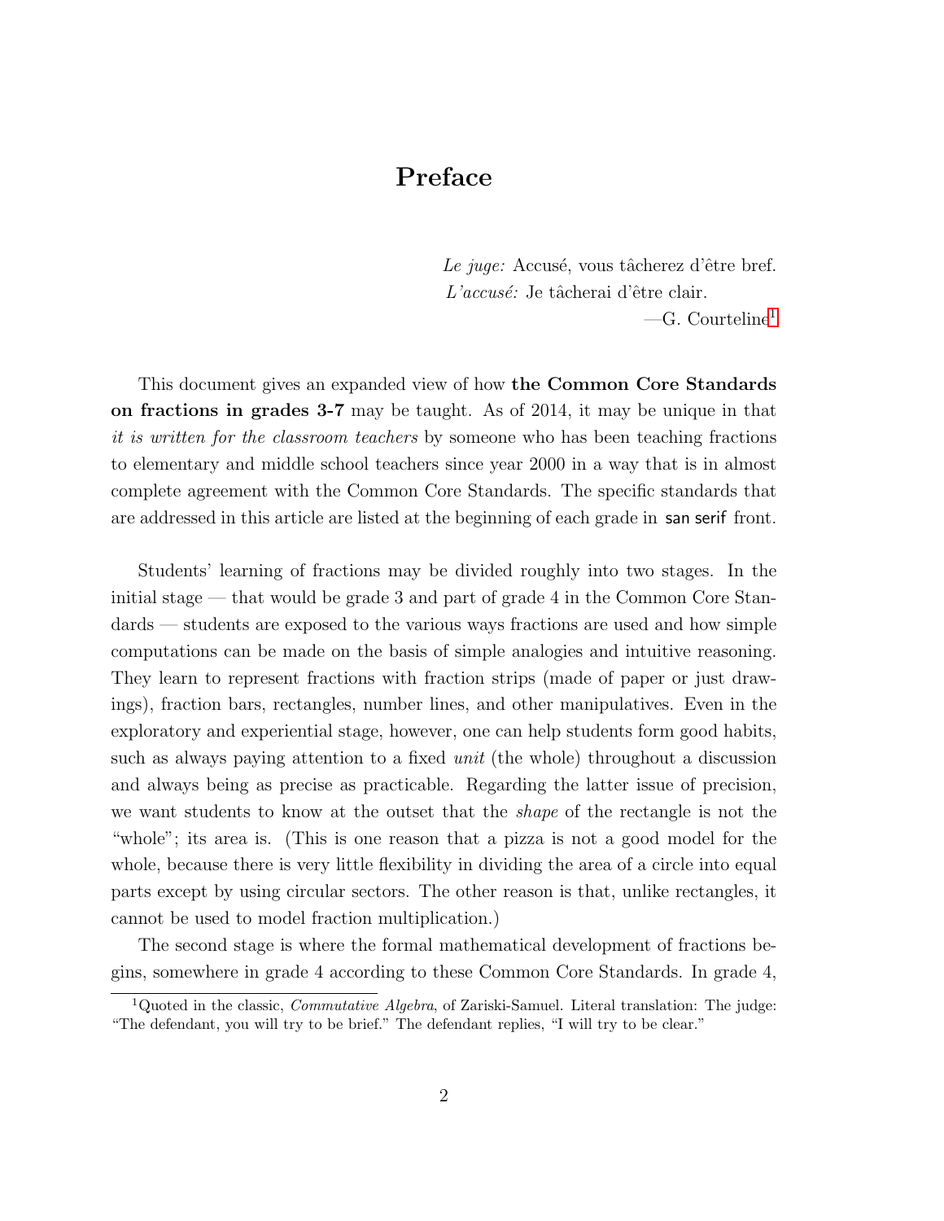# Preface

*Le juge:* Accusé, vous tâcherez d'être bref.
*L'accusé:* Je tâcherai d'être clair.
—G. Courteline[1]

This document gives an expanded view of how **the Common Core Standards on fractions in grades 3-7** may be taught. As of 2014, it may be unique in that *it is written for the classroom teachers* by someone who has been teaching fractions to elementary and middle school teachers since year 2000 in a way that is in almost complete agreement with the Common Core Standards. The specific standards that are addressed in this article are listed at the beginning of each grade in san serif front.

Students' learning of fractions may be divided roughly into two stages. In the initial stage — that would be grade 3 and part of grade 4 in the Common Core Standards — students are exposed to the various ways fractions are used and how simple computations can be made on the basis of simple analogies and intuitive reasoning. They learn to represent fractions with fraction strips (made of paper or just drawings), fraction bars, rectangles, number lines, and other manipulatives. Even in the exploratory and experiential stage, however, one can help students form good habits, such as always paying attention to a fixed *unit* (the whole) throughout a discussion and always being as precise as practicable. Regarding the latter issue of precision, we want students to know at the outset that the *shape* of the rectangle is not the "whole"; its area is. (This is one reason that a pizza is not a good model for the whole, because there is very little flexibility in dividing the area of a circle into equal parts except by using circular sectors. The other reason is that, unlike rectangles, it cannot be used to model fraction multiplication.)

The second stage is where the formal mathematical development of fractions begins, somewhere in grade 4 according to these Common Core Standards. In grade 4,

[1] Quoted in the classic, *Commutative Algebra*, of Zariski-Samuel. Literal translation: The judge: "The defendant, you will try to be brief." The defendant replies, "I will try to be clear."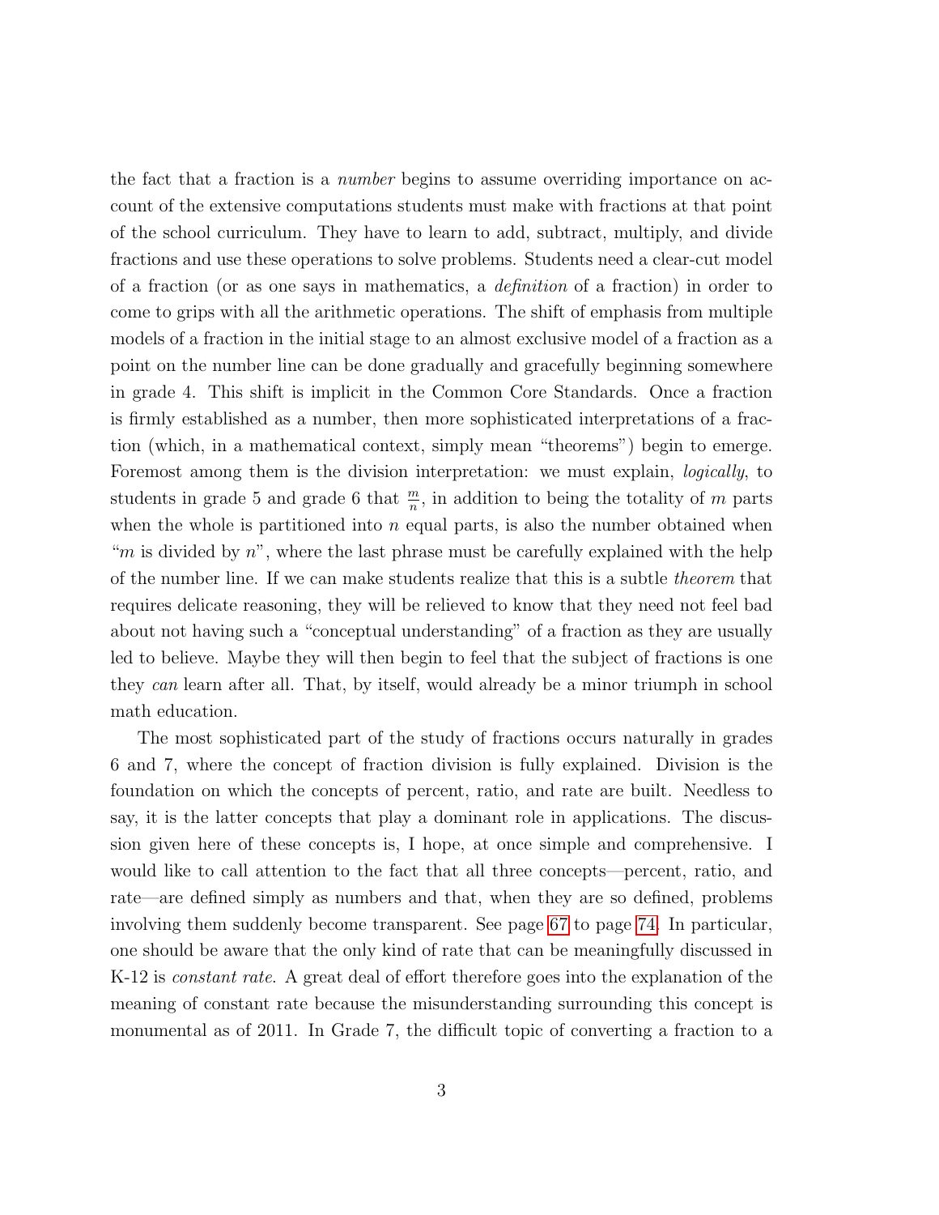the fact that a fraction is a *number* begins to assume overriding importance on account of the extensive computations students must make with fractions at that point of the school curriculum. They have to learn to add, subtract, multiply, and divide fractions and use these operations to solve problems. Students need a clear-cut model of a fraction (or as one says in mathematics, a *definition* of a fraction) in order to come to grips with all the arithmetic operations. The shift of emphasis from multiple models of a fraction in the initial stage to an almost exclusive model of a fraction as a point on the number line can be done gradually and gracefully beginning somewhere in grade 4. This shift is implicit in the Common Core Standards. Once a fraction is firmly established as a number, then more sophisticated interpretations of a fraction (which, in a mathematical context, simply mean "theorems") begin to emerge. Foremost among them is the division interpretation: we must explain, *logically*, to students in grade 5 and grade 6 that $\frac{m}{n}$, in addition to being the totality of $m$ parts when the whole is partitioned into $n$ equal parts, is also the number obtained when "$m$ is divided by $n$", where the last phrase must be carefully explained with the help of the number line. If we can make students realize that this is a subtle *theorem* that requires delicate reasoning, they will be relieved to know that they need not feel bad about not having such a "conceptual understanding" of a fraction as they are usually led to believe. Maybe they will then begin to feel that the subject of fractions is one they *can* learn after all. That, by itself, would already be a minor triumph in school math education.

The most sophisticated part of the study of fractions occurs naturally in grades 6 and 7, where the concept of fraction division is fully explained. Division is the foundation on which the concepts of percent, ratio, and rate are built. Needless to say, it is the latter concepts that play a dominant role in applications. The discussion given here of these concepts is, I hope, at once simple and comprehensive. I would like to call attention to the fact that all three concepts—percent, ratio, and rate—are defined simply as numbers and that, when they are so defined, problems involving them suddenly become transparent. See page 67 to page 74. In particular, one should be aware that the only kind of rate that can be meaningfully discussed in K-12 is *constant rate*. A great deal of effort therefore goes into the explanation of the meaning of constant rate because the misunderstanding surrounding this concept is monumental as of 2011. In Grade 7, the difficult topic of converting a fraction to a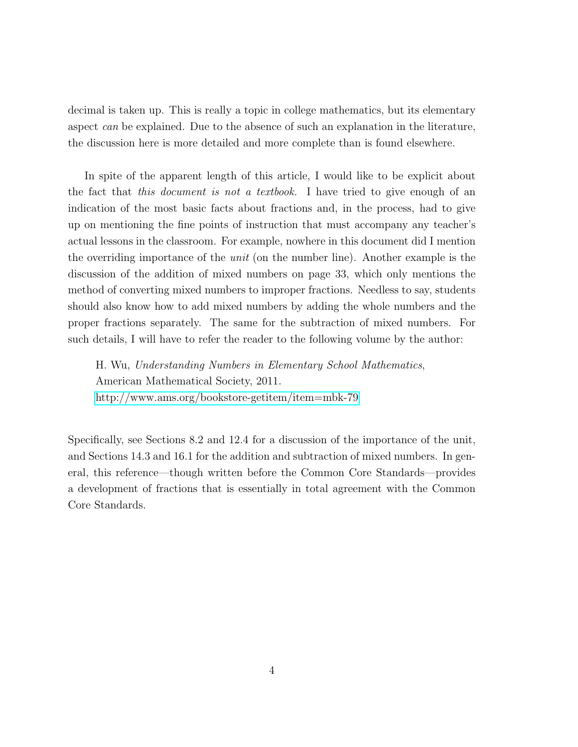decimal is taken up. This is really a topic in college mathematics, but its elementary aspect *can* be explained. Due to the absence of such an explanation in the literature, the discussion here is more detailed and more complete than is found elsewhere.

In spite of the apparent length of this article, I would like to be explicit about the fact that *this document is not a textbook.* I have tried to give enough of an indication of the most basic facts about fractions and, in the process, had to give up on mentioning the fine points of instruction that must accompany any teacher's actual lessons in the classroom. For example, nowhere in this document did I mention the overriding importance of the *unit* (on the number line). Another example is the discussion of the addition of mixed numbers on page 33, which only mentions the method of converting mixed numbers to improper fractions. Needless to say, students should also know how to add mixed numbers by adding the whole numbers and the proper fractions separately. The same for the subtraction of mixed numbers. For such details, I will have to refer the reader to the following volume by the author:

> H. Wu, *Understanding Numbers in Elementary School Mathematics*,
> American Mathematical Society, 2011.
> http://www.ams.org/bookstore-getitem/item=mbk-79

Specifically, see Sections 8.2 and 12.4 for a discussion of the importance of the unit, and Sections 14.3 and 16.1 for the addition and subtraction of mixed numbers. In general, this reference—though written before the Common Core Standards—provides a development of fractions that is essentially in total agreement with the Common Core Standards.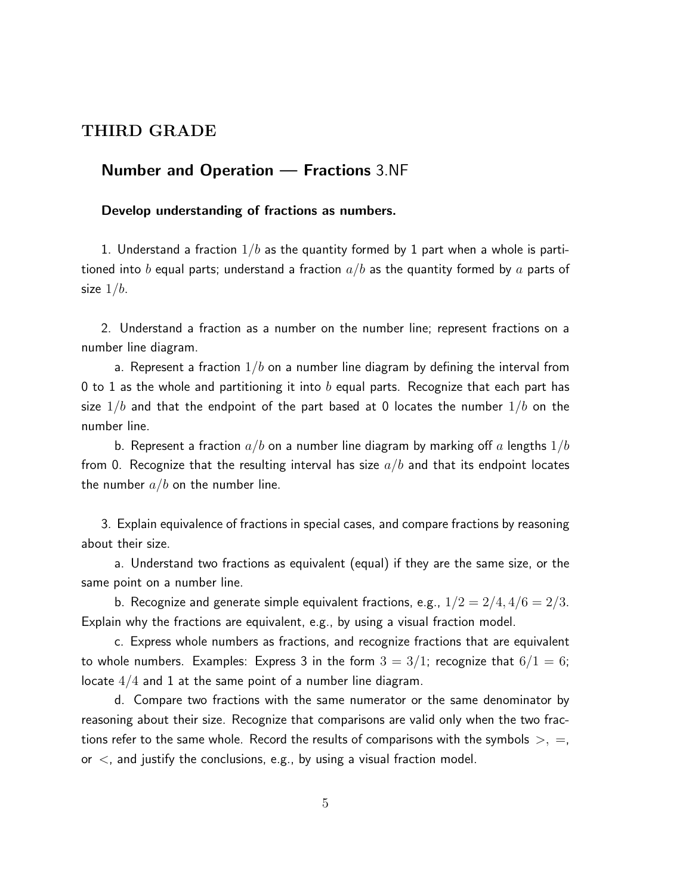## THIRD GRADE

### Number and Operation — Fractions 3.NF

**Develop understanding of fractions as numbers.**

1. Understand a fraction $1/b$ as the quantity formed by 1 part when a whole is partitioned into $b$ equal parts; understand a fraction $a/b$ as the quantity formed by $a$ parts of size $1/b$.

2. Understand a fraction as a number on the number line; represent fractions on a number line diagram.

   a. Represent a fraction $1/b$ on a number line diagram by defining the interval from 0 to 1 as the whole and partitioning it into $b$ equal parts. Recognize that each part has size $1/b$ and that the endpoint of the part based at 0 locates the number $1/b$ on the number line.

   b. Represent a fraction $a/b$ on a number line diagram by marking off $a$ lengths $1/b$ from 0. Recognize that the resulting interval has size $a/b$ and that its endpoint locates the number $a/b$ on the number line.

3. Explain equivalence of fractions in special cases, and compare fractions by reasoning about their size.

   a. Understand two fractions as equivalent (equal) if they are the same size, or the same point on a number line.

   b. Recognize and generate simple equivalent fractions, e.g., $1/2 = 2/4, 4/6 = 2/3$. Explain why the fractions are equivalent, e.g., by using a visual fraction model.

   c. Express whole numbers as fractions, and recognize fractions that are equivalent to whole numbers. Examples: Express 3 in the form $3 = 3/1$; recognize that $6/1 = 6$; locate $4/4$ and 1 at the same point of a number line diagram.

   d. Compare two fractions with the same numerator or the same denominator by reasoning about their size. Recognize that comparisons are valid only when the two fractions refer to the same whole. Record the results of comparisons with the symbols $>$, $=$, or $<$, and justify the conclusions, e.g., by using a visual fraction model.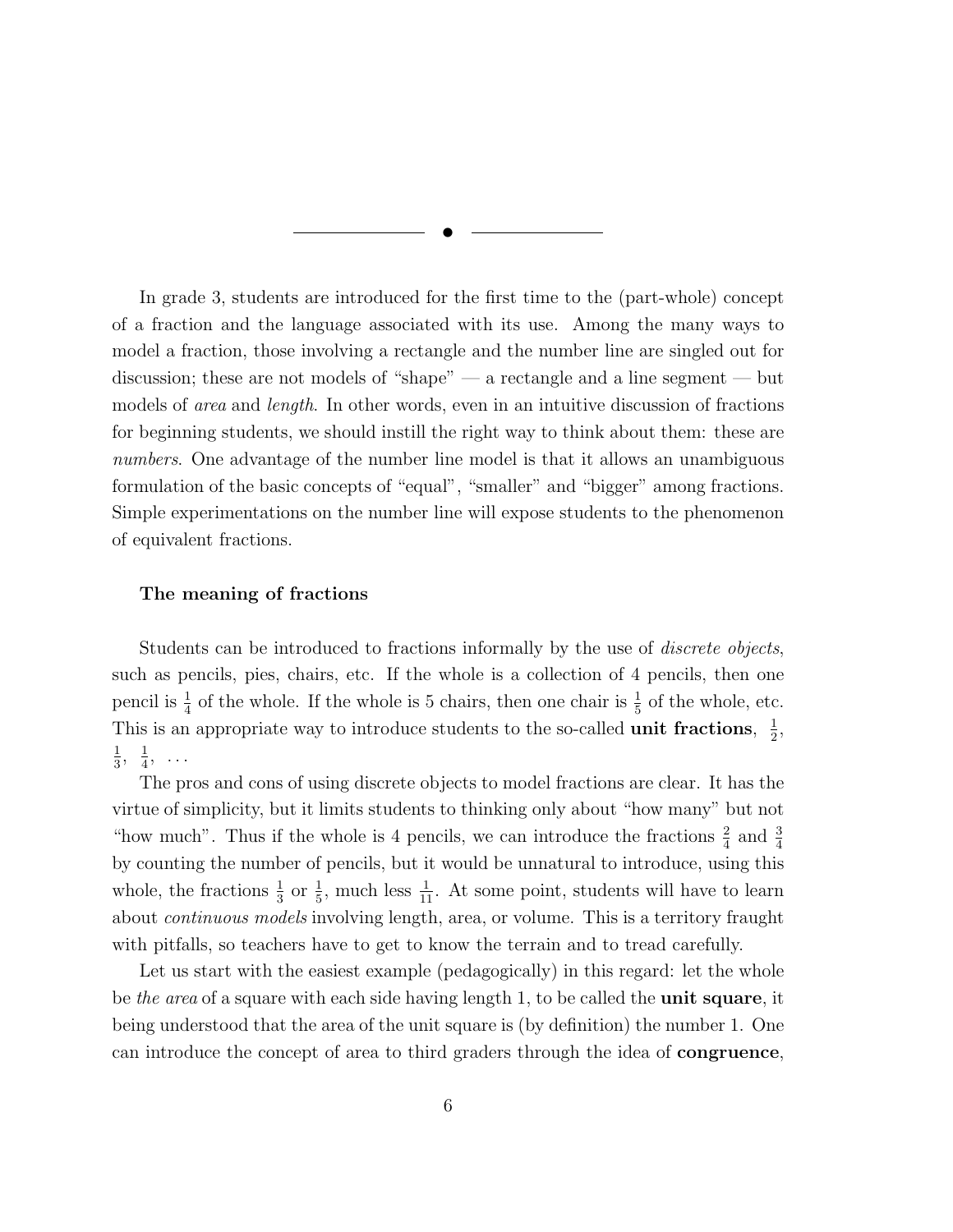---

In grade 3, students are introduced for the first time to the (part-whole) concept of a fraction and the language associated with its use. Among the many ways to model a fraction, those involving a rectangle and the number line are singled out for discussion; these are not models of "shape" — a rectangle and a line segment — but models of *area* and *length*. In other words, even in an intuitive discussion of fractions for beginning students, we should instill the right way to think about them: these are *numbers*. One advantage of the number line model is that it allows an unambiguous formulation of the basic concepts of "equal", "smaller" and "bigger" among fractions. Simple experimentations on the number line will expose students to the phenomenon of equivalent fractions.

### The meaning of fractions

Students can be introduced to fractions informally by the use of *discrete objects*, such as pencils, pies, chairs, etc. If the whole is a collection of 4 pencils, then one pencil is $\frac{1}{4}$ of the whole. If the whole is 5 chairs, then one chair is $\frac{1}{5}$ of the whole, etc. This is an appropriate way to introduce students to the so-called **unit fractions**, $\frac{1}{2}$, $\frac{1}{3}$, $\frac{1}{4}$, ...

The pros and cons of using discrete objects to model fractions are clear. It has the virtue of simplicity, but it limits students to thinking only about "how many" but not "how much". Thus if the whole is 4 pencils, we can introduce the fractions $\frac{2}{4}$ and $\frac{3}{4}$ by counting the number of pencils, but it would be unnatural to introduce, using this whole, the fractions $\frac{1}{3}$ or $\frac{1}{5}$, much less $\frac{1}{11}$. At some point, students will have to learn about *continuous models* involving length, area, or volume. This is a territory fraught with pitfalls, so teachers have to get to know the terrain and to tread carefully.

Let us start with the easiest example (pedagogically) in this regard: let the whole be *the area* of a square with each side having length 1, to be called the **unit square**, it being understood that the area of the unit square is (by definition) the number 1. One can introduce the concept of area to third graders through the idea of **congruence**,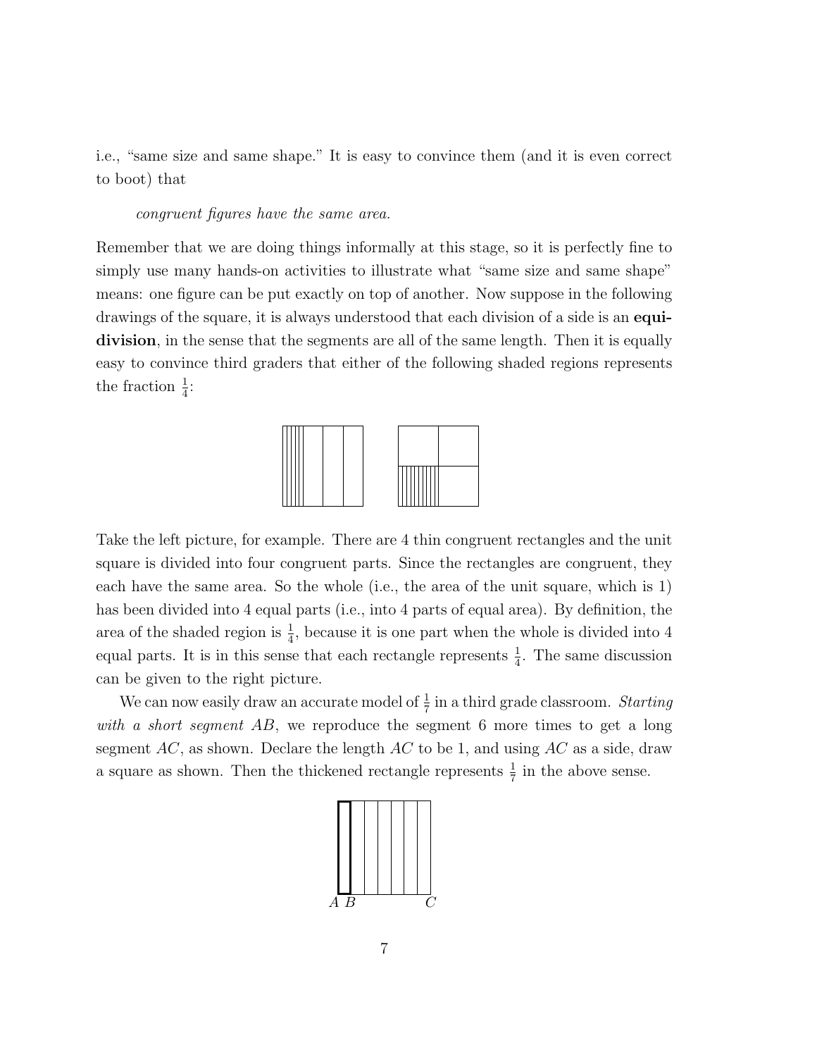i.e., "same size and same shape." It is easy to convince them (and it is even correct to boot) that

*congruent figures have the same area.*

Remember that we are doing things informally at this stage, so it is perfectly fine to simply use many hands-on activities to illustrate what "same size and same shape" means: one figure can be put exactly on top of another. Now suppose in the following drawings of the square, it is always understood that each division of a side is an **equidivision**, in the sense that the segments are all of the same length. Then it is equally easy to convince third graders that either of the following shaded regions represents the fraction $\frac{1}{4}$:

Take the left picture, for example. There are 4 thin congruent rectangles and the unit square is divided into four congruent parts. Since the rectangles are congruent, they each have the same area. So the whole (i.e., the area of the unit square, which is 1) has been divided into 4 equal parts (i.e., into 4 parts of equal area). By definition, the area of the shaded region is $\frac{1}{4}$, because it is one part when the whole is divided into 4 equal parts. It is in this sense that each rectangle represents $\frac{1}{4}$. The same discussion can be given to the right picture.

We can now easily draw an accurate model of $\frac{1}{7}$ in a third grade classroom. *Starting with a short segment AB*, we reproduce the segment 6 more times to get a long segment $AC$, as shown. Declare the length $AC$ to be 1, and using $AC$ as a side, draw a square as shown. Then the thickened rectangle represents $\frac{1}{7}$ in the above sense.

$A$ $B$ $C$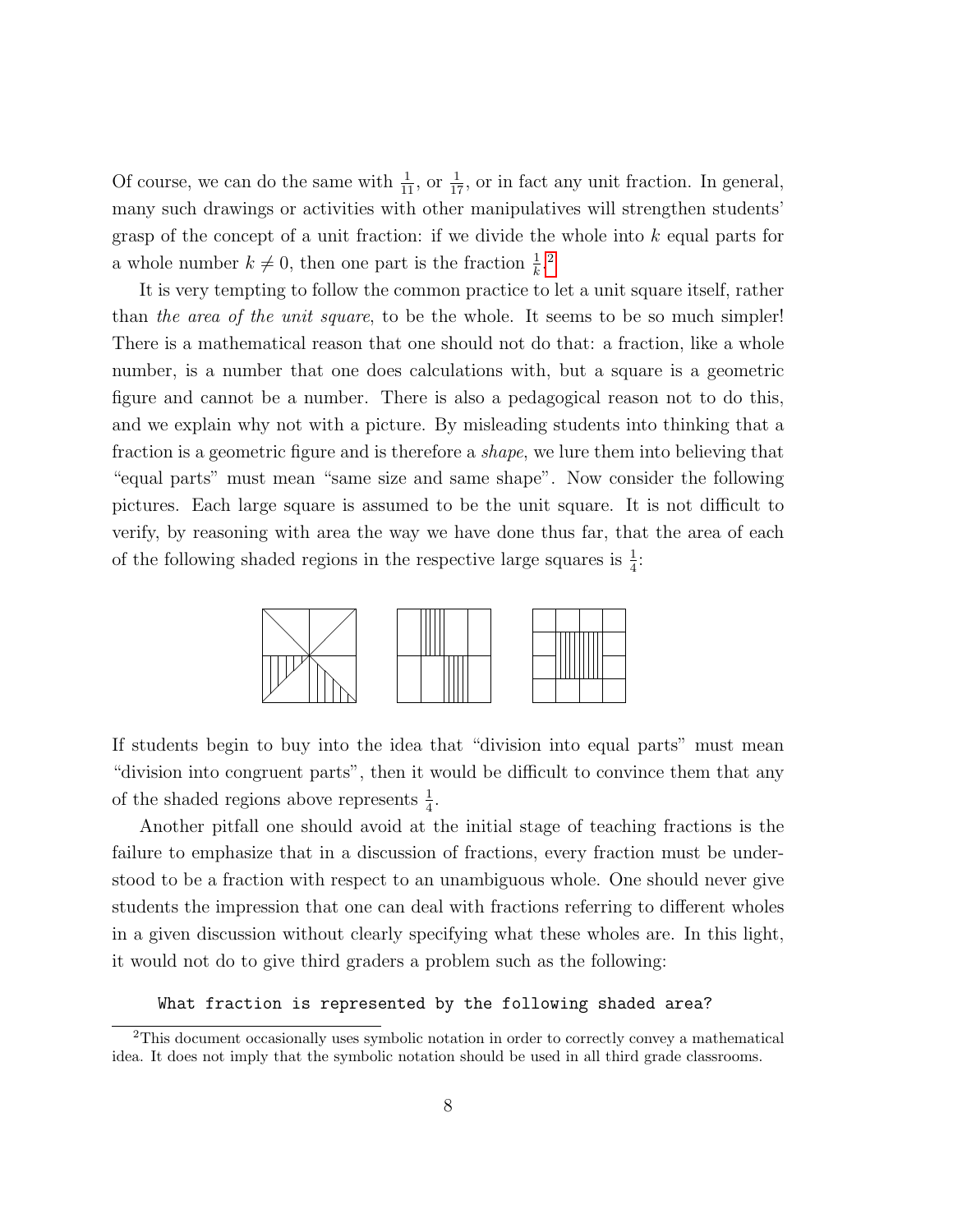Of course, we can do the same with $\frac{1}{11}$, or $\frac{1}{17}$, or in fact any unit fraction. In general, many such drawings or activities with other manipulatives will strengthen students' grasp of the concept of a unit fraction: if we divide the whole into $k$ equal parts for a whole number $k \neq 0$, then one part is the fraction $\frac{1}{k}$.[2]

It is very tempting to follow the common practice to let a unit square itself, rather than *the area of the unit square*, to be the whole. It seems to be so much simpler! There is a mathematical reason that one should not do that: a fraction, like a whole number, is a number that one does calculations with, but a square is a geometric figure and cannot be a number. There is also a pedagogical reason not to do this, and we explain why not with a picture. By misleading students into thinking that a fraction is a geometric figure and is therefore a *shape*, we lure them into believing that "equal parts" must mean "same size and same shape". Now consider the following pictures. Each large square is assumed to be the unit square. It is not difficult to verify, by reasoning with area the way we have done thus far, that the area of each of the following shaded regions in the respective large squares is $\frac{1}{4}$:

If students begin to buy into the idea that "division into equal parts" must mean "division into congruent parts", then it would be difficult to convince them that any of the shaded regions above represents $\frac{1}{4}$.

Another pitfall one should avoid at the initial stage of teaching fractions is the failure to emphasize that in a discussion of fractions, every fraction must be understood to be a fraction with respect to an unambiguous whole. One should never give students the impression that one can deal with fractions referring to different wholes in a given discussion without clearly specifying what these wholes are. In this light, it would not do to give third graders a problem such as the following:

```
What fraction is represented by the following shaded area?
```

[2]This document occasionally uses symbolic notation in order to correctly convey a mathematical idea. It does not imply that the symbolic notation should be used in all third grade classrooms.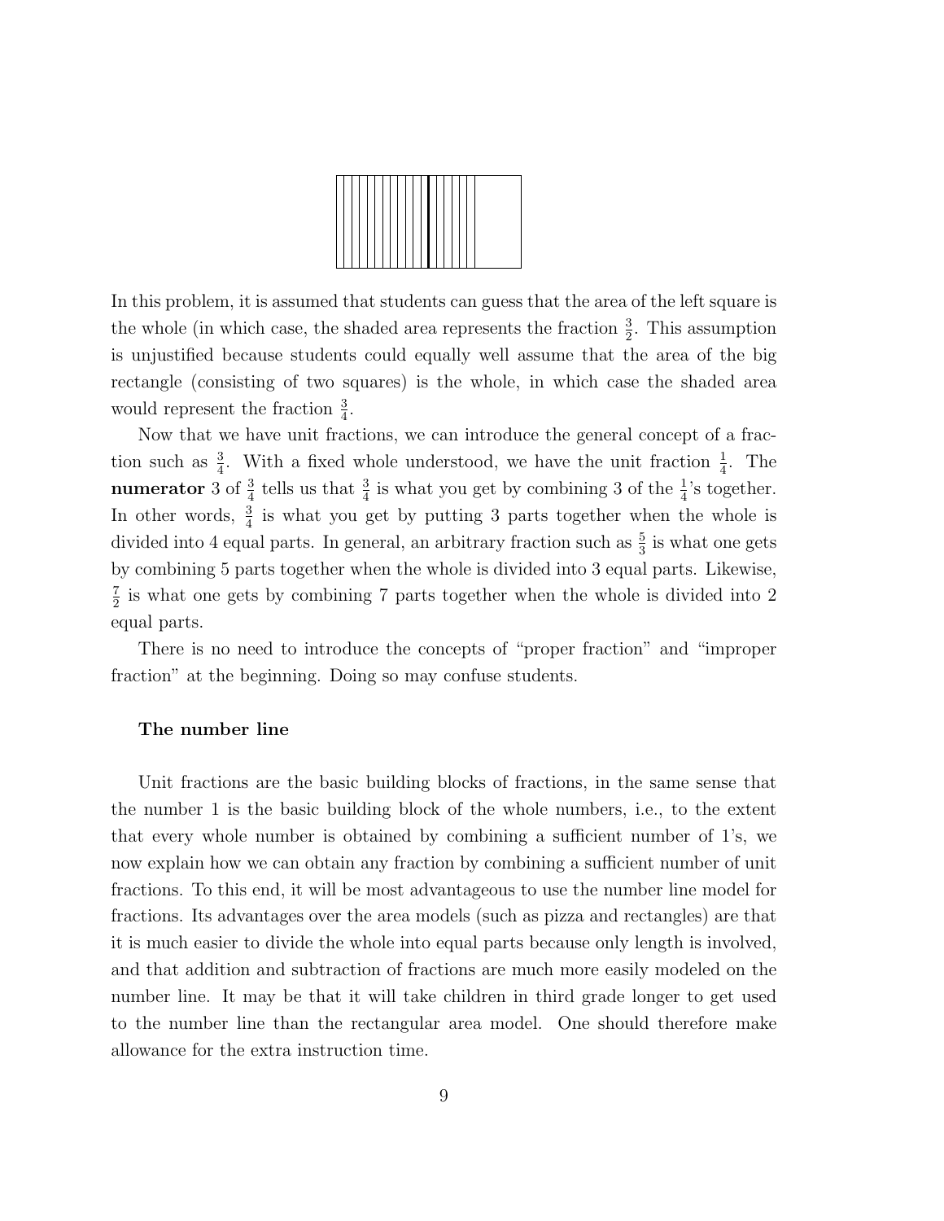In this problem, it is assumed that students can guess that the area of the left square is the whole (in which case, the shaded area represents the fraction $\frac{3}{2}$. This assumption is unjustified because students could equally well assume that the area of the big rectangle (consisting of two squares) is the whole, in which case the shaded area would represent the fraction $\frac{3}{4}$.

Now that we have unit fractions, we can introduce the general concept of a fraction such as $\frac{3}{4}$. With a fixed whole understood, we have the unit fraction $\frac{1}{4}$. The **numerator** 3 of $\frac{3}{4}$ tells us that $\frac{3}{4}$ is what you get by combining 3 of the $\frac{1}{4}$'s together. In other words, $\frac{3}{4}$ is what you get by putting 3 parts together when the whole is divided into 4 equal parts. In general, an arbitrary fraction such as $\frac{5}{3}$ is what one gets by combining 5 parts together when the whole is divided into 3 equal parts. Likewise, $\frac{7}{2}$ is what one gets by combining 7 parts together when the whole is divided into 2 equal parts.

There is no need to introduce the concepts of "proper fraction" and "improper fraction" at the beginning. Doing so may confuse students.

### The number line

Unit fractions are the basic building blocks of fractions, in the same sense that the number 1 is the basic building block of the whole numbers, i.e., to the extent that every whole number is obtained by combining a sufficient number of 1's, we now explain how we can obtain any fraction by combining a sufficient number of unit fractions. To this end, it will be most advantageous to use the number line model for fractions. Its advantages over the area models (such as pizza and rectangles) are that it is much easier to divide the whole into equal parts because only length is involved, and that addition and subtraction of fractions are much more easily modeled on the number line. It may be that it will take children in third grade longer to get used to the number line than the rectangular area model. One should therefore make allowance for the extra instruction time.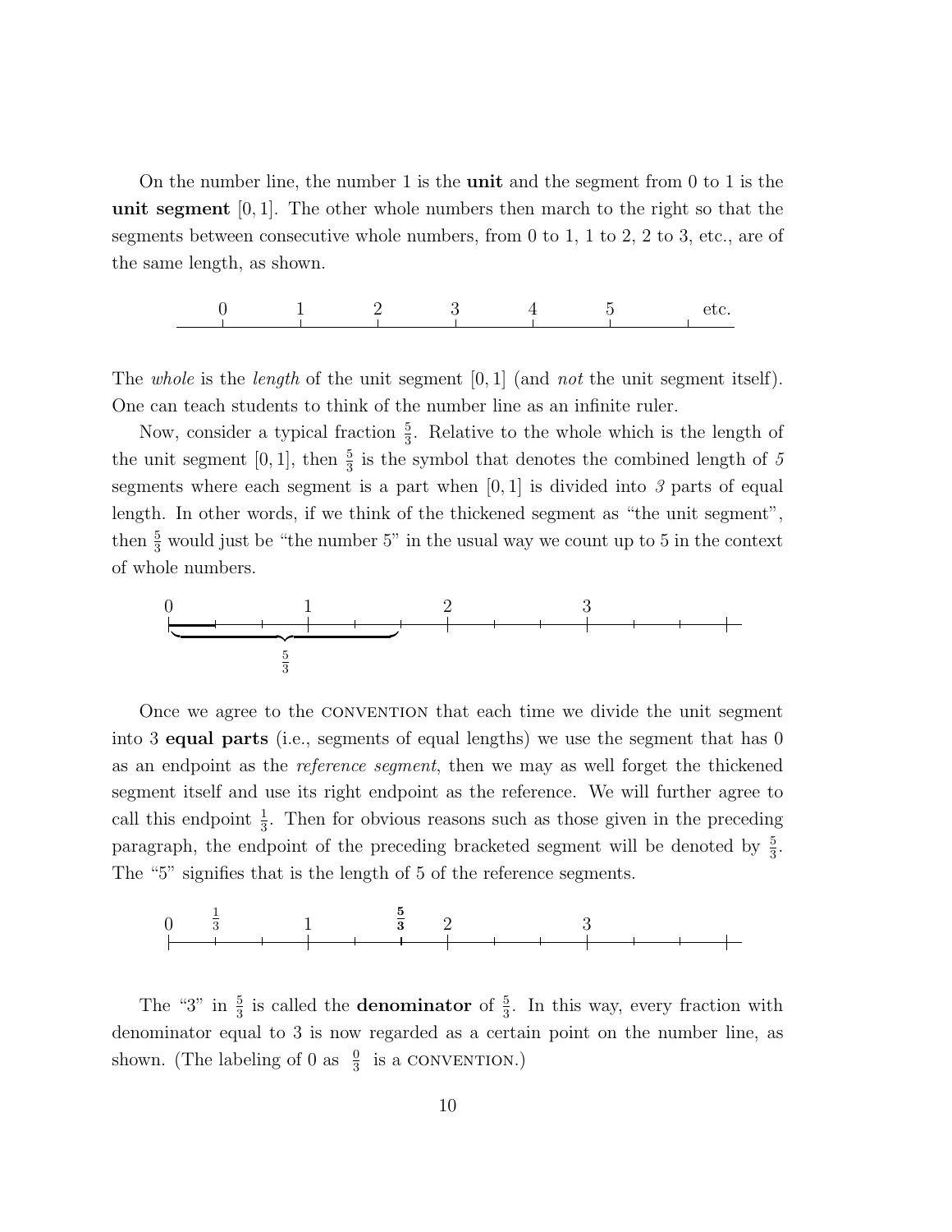On the number line, the number 1 is the **unit** and the segment from 0 to 1 is the **unit segment** $[0, 1]$. The other whole numbers then march to the right so that the segments between consecutive whole numbers, from 0 to 1, 1 to 2, 2 to 3, etc., are of the same length, as shown.

The *whole* is the *length* of the unit segment $[0, 1]$ (and *not* the unit segment itself). One can teach students to think of the number line as an infinite ruler.

Now, consider a typical fraction $\frac{5}{3}$. Relative to the whole which is the length of the unit segment $[0, 1]$, then $\frac{5}{3}$ is the symbol that denotes the combined length of *5* segments where each segment is a part when $[0, 1]$ is divided into *3* parts of equal length. In other words, if we think of the thickened segment as "the unit segment", then $\frac{5}{3}$ would just be "the number 5" in the usual way we count up to 5 in the context of whole numbers.

Once we agree to the CONVENTION that each time we divide the unit segment into 3 **equal parts** (i.e., segments of equal lengths) we use the segment that has 0 as an endpoint as the *reference segment*, then we may as well forget the thickened segment itself and use its right endpoint as the reference. We will further agree to call this endpoint $\frac{1}{3}$. Then for obvious reasons such as those given in the preceding paragraph, the endpoint of the preceding bracketed segment will be denoted by $\frac{5}{3}$. The "5" signifies that is the length of 5 of the reference segments.

The "3" in $\frac{5}{3}$ is called the **denominator** of $\frac{5}{3}$. In this way, every fraction with denominator equal to 3 is now regarded as a certain point on the number line, as shown. (The labeling of 0 as $\frac{0}{3}$ is a CONVENTION.)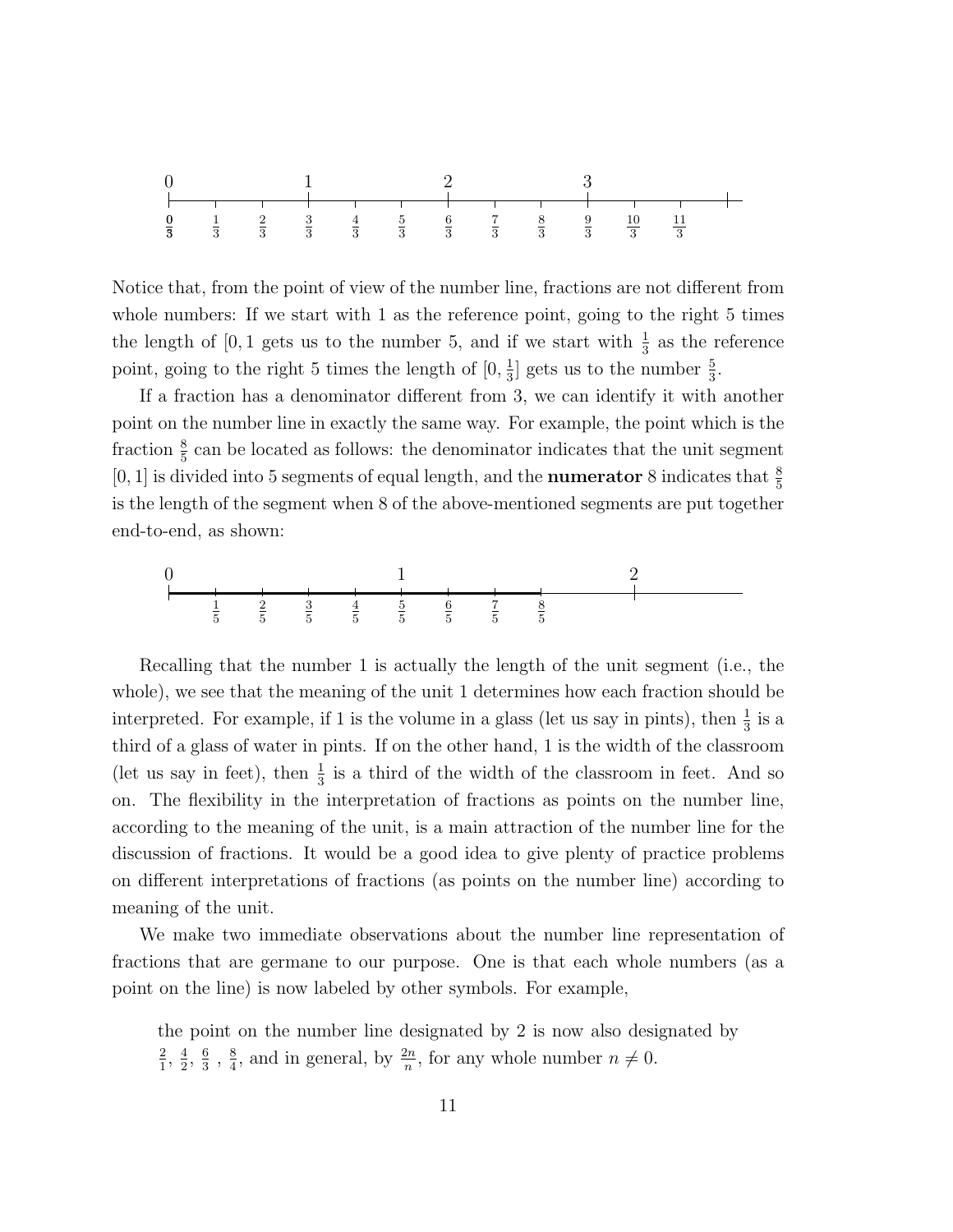Notice that, from the point of view of the number line, fractions are not different from whole numbers: If we start with 1 as the reference point, going to the right 5 times the length of $[0, 1$ gets us to the number 5, and if we start with $\frac{1}{3}$ as the reference point, going to the right 5 times the length of $[0, \frac{1}{3}]$ gets us to the number $\frac{5}{3}$.

If a fraction has a denominator different from 3, we can identify it with another point on the number line in exactly the same way. For example, the point which is the fraction $\frac{8}{5}$ can be located as follows: the denominator indicates that the unit segment $[0, 1]$ is divided into 5 segments of equal length, and the **numerator** 8 indicates that $\frac{8}{5}$ is the length of the segment when 8 of the above-mentioned segments are put together end-to-end, as shown:

Recalling that the number 1 is actually the length of the unit segment (i.e., the whole), we see that the meaning of the unit 1 determines how each fraction should be interpreted. For example, if 1 is the volume in a glass (let us say in pints), then $\frac{1}{3}$ is a third of a glass of water in pints. If on the other hand, 1 is the width of the classroom (let us say in feet), then $\frac{1}{3}$ is a third of the width of the classroom in feet. And so on. The flexibility in the interpretation of fractions as points on the number line, according to the meaning of the unit, is a main attraction of the number line for the discussion of fractions. It would be a good idea to give plenty of practice problems on different interpretations of fractions (as points on the number line) according to meaning of the unit.

We make two immediate observations about the number line representation of fractions that are germane to our purpose. One is that each whole numbers (as a point on the line) is now labeled by other symbols. For example,

> the point on the number line designated by 2 is now also designated by $\frac{2}{1}$, $\frac{4}{2}$, $\frac{6}{3}$ , $\frac{8}{4}$, and in general, by $\frac{2n}{n}$, for any whole number $n \neq 0$.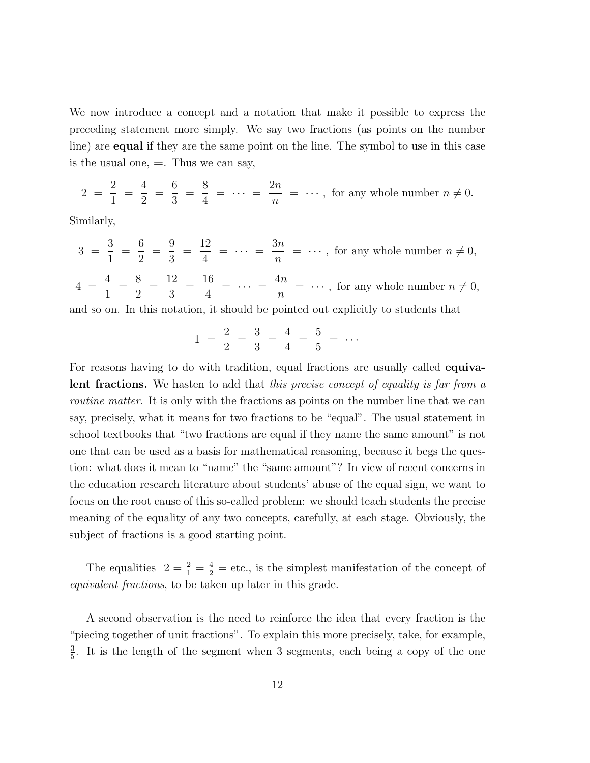We now introduce a concept and a notation that make it possible to express the preceding statement more simply. We say two fractions (as points on the number line) are **equal** if they are the same point on the line. The symbol to use in this case is the usual one, =. Thus we can say,

$$2 \;=\; \frac{2}{1} \;=\; \frac{4}{2} \;=\; \frac{6}{3} \;=\; \frac{8}{4} \;=\; \cdots \;=\; \frac{2n}{n} \;=\; \cdots, \text{ for any whole number } n \neq 0.$$

Similarly,

$$3 \;=\; \frac{3}{1} \;=\; \frac{6}{2} \;=\; \frac{9}{3} \;=\; \frac{12}{4} \;=\; \cdots \;=\; \frac{3n}{n} \;=\; \cdots, \text{ for any whole number } n \neq 0,$$

$$4 \;=\; \frac{4}{1} \;=\; \frac{8}{2} \;=\; \frac{12}{3} \;=\; \frac{16}{4} \;=\; \cdots \;=\; \frac{4n}{n} \;=\; \cdots, \text{ for any whole number } n \neq 0,$$

and so on. In this notation, it should be pointed out explicitly to students that

$$1 \;=\; \frac{2}{2} \;=\; \frac{3}{3} \;=\; \frac{4}{4} \;=\; \frac{5}{5} \;=\; \cdots$$

For reasons having to do with tradition, equal fractions are usually called **equivalent fractions.** We hasten to add that *this precise concept of equality is far from a routine matter*. It is only with the fractions as points on the number line that we can say, precisely, what it means for two fractions to be "equal". The usual statement in school textbooks that "two fractions are equal if they name the same amount" is not one that can be used as a basis for mathematical reasoning, because it begs the question: what does it mean to "name" the "same amount"? In view of recent concerns in the education research literature about students' abuse of the equal sign, we want to focus on the root cause of this so-called problem: we should teach students the precise meaning of the equality of any two concepts, carefully, at each stage. Obviously, the subject of fractions is a good starting point.

The equalities $2 = \frac{2}{1} = \frac{4}{2} =$ etc., is the simplest manifestation of the concept of *equivalent fractions*, to be taken up later in this grade.

A second observation is the need to reinforce the idea that every fraction is the "piecing together of unit fractions". To explain this more precisely, take, for example, $\frac{3}{5}$. It is the length of the segment when 3 segments, each being a copy of the one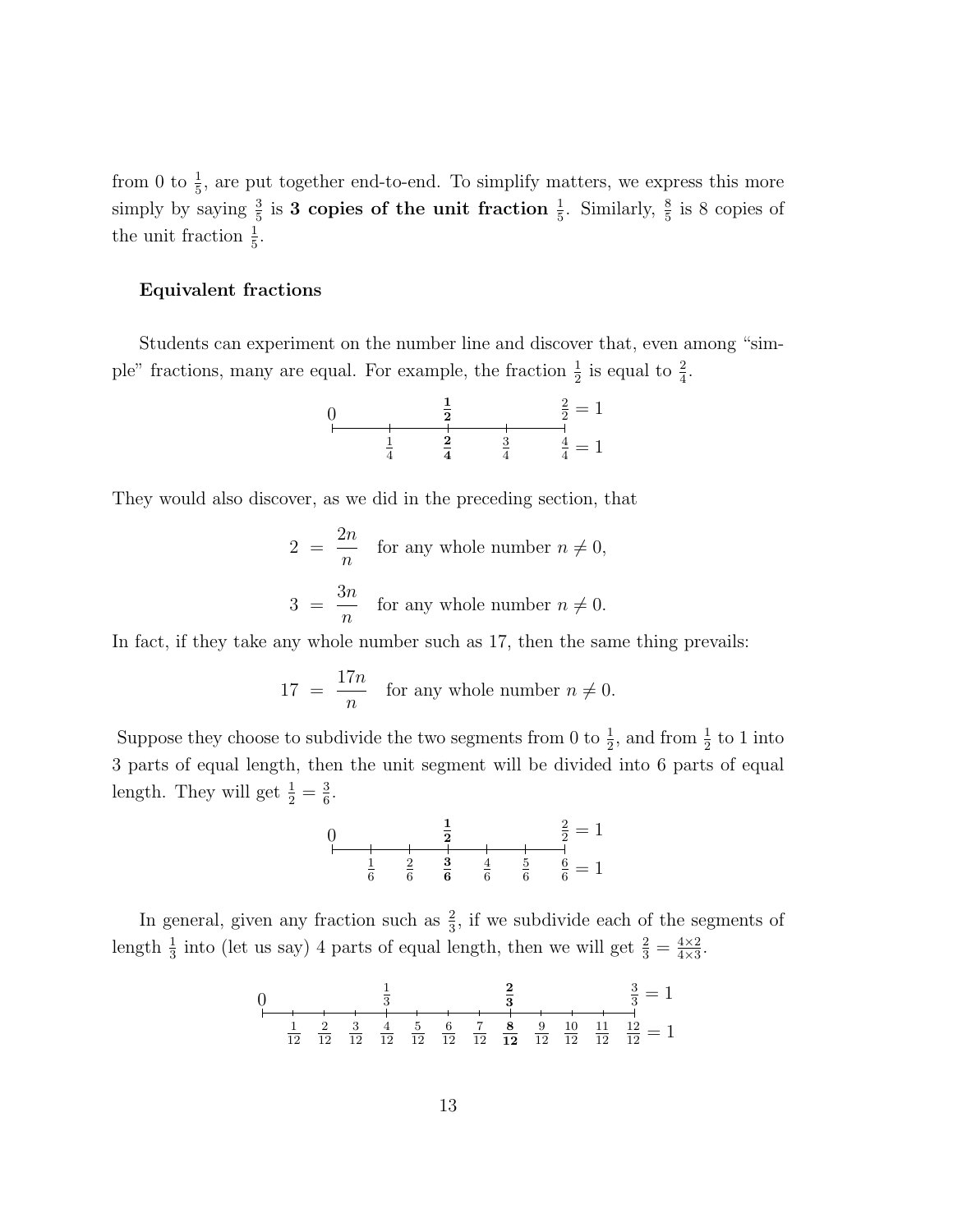from 0 to $\frac{1}{5}$, are put together end-to-end. To simplify matters, we express this more simply by saying $\frac{3}{5}$ is **3 copies of the unit fraction** $\frac{1}{5}$. Similarly, $\frac{8}{5}$ is 8 copies of the unit fraction $\frac{1}{5}$.

### Equivalent fractions

Students can experiment on the number line and discover that, even among "simple" fractions, many are equal. For example, the fraction $\frac{1}{2}$ is equal to $\frac{2}{4}$.

$$
\begin{array}{ccccc}
0 & & \mathbf{\frac{1}{2}} & & \frac{2}{2} = 1 \\
\vdash & \vdash & \vdash & \vdash & \dashv \\
 & \frac{1}{4} & \mathbf{\frac{2}{4}} & \frac{3}{4} & \frac{4}{4} = 1
\end{array}
$$

They would also discover, as we did in the preceding section, that

$$2 = \frac{2n}{n} \quad \text{for any whole number } n \neq 0,$$

$$3 = \frac{3n}{n} \quad \text{for any whole number } n \neq 0.$$

In fact, if they take any whole number such as 17, then the same thing prevails:

$$17 = \frac{17n}{n} \quad \text{for any whole number } n \neq 0.$$

Suppose they choose to subdivide the two segments from 0 to $\frac{1}{2}$, and from $\frac{1}{2}$ to 1 into 3 parts of equal length, then the unit segment will be divided into 6 parts of equal length. They will get $\frac{1}{2} = \frac{3}{6}$.

$$
\begin{array}{ccccccc}
0 & & & \mathbf{\frac{1}{2}} & & & \frac{2}{2} = 1 \\
\vdash & \vdash & \vdash & \vdash & \vdash & \vdash & \dashv \\
 & \frac{1}{6} & \frac{2}{6} & \mathbf{\frac{3}{6}} & \frac{4}{6} & \frac{5}{6} & \frac{6}{6} = 1
\end{array}
$$

In general, given any fraction such as $\frac{2}{3}$, if we subdivide each of the segments of length $\frac{1}{3}$ into (let us say) 4 parts of equal length, then we will get $\frac{2}{3} = \frac{4 \times 2}{4 \times 3}$.

$$
\begin{array}{ccccccccccccc}
0 & & & & \frac{1}{3} & & & & \mathbf{\frac{2}{3}} & & & & \frac{3}{3} = 1 \\
\vdash & \vdash & \vdash & \vdash & \vdash & \vdash & \vdash & \vdash & \vdash & \vdash & \vdash & \vdash & \dashv \\
 & \frac{1}{12} & \frac{2}{12} & \frac{3}{12} & \frac{4}{12} & \frac{5}{12} & \frac{6}{12} & \frac{7}{12} & \mathbf{\frac{8}{12}} & \frac{9}{12} & \frac{10}{12} & \frac{11}{12} & \frac{12}{12} = 1
\end{array}
$$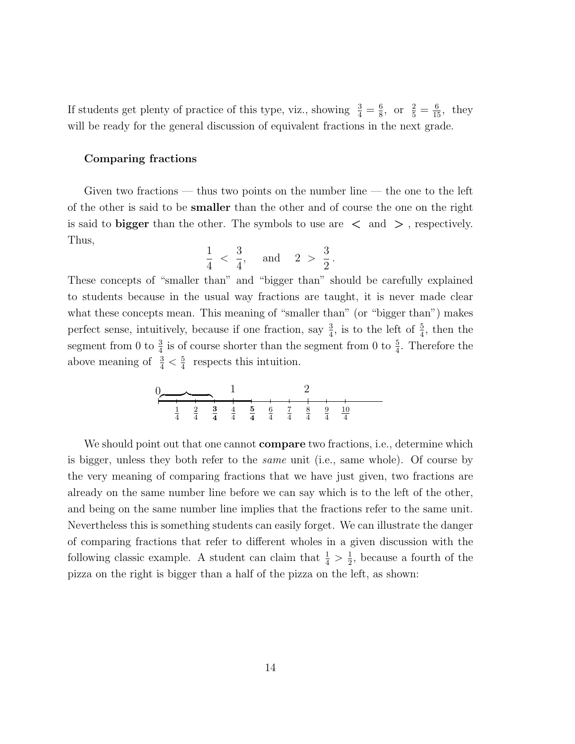If students get plenty of practice of this type, viz., showing $\frac{3}{4} = \frac{6}{8}$, or $\frac{2}{5} = \frac{6}{15}$, they will be ready for the general discussion of equivalent fractions in the next grade.

### Comparing fractions

Given two fractions — thus two points on the number line — the one to the left of the other is said to be **smaller** than the other and of course the one on the right is said to **bigger** than the other. The symbols to use are $<$ and $>$, respectively. Thus,

$$\frac{1}{4} < \frac{3}{4}, \quad \text{and} \quad 2 > \frac{3}{2}.$$

These concepts of "smaller than" and "bigger than" should be carefully explained to students because in the usual way fractions are taught, it is never made clear what these concepts mean. This meaning of "smaller than" (or "bigger than") makes perfect sense, intuitively, because if one fraction, say $\frac{3}{4}$, is to the left of $\frac{5}{4}$, then the segment from 0 to $\frac{3}{4}$ is of course shorter than the segment from 0 to $\frac{5}{4}$. Therefore the above meaning of $\frac{3}{4} < \frac{5}{4}$ respects this intuition.

We should point out that one cannot **compare** two fractions, i.e., determine which is bigger, unless they both refer to the *same* unit (i.e., same whole). Of course by the very meaning of comparing fractions that we have just given, two fractions are already on the same number line before we can say which is to the left of the other, and being on the same number line implies that the fractions refer to the same unit. Nevertheless this is something students can easily forget. We can illustrate the danger of comparing fractions that refer to different wholes in a given discussion with the following classic example. A student can claim that $\frac{1}{4} > \frac{1}{2}$, because a fourth of the pizza on the right is bigger than a half of the pizza on the left, as shown: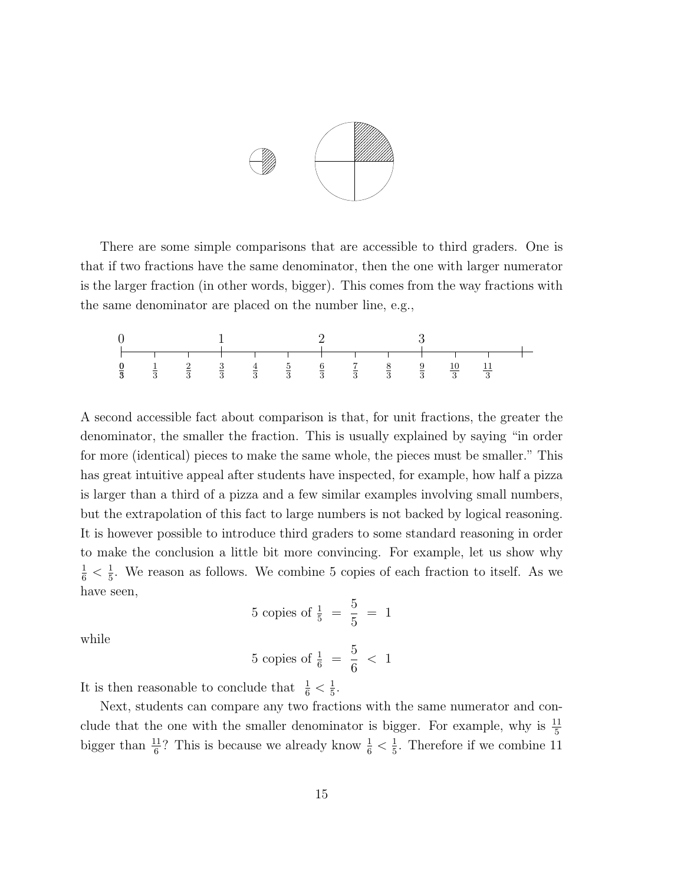There are some simple comparisons that are accessible to third graders. One is that if two fractions have the same denominator, then the one with larger numerator is the larger fraction (in other words, bigger). This comes from the way fractions with the same denominator are placed on the number line, e.g.,

A second accessible fact about comparison is that, for unit fractions, the greater the denominator, the smaller the fraction. This is usually explained by saying "in order for more (identical) pieces to make the same whole, the pieces must be smaller." This has great intuitive appeal after students have inspected, for example, how half a pizza is larger than a third of a pizza and a few similar examples involving small numbers, but the extrapolation of this fact to large numbers is not backed by logical reasoning. It is however possible to introduce third graders to some standard reasoning in order to make the conclusion a little bit more convincing. For example, let us show why $\frac{1}{6} < \frac{1}{5}$. We reason as follows. We combine 5 copies of each fraction to itself. As we have seen,

$$5 \text{ copies of } \tfrac{1}{5} \;=\; \frac{5}{5} \;=\; 1$$

while

$$5 \text{ copies of } \tfrac{1}{6} \;=\; \frac{5}{6} \;<\; 1$$

It is then reasonable to conclude that $\frac{1}{6} < \frac{1}{5}$.

Next, students can compare any two fractions with the same numerator and conclude that the one with the smaller denominator is bigger. For example, why is $\frac{11}{5}$ bigger than $\frac{11}{6}$? This is because we already know $\frac{1}{6} < \frac{1}{5}$. Therefore if we combine 11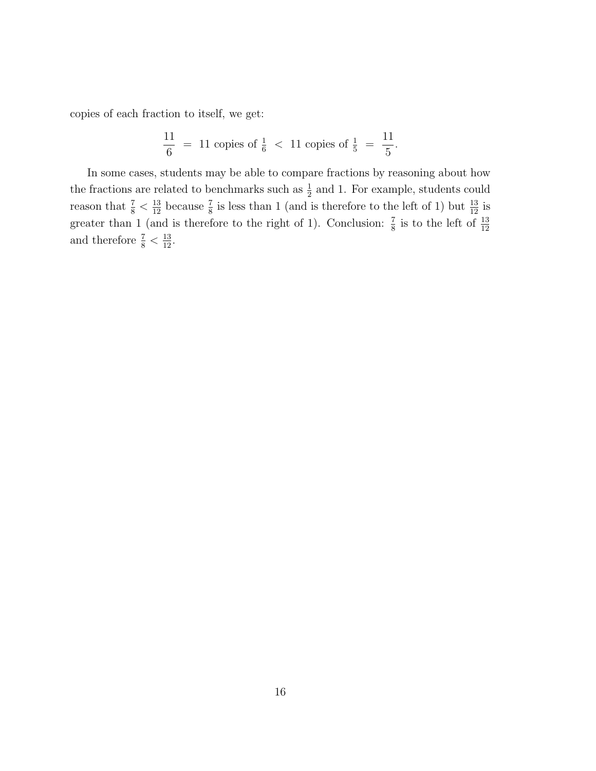copies of each fraction to itself, we get:

$$\frac{11}{6} \;=\; 11 \text{ copies of } \tfrac{1}{6} \;<\; 11 \text{ copies of } \tfrac{1}{5} \;=\; \frac{11}{5}.$$

In some cases, students may be able to compare fractions by reasoning about how the fractions are related to benchmarks such as $\frac{1}{2}$ and 1. For example, students could reason that $\frac{7}{8} < \frac{13}{12}$ because $\frac{7}{8}$ is less than 1 (and is therefore to the left of 1) but $\frac{13}{12}$ is greater than 1 (and is therefore to the right of 1). Conclusion: $\frac{7}{8}$ is to the left of $\frac{13}{12}$ and therefore $\frac{7}{8} < \frac{13}{12}$.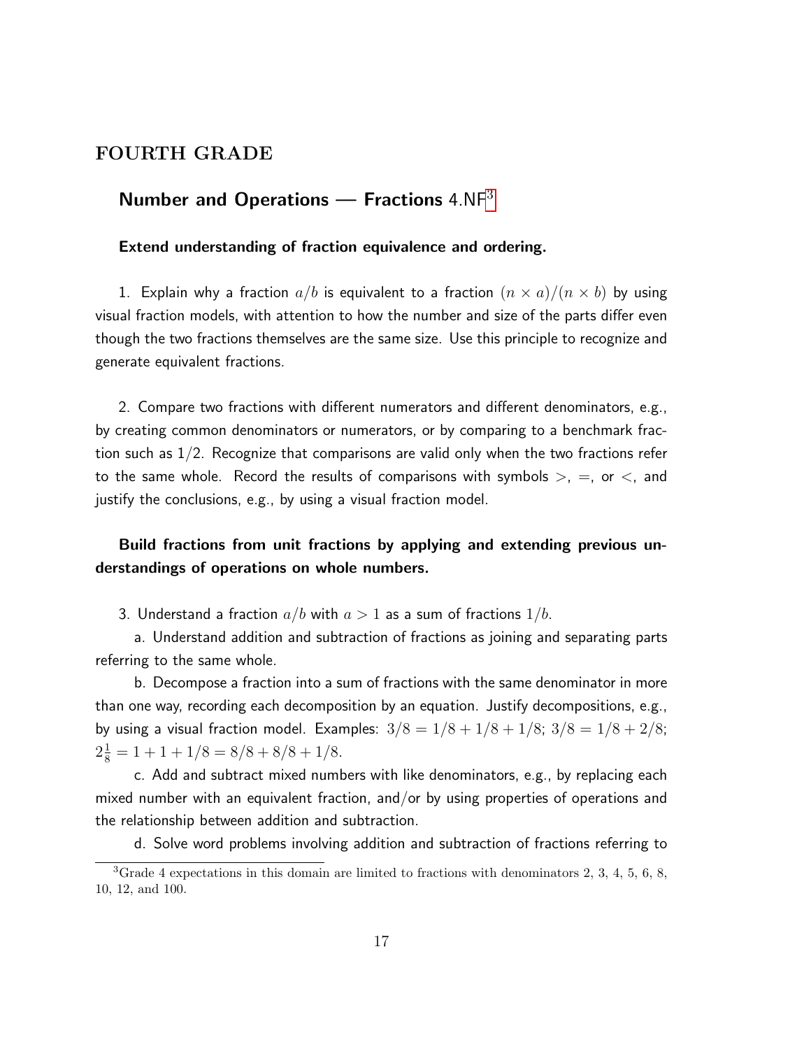# FOURTH GRADE

## Number and Operations — Fractions 4.NF[3]

### Extend understanding of fraction equivalence and ordering.

1. Explain why a fraction $a/b$ is equivalent to a fraction $(n \times a)/(n \times b)$ by using visual fraction models, with attention to how the number and size of the parts differ even though the two fractions themselves are the same size. Use this principle to recognize and generate equivalent fractions.

2. Compare two fractions with different numerators and different denominators, e.g., by creating common denominators or numerators, or by comparing to a benchmark fraction such as $1/2$. Recognize that comparisons are valid only when the two fractions refer to the same whole. Record the results of comparisons with symbols $>$, $=$, or $<$, and justify the conclusions, e.g., by using a visual fraction model.

### Build fractions from unit fractions by applying and extending previous understandings of operations on whole numbers.

3. Understand a fraction $a/b$ with $a > 1$ as a sum of fractions $1/b$.

   a. Understand addition and subtraction of fractions as joining and separating parts referring to the same whole.

   b. Decompose a fraction into a sum of fractions with the same denominator in more than one way, recording each decomposition by an equation. Justify decompositions, e.g., by using a visual fraction model. Examples: $3/8 = 1/8 + 1/8 + 1/8$; $3/8 = 1/8 + 2/8$; $2\frac{1}{8} = 1 + 1 + 1/8 = 8/8 + 8/8 + 1/8$.

   c. Add and subtract mixed numbers with like denominators, e.g., by replacing each mixed number with an equivalent fraction, and/or by using properties of operations and the relationship between addition and subtraction.

   d. Solve word problems involving addition and subtraction of fractions referring to

[3] Grade 4 expectations in this domain are limited to fractions with denominators 2, 3, 4, 5, 6, 8, 10, 12, and 100.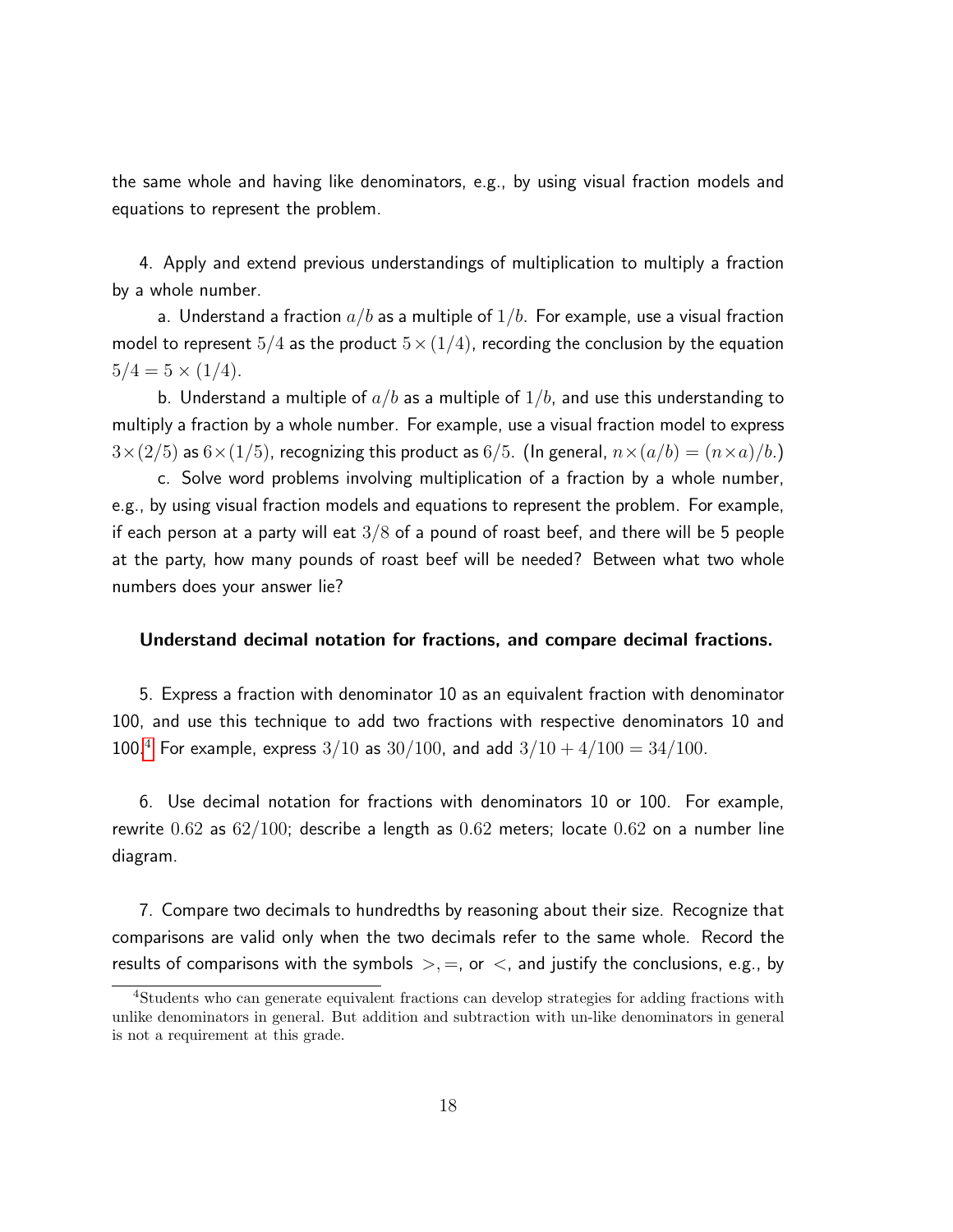the same whole and having like denominators, e.g., by using visual fraction models and equations to represent the problem.

4. Apply and extend previous understandings of multiplication to multiply a fraction by a whole number.

a. Understand a fraction $a/b$ as a multiple of $1/b$. For example, use a visual fraction model to represent $5/4$ as the product $5 \times (1/4)$, recording the conclusion by the equation $5/4 = 5 \times (1/4)$.

b. Understand a multiple of $a/b$ as a multiple of $1/b$, and use this understanding to multiply a fraction by a whole number. For example, use a visual fraction model to express $3 \times (2/5)$ as $6 \times (1/5)$, recognizing this product as $6/5$. (In general, $n \times (a/b) = (n \times a)/b$.)

c. Solve word problems involving multiplication of a fraction by a whole number, e.g., by using visual fraction models and equations to represent the problem. For example, if each person at a party will eat $3/8$ of a pound of roast beef, and there will be 5 people at the party, how many pounds of roast beef will be needed? Between what two whole numbers does your answer lie?

**Understand decimal notation for fractions, and compare decimal fractions.**

5. Express a fraction with denominator 10 as an equivalent fraction with denominator 100, and use this technique to add two fractions with respective denominators 10 and 100.[4] For example, express $3/10$ as $30/100$, and add $3/10 + 4/100 = 34/100$.

6. Use decimal notation for fractions with denominators 10 or 100. For example, rewrite $0.62$ as $62/100$; describe a length as $0.62$ meters; locate $0.62$ on a number line diagram.

7. Compare two decimals to hundredths by reasoning about their size. Recognize that comparisons are valid only when the two decimals refer to the same whole. Record the results of comparisons with the symbols $>, =$, or $<$, and justify the conclusions, e.g., by

[4] Students who can generate equivalent fractions can develop strategies for adding fractions with unlike denominators in general. But addition and subtraction with un-like denominators in general is not a requirement at this grade.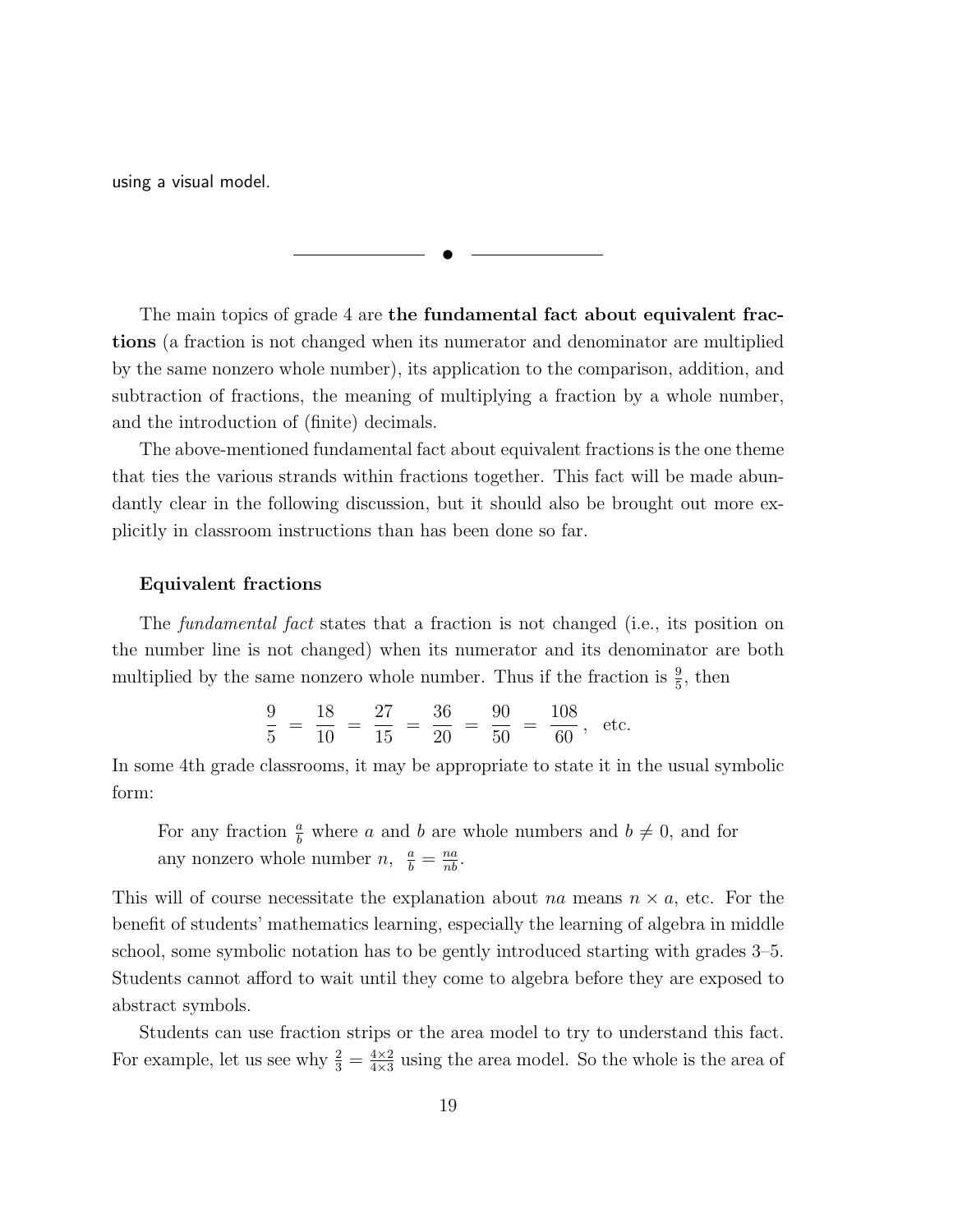using a visual model.

---

The main topics of grade 4 are **the fundamental fact about equivalent fractions** (a fraction is not changed when its numerator and denominator are multiplied by the same nonzero whole number), its application to the comparison, addition, and subtraction of fractions, the meaning of multiplying a fraction by a whole number, and the introduction of (finite) decimals.

The above-mentioned fundamental fact about equivalent fractions is the one theme that ties the various strands within fractions together. This fact will be made abundantly clear in the following discussion, but it should also be brought out more explicitly in classroom instructions than has been done so far.

### Equivalent fractions

The *fundamental fact* states that a fraction is not changed (i.e., its position on the number line is not changed) when its numerator and its denominator are both multiplied by the same nonzero whole number. Thus if the fraction is $\frac{9}{5}$, then

$$\frac{9}{5} = \frac{18}{10} = \frac{27}{15} = \frac{36}{20} = \frac{90}{50} = \frac{108}{60}, \text{ etc.}$$

In some 4th grade classrooms, it may be appropriate to state it in the usual symbolic form:

> For any fraction $\frac{a}{b}$ where $a$ and $b$ are whole numbers and $b \neq 0$, and for any nonzero whole number $n$, $\frac{a}{b} = \frac{na}{nb}$.

This will of course necessitate the explanation about $na$ means $n \times a$, etc. For the benefit of students' mathematics learning, especially the learning of algebra in middle school, some symbolic notation has to be gently introduced starting with grades 3–5. Students cannot afford to wait until they come to algebra before they are exposed to abstract symbols.

Students can use fraction strips or the area model to try to understand this fact. For example, let us see why $\frac{2}{3} = \frac{4 \times 2}{4 \times 3}$ using the area model. So the whole is the area of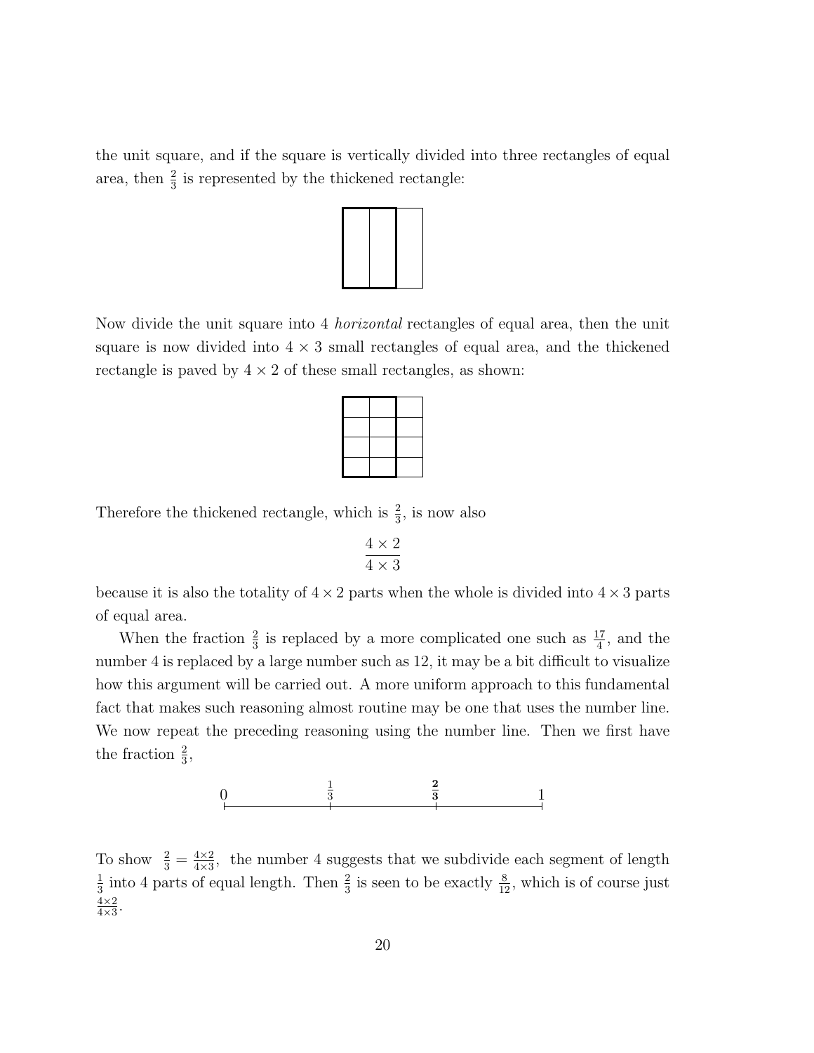the unit square, and if the square is vertically divided into three rectangles of equal area, then $\frac{2}{3}$ is represented by the thickened rectangle:

Now divide the unit square into 4 *horizontal* rectangles of equal area, then the unit square is now divided into $4 \times 3$ small rectangles of equal area, and the thickened rectangle is paved by $4 \times 2$ of these small rectangles, as shown:

Therefore the thickened rectangle, which is $\frac{2}{3}$, is now also

$$\frac{4 \times 2}{4 \times 3}$$

because it is also the totality of $4 \times 2$ parts when the whole is divided into $4 \times 3$ parts of equal area.

When the fraction $\frac{2}{3}$ is replaced by a more complicated one such as $\frac{17}{4}$, and the number 4 is replaced by a large number such as 12, it may be a bit difficult to visualize how this argument will be carried out. A more uniform approach to this fundamental fact that makes such reasoning almost routine may be one that uses the number line. We now repeat the preceding reasoning using the number line. Then we first have the fraction $\frac{2}{3}$,

$0 \qquad \frac{1}{3} \qquad \mathbf{\frac{2}{3}} \qquad 1$

To show $\frac{2}{3} = \frac{4 \times 2}{4 \times 3}$, the number 4 suggests that we subdivide each segment of length $\frac{1}{3}$ into 4 parts of equal length. Then $\frac{2}{3}$ is seen to be exactly $\frac{8}{12}$, which is of course just $\frac{4 \times 2}{4 \times 3}$.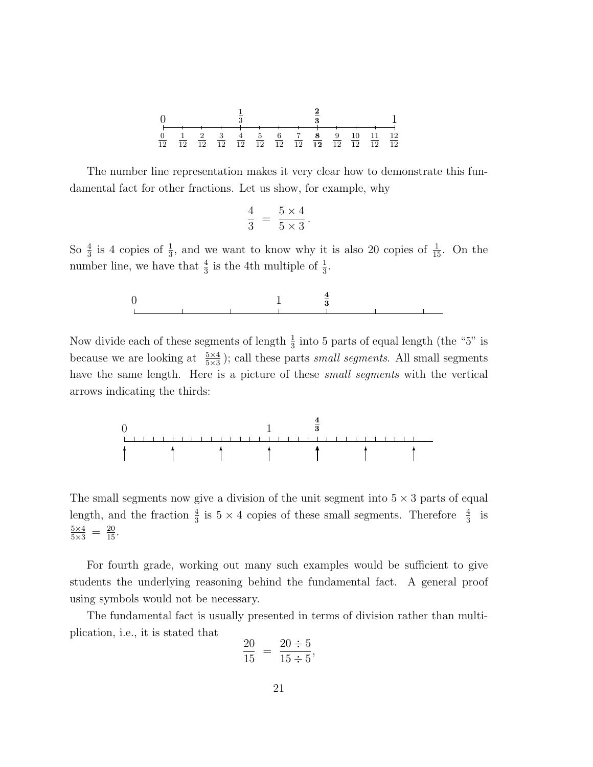The number line representation makes it very clear how to demonstrate this fundamental fact for other fractions. Let us show, for example, why

$$\frac{4}{3} = \frac{5 \times 4}{5 \times 3}.$$

So $\frac{4}{3}$ is 4 copies of $\frac{1}{3}$, and we want to know why it is also 20 copies of $\frac{1}{15}$. On the number line, we have that $\frac{4}{3}$ is the 4th multiple of $\frac{1}{3}$.

Now divide each of these segments of length $\frac{1}{3}$ into 5 parts of equal length (the "5" is because we are looking at $\frac{5\times 4}{5\times 3}$); call these parts *small segments*. All small segments have the same length. Here is a picture of these *small segments* with the vertical arrows indicating the thirds:

The small segments now give a division of the unit segment into $5 \times 3$ parts of equal length, and the fraction $\frac{4}{3}$ is $5 \times 4$ copies of these small segments. Therefore $\frac{4}{3}$ is $\frac{5\times 4}{5\times 3} = \frac{20}{15}$.

For fourth grade, working out many such examples would be sufficient to give students the underlying reasoning behind the fundamental fact. A general proof using symbols would not be necessary.

The fundamental fact is usually presented in terms of division rather than multiplication, i.e., it is stated that

$$\frac{20}{15} = \frac{20 \div 5}{15 \div 5},$$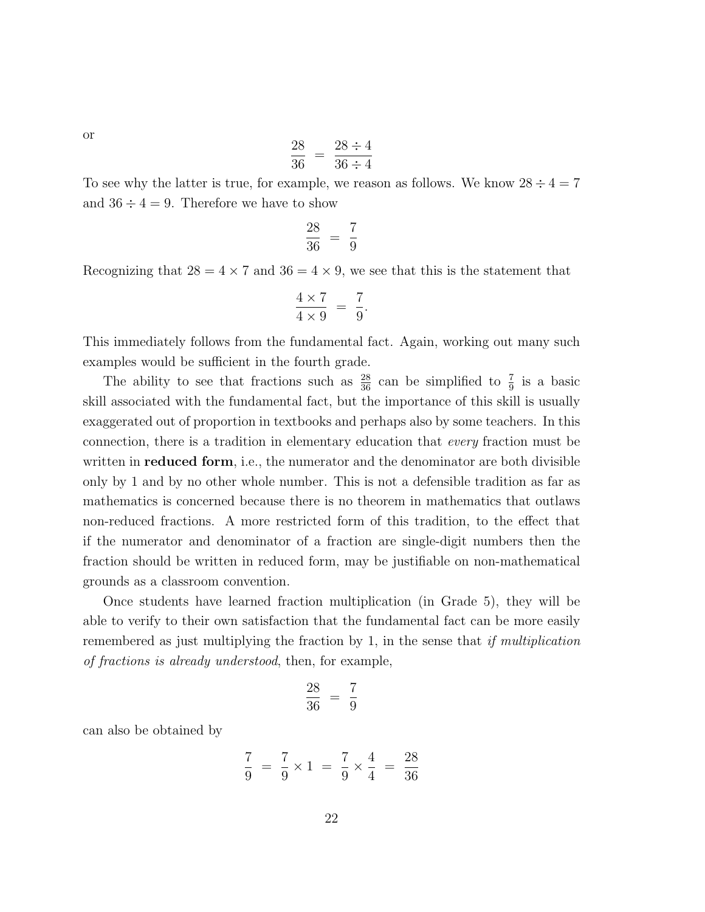or

$$\frac{28}{36} = \frac{28 \div 4}{36 \div 4}$$

To see why the latter is true, for example, we reason as follows. We know $28 \div 4 = 7$ and $36 \div 4 = 9$. Therefore we have to show

$$\frac{28}{36} = \frac{7}{9}$$

Recognizing that $28 = 4 \times 7$ and $36 = 4 \times 9$, we see that this is the statement that

$$\frac{4 \times 7}{4 \times 9} = \frac{7}{9}.$$

This immediately follows from the fundamental fact. Again, working out many such examples would be sufficient in the fourth grade.

The ability to see that fractions such as $\frac{28}{36}$ can be simplified to $\frac{7}{9}$ is a basic skill associated with the fundamental fact, but the importance of this skill is usually exaggerated out of proportion in textbooks and perhaps also by some teachers. In this connection, there is a tradition in elementary education that *every* fraction must be written in **reduced form**, i.e., the numerator and the denominator are both divisible only by 1 and by no other whole number. This is not a defensible tradition as far as mathematics is concerned because there is no theorem in mathematics that outlaws non-reduced fractions. A more restricted form of this tradition, to the effect that if the numerator and denominator of a fraction are single-digit numbers then the fraction should be written in reduced form, may be justifiable on non-mathematical grounds as a classroom convention.

Once students have learned fraction multiplication (in Grade 5), they will be able to verify to their own satisfaction that the fundamental fact can be more easily remembered as just multiplying the fraction by 1, in the sense that *if multiplication of fractions is already understood*, then, for example,

$$\frac{28}{36} = \frac{7}{9}$$

can also be obtained by

$$\frac{7}{9} = \frac{7}{9} \times 1 = \frac{7}{9} \times \frac{4}{4} = \frac{28}{36}$$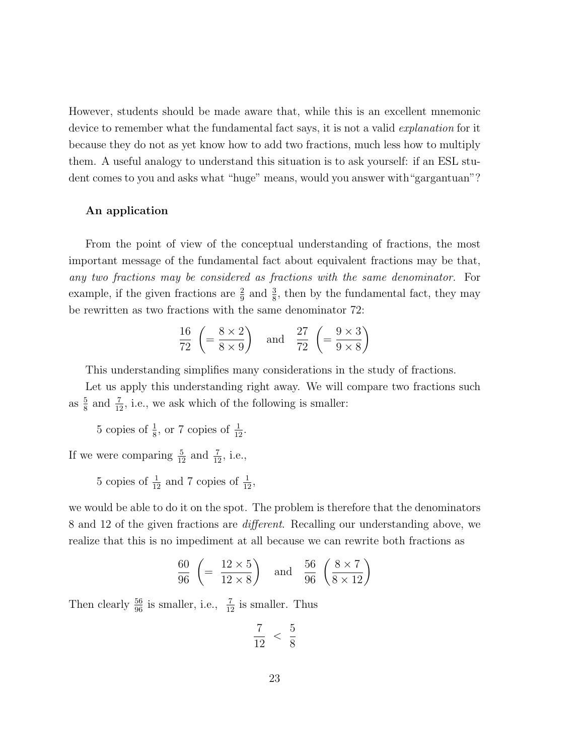However, students should be made aware that, while this is an excellent mnemonic device to remember what the fundamental fact says, it is not a valid *explanation* for it because they do not as yet know how to add two fractions, much less how to multiply them. A useful analogy to understand this situation is to ask yourself: if an ESL student comes to you and asks what "huge" means, would you answer with"gargantuan"?

### An application

From the point of view of the conceptual understanding of fractions, the most important message of the fundamental fact about equivalent fractions may be that, *any two fractions may be considered as fractions with the same denominator.* For example, if the given fractions are $\frac{2}{9}$ and $\frac{3}{8}$, then by the fundamental fact, they may be rewritten as two fractions with the same denominator 72:

$$\frac{16}{72}\ \left(=\frac{8\times 2}{8\times 9}\right) \quad \text{and} \quad \frac{27}{72}\ \left(=\frac{9\times 3}{9\times 8}\right)$$

This understanding simplifies many considerations in the study of fractions.

Let us apply this understanding right away. We will compare two fractions such as $\frac{5}{8}$ and $\frac{7}{12}$, i.e., we ask which of the following is smaller:

5 copies of $\frac{1}{8}$, or 7 copies of $\frac{1}{12}$.

If we were comparing $\frac{5}{12}$ and $\frac{7}{12}$, i.e.,

5 copies of $\frac{1}{12}$ and 7 copies of $\frac{1}{12}$,

we would be able to do it on the spot. The problem is therefore that the denominators 8 and 12 of the given fractions are *different*. Recalling our understanding above, we realize that this is no impediment at all because we can rewrite both fractions as

$$\frac{60}{96}\ \left(=\ \frac{12\times 5}{12\times 8}\right) \quad \text{and} \quad \frac{56}{96}\ \left(\frac{8\times 7}{8\times 12}\right)$$

Then clearly $\frac{56}{96}$ is smaller, i.e., $\frac{7}{12}$ is smaller. Thus

$$\frac{7}{12}\ <\ \frac{5}{8}$$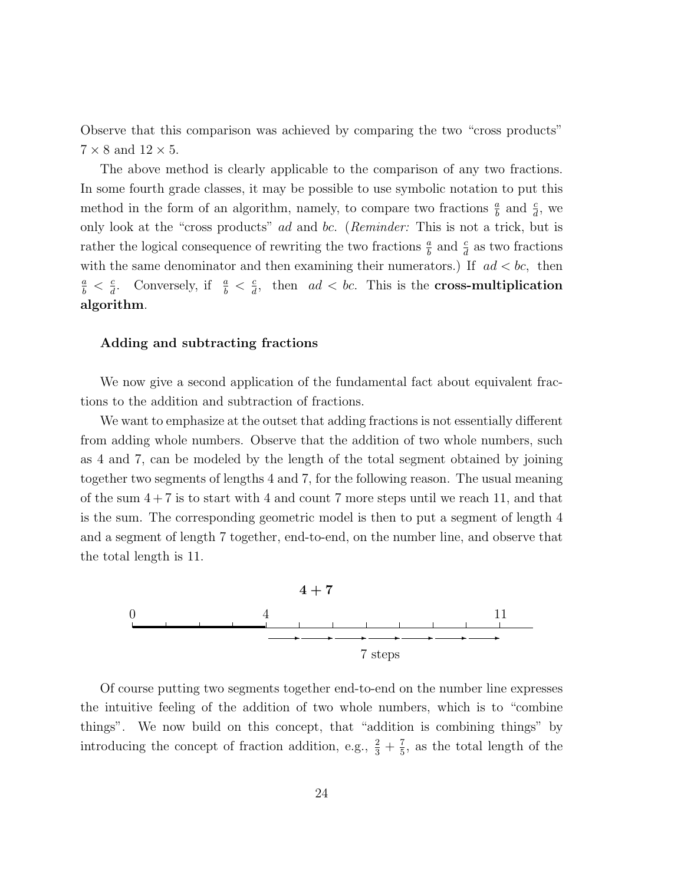Observe that this comparison was achieved by comparing the two "cross products" $7 \times 8$ and $12 \times 5$.

The above method is clearly applicable to the comparison of any two fractions. In some fourth grade classes, it may be possible to use symbolic notation to put this method in the form of an algorithm, namely, to compare two fractions $\frac{a}{b}$ and $\frac{c}{d}$, we only look at the "cross products" $ad$ and $bc$. (*Reminder:* This is not a trick, but is rather the logical consequence of rewriting the two fractions $\frac{a}{b}$ and $\frac{c}{d}$ as two fractions with the same denominator and then examining their numerators.) If $ad < bc$, then $\frac{a}{b} < \frac{c}{d}$. Conversely, if $\frac{a}{b} < \frac{c}{d}$, then $ad < bc$. This is the **cross-multiplication algorithm**.

### Adding and subtracting fractions

We now give a second application of the fundamental fact about equivalent fractions to the addition and subtraction of fractions.

We want to emphasize at the outset that adding fractions is not essentially different from adding whole numbers. Observe that the addition of two whole numbers, such as 4 and 7, can be modeled by the length of the total segment obtained by joining together two segments of lengths 4 and 7, for the following reason. The usual meaning of the sum $4+7$ is to start with 4 and count 7 more steps until we reach 11, and that is the sum. The corresponding geometric model is then to put a segment of length 4 and a segment of length 7 together, end-to-end, on the number line, and observe that the total length is 11.

**4 + 7**

0 — 4 — 11

7 steps

Of course putting two segments together end-to-end on the number line expresses the intuitive feeling of the addition of two whole numbers, which is to "combine things". We now build on this concept, that "addition is combining things" by introducing the concept of fraction addition, e.g., $\frac{2}{3} + \frac{7}{5}$, as the total length of the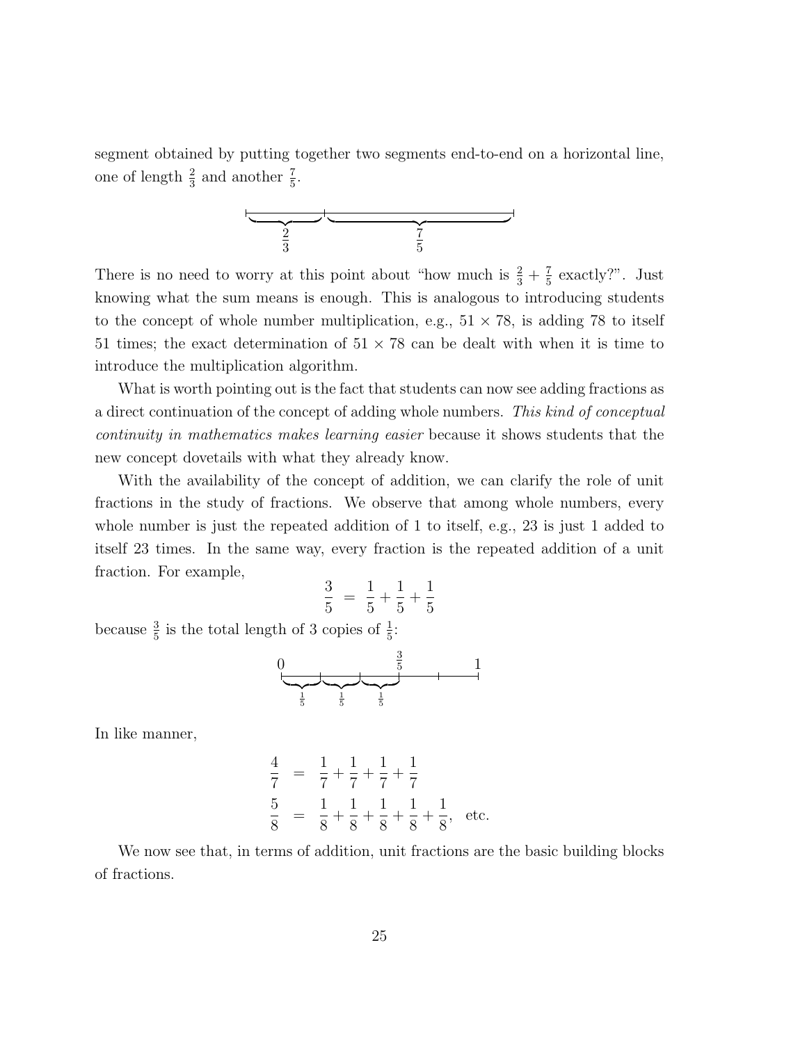segment obtained by putting together two segments end-to-end on a horizontal line, one of length $\frac{2}{3}$ and another $\frac{7}{5}$.

There is no need to worry at this point about "how much is $\frac{2}{3} + \frac{7}{5}$ exactly?". Just knowing what the sum means is enough. This is analogous to introducing students to the concept of whole number multiplication, e.g., $51 \times 78$, is adding 78 to itself 51 times; the exact determination of $51 \times 78$ can be dealt with when it is time to introduce the multiplication algorithm.

What is worth pointing out is the fact that students can now see adding fractions as a direct continuation of the concept of adding whole numbers. *This kind of conceptual continuity in mathematics makes learning easier* because it shows students that the new concept dovetails with what they already know.

With the availability of the concept of addition, we can clarify the role of unit fractions in the study of fractions. We observe that among whole numbers, every whole number is just the repeated addition of 1 to itself, e.g., 23 is just 1 added to itself 23 times. In the same way, every fraction is the repeated addition of a unit fraction. For example,

$$\frac{3}{5} = \frac{1}{5} + \frac{1}{5} + \frac{1}{5}$$

because $\frac{3}{5}$ is the total length of 3 copies of $\frac{1}{5}$:

In like manner,

$$\frac{4}{7} = \frac{1}{7} + \frac{1}{7} + \frac{1}{7} + \frac{1}{7}$$

$$\frac{5}{8} = \frac{1}{8} + \frac{1}{8} + \frac{1}{8} + \frac{1}{8} + \frac{1}{8}, \text{ etc.}$$

We now see that, in terms of addition, unit fractions are the basic building blocks of fractions.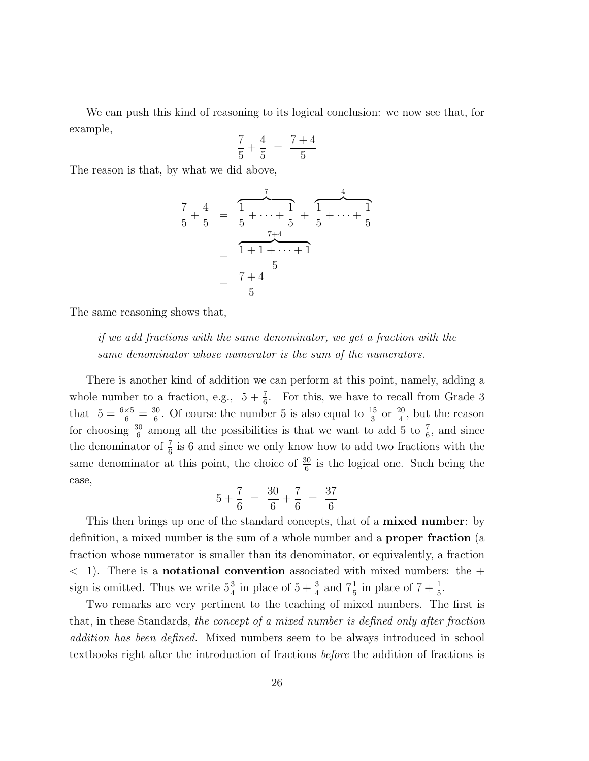We can push this kind of reasoning to its logical conclusion: we now see that, for example,

$$\frac{7}{5} + \frac{4}{5} \;=\; \frac{7+4}{5}$$

The reason is that, by what we did above,

$$\begin{aligned}
\frac{7}{5} + \frac{4}{5} \;&=\; \overbrace{\frac{1}{5} + \cdots + \frac{1}{5}}^{7} \;+\; \overbrace{\frac{1}{5} + \cdots + \frac{1}{5}}^{4} \\
&=\; \frac{\overbrace{1 + 1 + \cdots + 1}^{7+4}}{5} \\
&=\; \frac{7+4}{5}
\end{aligned}$$

The same reasoning shows that,

> *if we add fractions with the same denominator, we get a fraction with the same denominator whose numerator is the sum of the numerators.*

There is another kind of addition we can perform at this point, namely, adding a whole number to a fraction, e.g., $5 + \frac{7}{6}$. For this, we have to recall from Grade 3 that $5 = \frac{6 \times 5}{6} = \frac{30}{6}$. Of course the number 5 is also equal to $\frac{15}{3}$ or $\frac{20}{4}$, but the reason for choosing $\frac{30}{6}$ among all the possibilities is that we want to add 5 to $\frac{7}{6}$, and since the denominator of $\frac{7}{6}$ is 6 and since we only know how to add two fractions with the same denominator at this point, the choice of $\frac{30}{6}$ is the logical one. Such being the case,

$$5 + \frac{7}{6} \;=\; \frac{30}{6} + \frac{7}{6} \;=\; \frac{37}{6}$$

This then brings up one of the standard concepts, that of a **mixed number**: by definition, a mixed number is the sum of a whole number and a **proper fraction** (a fraction whose numerator is smaller than its denominator, or equivalently, a fraction $< 1$). There is a **notational convention** associated with mixed numbers: the + sign is omitted. Thus we write $5\frac{3}{4}$ in place of $5 + \frac{3}{4}$ and $7\frac{1}{5}$ in place of $7 + \frac{1}{5}$.

Two remarks are very pertinent to the teaching of mixed numbers. The first is that, in these Standards, *the concept of a mixed number is defined only after fraction addition has been defined.* Mixed numbers seem to be always introduced in school textbooks right after the introduction of fractions *before* the addition of fractions is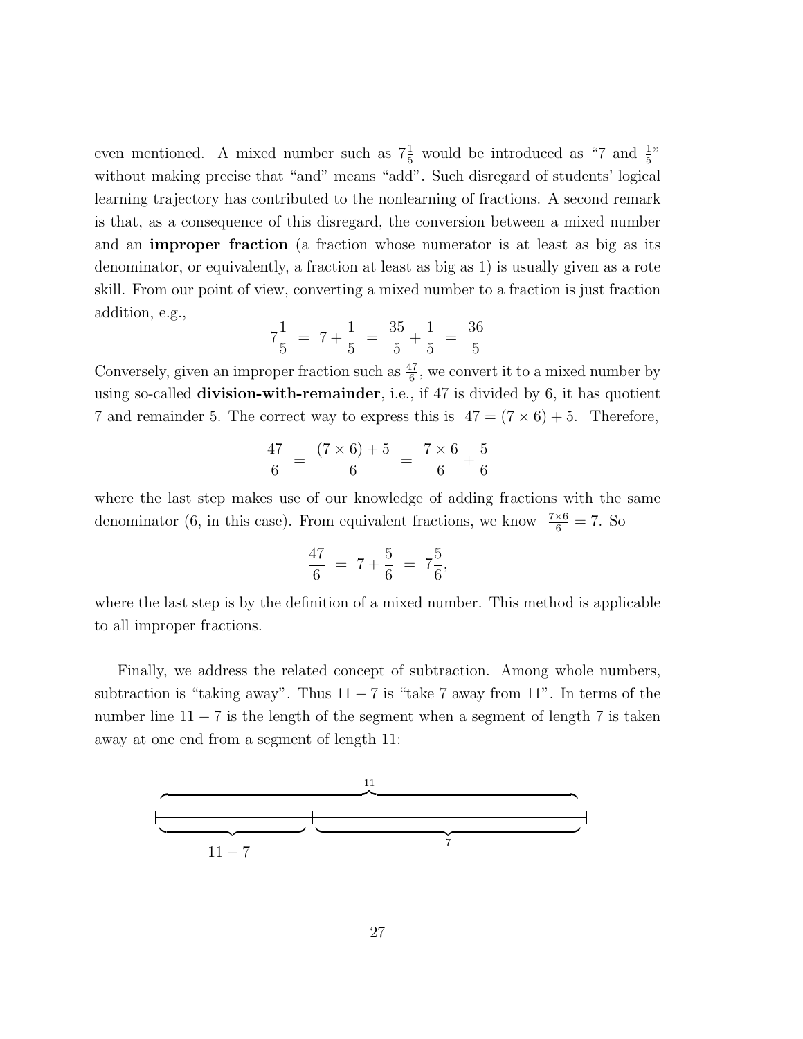even mentioned. A mixed number such as $7\frac{1}{5}$ would be introduced as "7 and $\frac{1}{5}$" without making precise that "and" means "add". Such disregard of students' logical learning trajectory has contributed to the nonlearning of fractions. A second remark is that, as a consequence of this disregard, the conversion between a mixed number and an **improper fraction** (a fraction whose numerator is at least as big as its denominator, or equivalently, a fraction at least as big as 1) is usually given as a rote skill. From our point of view, converting a mixed number to a fraction is just fraction addition, e.g.,

$$7\frac{1}{5} \;=\; 7 + \frac{1}{5} \;=\; \frac{35}{5} + \frac{1}{5} \;=\; \frac{36}{5}$$

Conversely, given an improper fraction such as $\frac{47}{6}$, we convert it to a mixed number by using so-called **division-with-remainder**, i.e., if 47 is divided by 6, it has quotient 7 and remainder 5. The correct way to express this is $47 = (7 \times 6) + 5$. Therefore,

$$\frac{47}{6} \;=\; \frac{(7 \times 6) + 5}{6} \;=\; \frac{7 \times 6}{6} + \frac{5}{6}$$

where the last step makes use of our knowledge of adding fractions with the same denominator (6, in this case). From equivalent fractions, we know $\frac{7 \times 6}{6} = 7$. So

$$\frac{47}{6} \;=\; 7 + \frac{5}{6} \;=\; 7\frac{5}{6},$$

where the last step is by the definition of a mixed number. This method is applicable to all improper fractions.

Finally, we address the related concept of subtraction. Among whole numbers, subtraction is "taking away". Thus $11 - 7$ is "take 7 away from 11". In terms of the number line $11 - 7$ is the length of the segment when a segment of length 7 is taken away at one end from a segment of length 11:

11

$11 - 7$ 7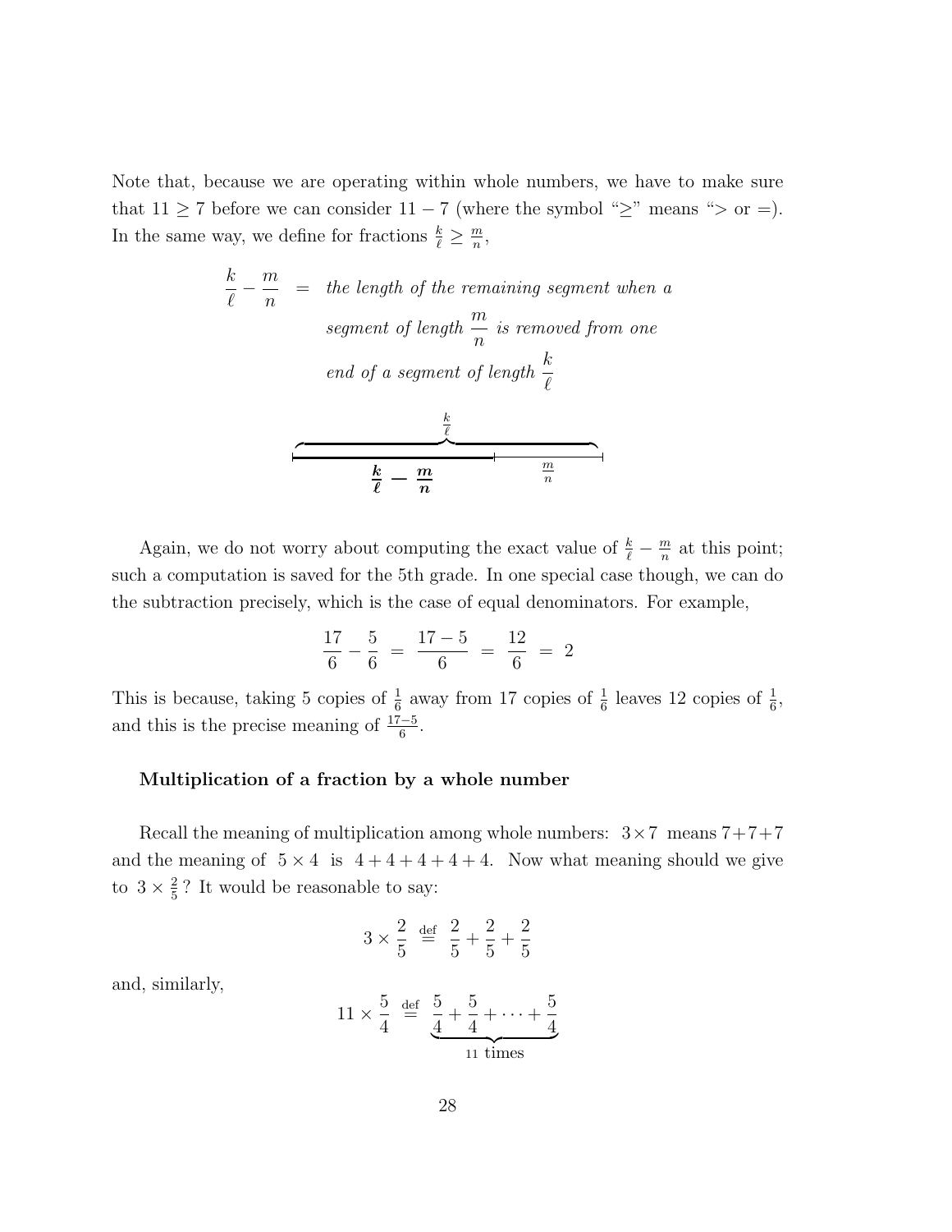Note that, because we are operating within whole numbers, we have to make sure that $11 \geq 7$ before we can consider $11 - 7$ (where the symbol "$\geq$" means "$>$ or $=$). In the same way, we define for fractions $\frac{k}{\ell} \geq \frac{m}{n}$,

$$\frac{k}{\ell} - \frac{m}{n} \;=\; \textit{the length of the remaining segment when a segment of length } \frac{m}{n} \textit{ is removed from one end of a segment of length } \frac{k}{\ell}$$

Again, we do not worry about computing the exact value of $\frac{k}{\ell} - \frac{m}{n}$ at this point; such a computation is saved for the 5th grade. In one special case though, we can do the subtraction precisely, which is the case of equal denominators. For example,

$$\frac{17}{6} - \frac{5}{6} \;=\; \frac{17-5}{6} \;=\; \frac{12}{6} \;=\; 2$$

This is because, taking 5 copies of $\frac{1}{6}$ away from 17 copies of $\frac{1}{6}$ leaves 12 copies of $\frac{1}{6}$, and this is the precise meaning of $\frac{17-5}{6}$.

### Multiplication of a fraction by a whole number

Recall the meaning of multiplication among whole numbers: $3 \times 7$ means $7+7+7$ and the meaning of $5 \times 4$ is $4+4+4+4+4$. Now what meaning should we give to $3 \times \frac{2}{5}$? It would be reasonable to say:

$$3 \times \frac{2}{5} \;\stackrel{\text{def}}{=}\; \frac{2}{5} + \frac{2}{5} + \frac{2}{5}$$

and, similarly,

$$11 \times \frac{5}{4} \;\stackrel{\text{def}}{=}\; \underbrace{\frac{5}{4} + \frac{5}{4} + \cdots + \frac{5}{4}}_{11 \text{ times}}$$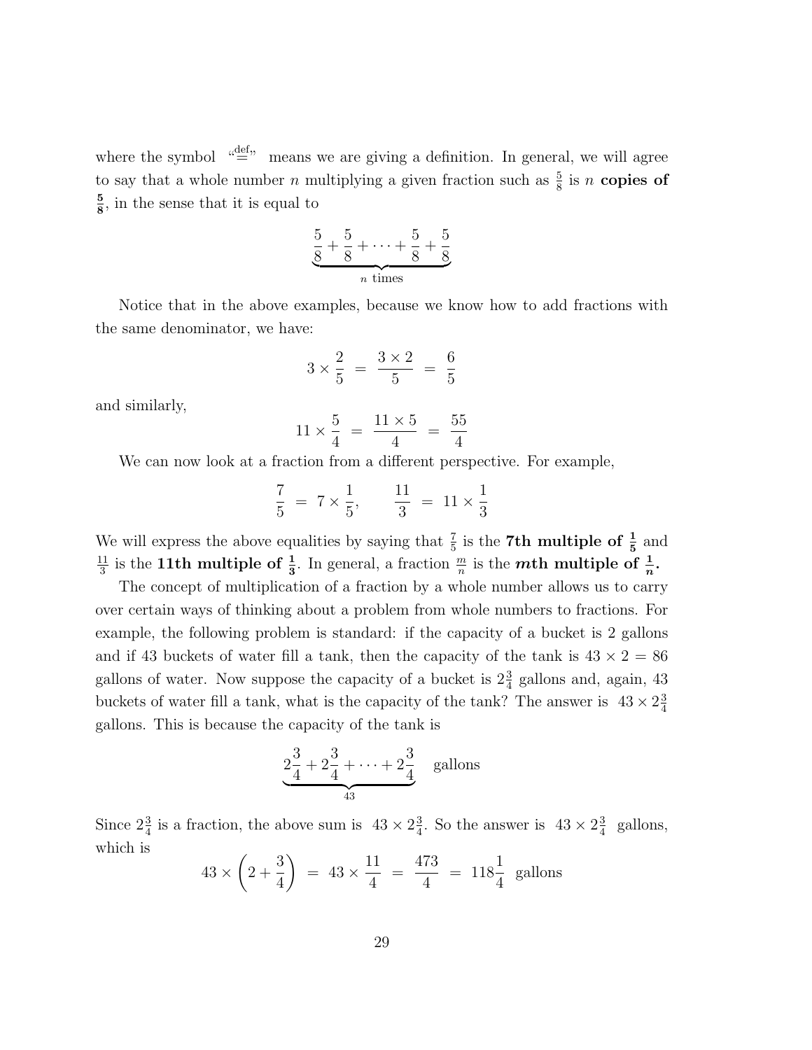where the symbol "$\stackrel{\text{def}}{=}$" means we are giving a definition. In general, we will agree to say that a whole number $n$ multiplying a given fraction such as $\frac{5}{8}$ is $n$ **copies of $\frac{5}{8}$**, in the sense that it is equal to

$$\underbrace{\frac{5}{8} + \frac{5}{8} + \cdots + \frac{5}{8} + \frac{5}{8}}_{n \text{ times}}$$

Notice that in the above examples, because we know how to add fractions with the same denominator, we have:

$$3 \times \frac{2}{5} \;=\; \frac{3 \times 2}{5} \;=\; \frac{6}{5}$$

and similarly,

$$11 \times \frac{5}{4} \;=\; \frac{11 \times 5}{4} \;=\; \frac{55}{4}$$

We can now look at a fraction from a different perspective. For example,

$$\frac{7}{5} \;=\; 7 \times \frac{1}{5}, \qquad \frac{11}{3} \;=\; 11 \times \frac{1}{3}$$

We will express the above equalities by saying that $\frac{7}{5}$ is the **7th multiple of $\frac{1}{5}$** and $\frac{11}{3}$ is the **11th multiple of $\frac{1}{3}$**. In general, a fraction $\frac{m}{n}$ is the ***m*th multiple of $\frac{1}{n}$.**

The concept of multiplication of a fraction by a whole number allows us to carry over certain ways of thinking about a problem from whole numbers to fractions. For example, the following problem is standard: if the capacity of a bucket is 2 gallons and if 43 buckets of water fill a tank, then the capacity of the tank is $43 \times 2 = 86$ gallons of water. Now suppose the capacity of a bucket is $2\frac{3}{4}$ gallons and, again, 43 buckets of water fill a tank, what is the capacity of the tank? The answer is $43 \times 2\frac{3}{4}$ gallons. This is because the capacity of the tank is

$$\underbrace{2\frac{3}{4} + 2\frac{3}{4} + \cdots + 2\frac{3}{4}}_{43} \quad \text{gallons}$$

Since $2\frac{3}{4}$ is a fraction, the above sum is $43 \times 2\frac{3}{4}$. So the answer is $43 \times 2\frac{3}{4}$ gallons, which is

$$43 \times \left(2 + \frac{3}{4}\right) \;=\; 43 \times \frac{11}{4} \;=\; \frac{473}{4} \;=\; 118\frac{1}{4} \;\text{ gallons}$$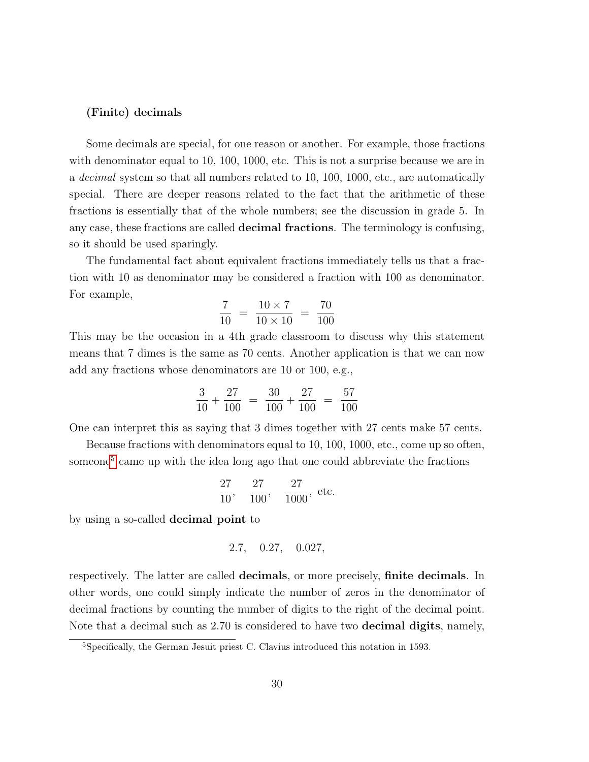### (Finite) decimals

Some decimals are special, for one reason or another. For example, those fractions with denominator equal to 10, 100, 1000, etc. This is not a surprise because we are in a *decimal* system so that all numbers related to 10, 100, 1000, etc., are automatically special. There are deeper reasons related to the fact that the arithmetic of these fractions is essentially that of the whole numbers; see the discussion in grade 5. In any case, these fractions are called **decimal fractions**. The terminology is confusing, so it should be used sparingly.

The fundamental fact about equivalent fractions immediately tells us that a fraction with 10 as denominator may be considered a fraction with 100 as denominator. For example,

$$\frac{7}{10} = \frac{10 \times 7}{10 \times 10} = \frac{70}{100}$$

This may be the occasion in a 4th grade classroom to discuss why this statement means that 7 dimes is the same as 70 cents. Another application is that we can now add any fractions whose denominators are 10 or 100, e.g.,

$$\frac{3}{10} + \frac{27}{100} = \frac{30}{100} + \frac{27}{100} = \frac{57}{100}$$

One can interpret this as saying that 3 dimes together with 27 cents make 57 cents.

Because fractions with denominators equal to 10, 100, 1000, etc., come up so often, someone[5] came up with the idea long ago that one could abbreviate the fractions

$$\frac{27}{10}, \quad \frac{27}{100}, \quad \frac{27}{1000}, \text{ etc.}$$

by using a so-called **decimal point** to

$$2.7, \quad 0.27, \quad 0.027,$$

respectively. The latter are called **decimals**, or more precisely, **finite decimals**. In other words, one could simply indicate the number of zeros in the denominator of decimal fractions by counting the number of digits to the right of the decimal point. Note that a decimal such as 2.70 is considered to have two **decimal digits**, namely,

[5] Specifically, the German Jesuit priest C. Clavius introduced this notation in 1593.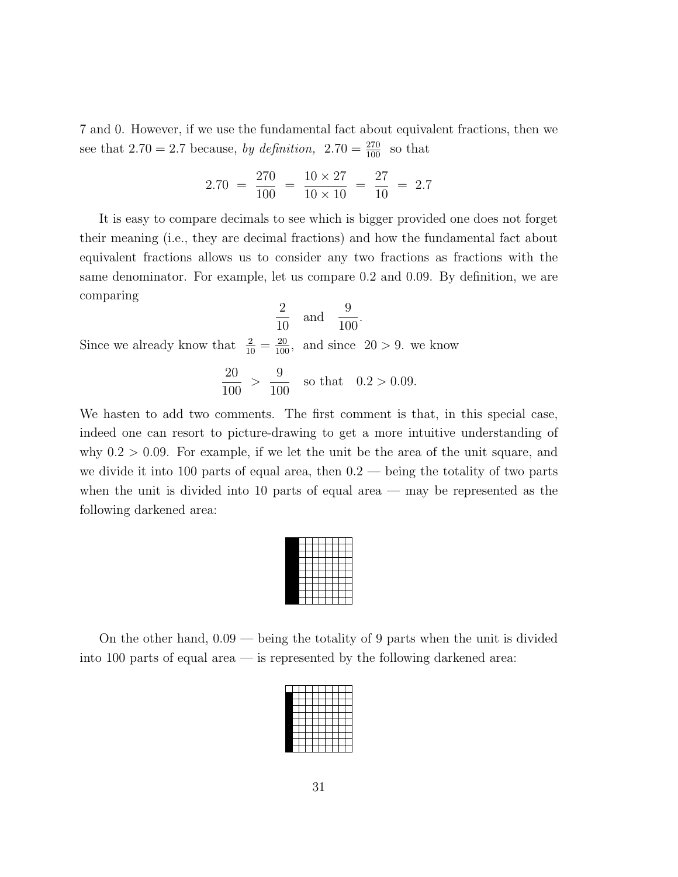7 and 0. However, if we use the fundamental fact about equivalent fractions, then we see that $2.70 = 2.7$ because, *by definition,* $2.70 = \frac{270}{100}$ so that

$$2.70 \;=\; \frac{270}{100} \;=\; \frac{10 \times 27}{10 \times 10} \;=\; \frac{27}{10} \;=\; 2.7$$

It is easy to compare decimals to see which is bigger provided one does not forget their meaning (i.e., they are decimal fractions) and how the fundamental fact about equivalent fractions allows us to consider any two fractions as fractions with the same denominator. For example, let us compare 0.2 and 0.09. By definition, we are comparing

$$\frac{2}{10} \quad \text{and} \quad \frac{9}{100}.$$

Since we already know that $\frac{2}{10} = \frac{20}{100}$, and since $20 > 9$. we know

$$\frac{20}{100} \;>\; \frac{9}{100} \quad \text{so that} \quad 0.2 > 0.09.$$

We hasten to add two comments. The first comment is that, in this special case, indeed one can resort to picture-drawing to get a more intuitive understanding of why $0.2 > 0.09$. For example, if we let the unit be the area of the unit square, and we divide it into 100 parts of equal area, then 0.2 — being the totality of two parts when the unit is divided into 10 parts of equal area — may be represented as the following darkened area:

On the other hand, 0.09 — being the totality of 9 parts when the unit is divided into 100 parts of equal area — is represented by the following darkened area: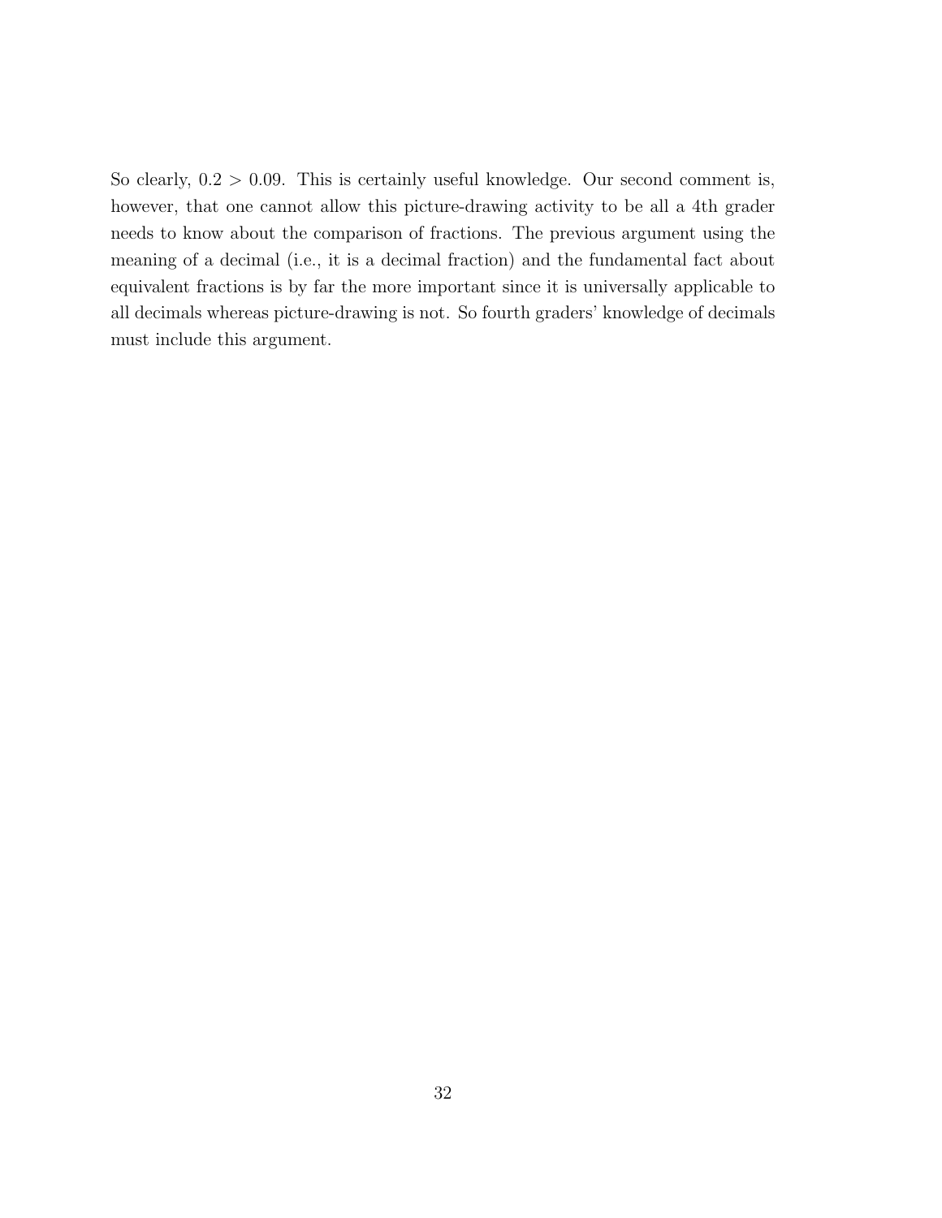So clearly, $0.2 > 0.09$. This is certainly useful knowledge. Our second comment is, however, that one cannot allow this picture-drawing activity to be all a 4th grader needs to know about the comparison of fractions. The previous argument using the meaning of a decimal (i.e., it is a decimal fraction) and the fundamental fact about equivalent fractions is by far the more important since it is universally applicable to all decimals whereas picture-drawing is not. So fourth graders' knowledge of decimals must include this argument.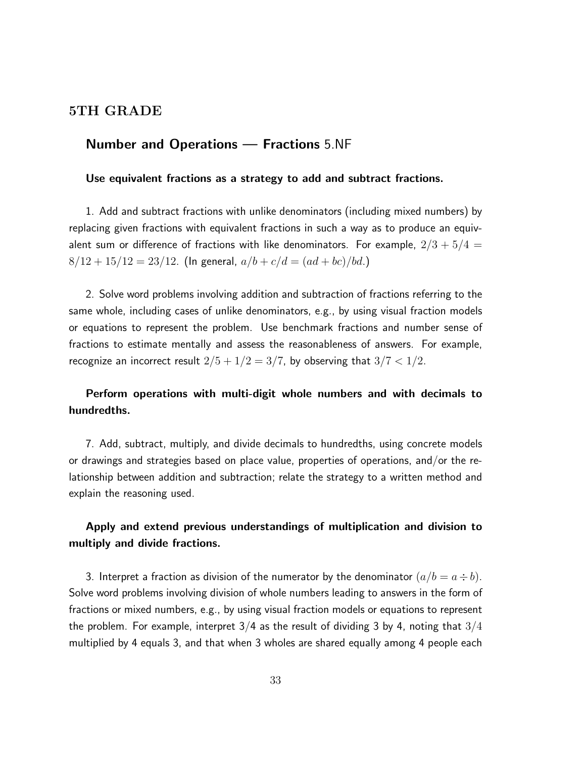## 5TH GRADE

### Number and Operations — Fractions 5.NF

**Use equivalent fractions as a strategy to add and subtract fractions.**

1. Add and subtract fractions with unlike denominators (including mixed numbers) by replacing given fractions with equivalent fractions in such a way as to produce an equivalent sum or difference of fractions with like denominators. For example, $2/3 + 5/4 = 8/12 + 15/12 = 23/12$. (In general, $a/b + c/d = (ad + bc)/bd$.)

2. Solve word problems involving addition and subtraction of fractions referring to the same whole, including cases of unlike denominators, e.g., by using visual fraction models or equations to represent the problem. Use benchmark fractions and number sense of fractions to estimate mentally and assess the reasonableness of answers. For example, recognize an incorrect result $2/5 + 1/2 = 3/7$, by observing that $3/7 < 1/2$.

**Perform operations with multi-digit whole numbers and with decimals to hundredths.**

7. Add, subtract, multiply, and divide decimals to hundredths, using concrete models or drawings and strategies based on place value, properties of operations, and/or the relationship between addition and subtraction; relate the strategy to a written method and explain the reasoning used.

**Apply and extend previous understandings of multiplication and division to multiply and divide fractions.**

3. Interpret a fraction as division of the numerator by the denominator ($a/b = a \div b$). Solve word problems involving division of whole numbers leading to answers in the form of fractions or mixed numbers, e.g., by using visual fraction models or equations to represent the problem. For example, interpret 3/4 as the result of dividing 3 by 4, noting that $3/4$ multiplied by 4 equals 3, and that when 3 wholes are shared equally among 4 people each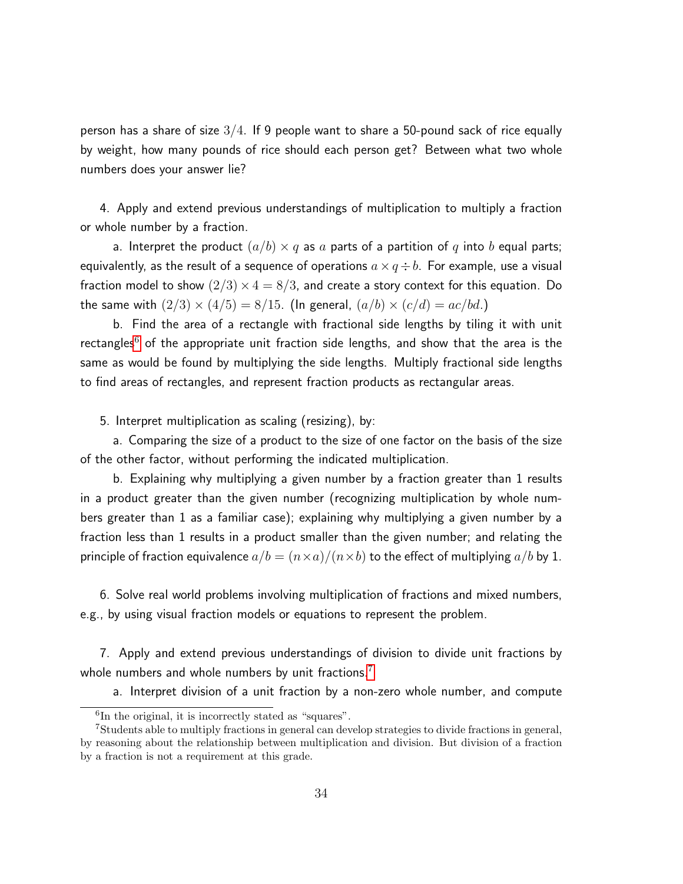person has a share of size $3/4$. If 9 people want to share a 50-pound sack of rice equally by weight, how many pounds of rice should each person get? Between what two whole numbers does your answer lie?

4. Apply and extend previous understandings of multiplication to multiply a fraction or whole number by a fraction.

a. Interpret the product $(a/b) \times q$ as $a$ parts of a partition of $q$ into $b$ equal parts; equivalently, as the result of a sequence of operations $a \times q \div b$. For example, use a visual fraction model to show $(2/3) \times 4 = 8/3$, and create a story context for this equation. Do the same with $(2/3) \times (4/5) = 8/15$. (In general, $(a/b) \times (c/d) = ac/bd$.)

b. Find the area of a rectangle with fractional side lengths by tiling it with unit rectangles[6] of the appropriate unit fraction side lengths, and show that the area is the same as would be found by multiplying the side lengths. Multiply fractional side lengths to find areas of rectangles, and represent fraction products as rectangular areas.

5. Interpret multiplication as scaling (resizing), by:

a. Comparing the size of a product to the size of one factor on the basis of the size of the other factor, without performing the indicated multiplication.

b. Explaining why multiplying a given number by a fraction greater than 1 results in a product greater than the given number (recognizing multiplication by whole numbers greater than 1 as a familiar case); explaining why multiplying a given number by a fraction less than 1 results in a product smaller than the given number; and relating the principle of fraction equivalence $a/b = (n \times a)/(n \times b)$ to the effect of multiplying $a/b$ by 1.

6. Solve real world problems involving multiplication of fractions and mixed numbers, e.g., by using visual fraction models or equations to represent the problem.

7. Apply and extend previous understandings of division to divide unit fractions by whole numbers and whole numbers by unit fractions.[7]

a. Interpret division of a unit fraction by a non-zero whole number, and compute

---

[6] In the original, it is incorrectly stated as "squares".

[7] Students able to multiply fractions in general can develop strategies to divide fractions in general, by reasoning about the relationship between multiplication and division. But division of a fraction by a fraction is not a requirement at this grade.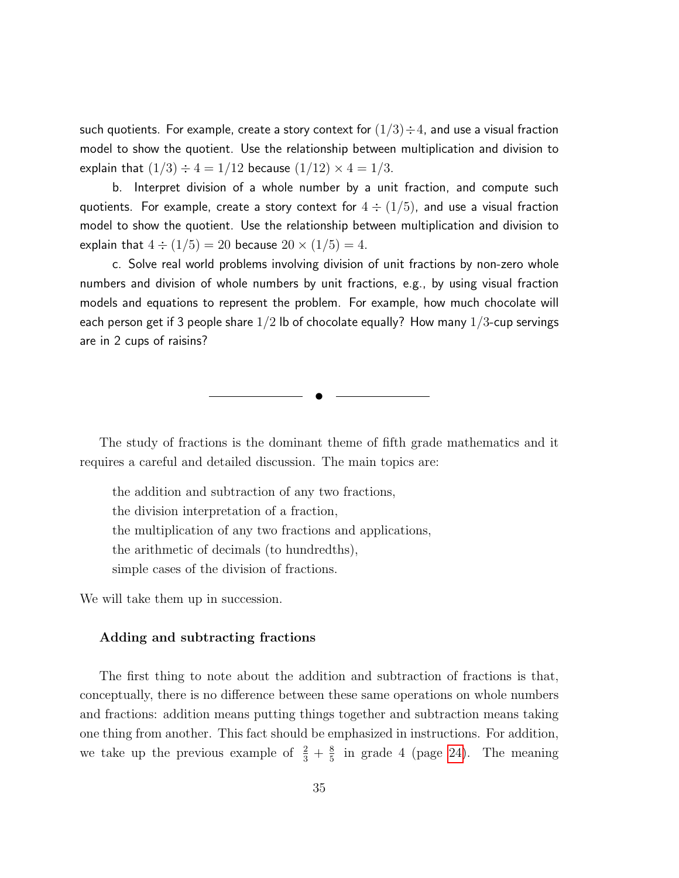such quotients. For example, create a story context for $(1/3) \div 4$, and use a visual fraction model to show the quotient. Use the relationship between multiplication and division to explain that $(1/3) \div 4 = 1/12$ because $(1/12) \times 4 = 1/3$.

b. Interpret division of a whole number by a unit fraction, and compute such quotients. For example, create a story context for $4 \div (1/5)$, and use a visual fraction model to show the quotient. Use the relationship between multiplication and division to explain that $4 \div (1/5) = 20$ because $20 \times (1/5) = 4$.

c. Solve real world problems involving division of unit fractions by non-zero whole numbers and division of whole numbers by unit fractions, e.g., by using visual fraction models and equations to represent the problem. For example, how much chocolate will each person get if 3 people share $1/2$ lb of chocolate equally? How many $1/3$-cup servings are in 2 cups of raisins?

---

The study of fractions is the dominant theme of fifth grade mathematics and it requires a careful and detailed discussion. The main topics are:

the addition and subtraction of any two fractions,
the division interpretation of a fraction,
the multiplication of any two fractions and applications,
the arithmetic of decimals (to hundredths),
simple cases of the division of fractions.

We will take them up in succession.

### Adding and subtracting fractions

The first thing to note about the addition and subtraction of fractions is that, conceptually, there is no difference between these same operations on whole numbers and fractions: addition means putting things together and subtraction means taking one thing from another. This fact should be emphasized in instructions. For addition, we take up the previous example of $\frac{2}{3} + \frac{8}{5}$ in grade 4 (page 24). The meaning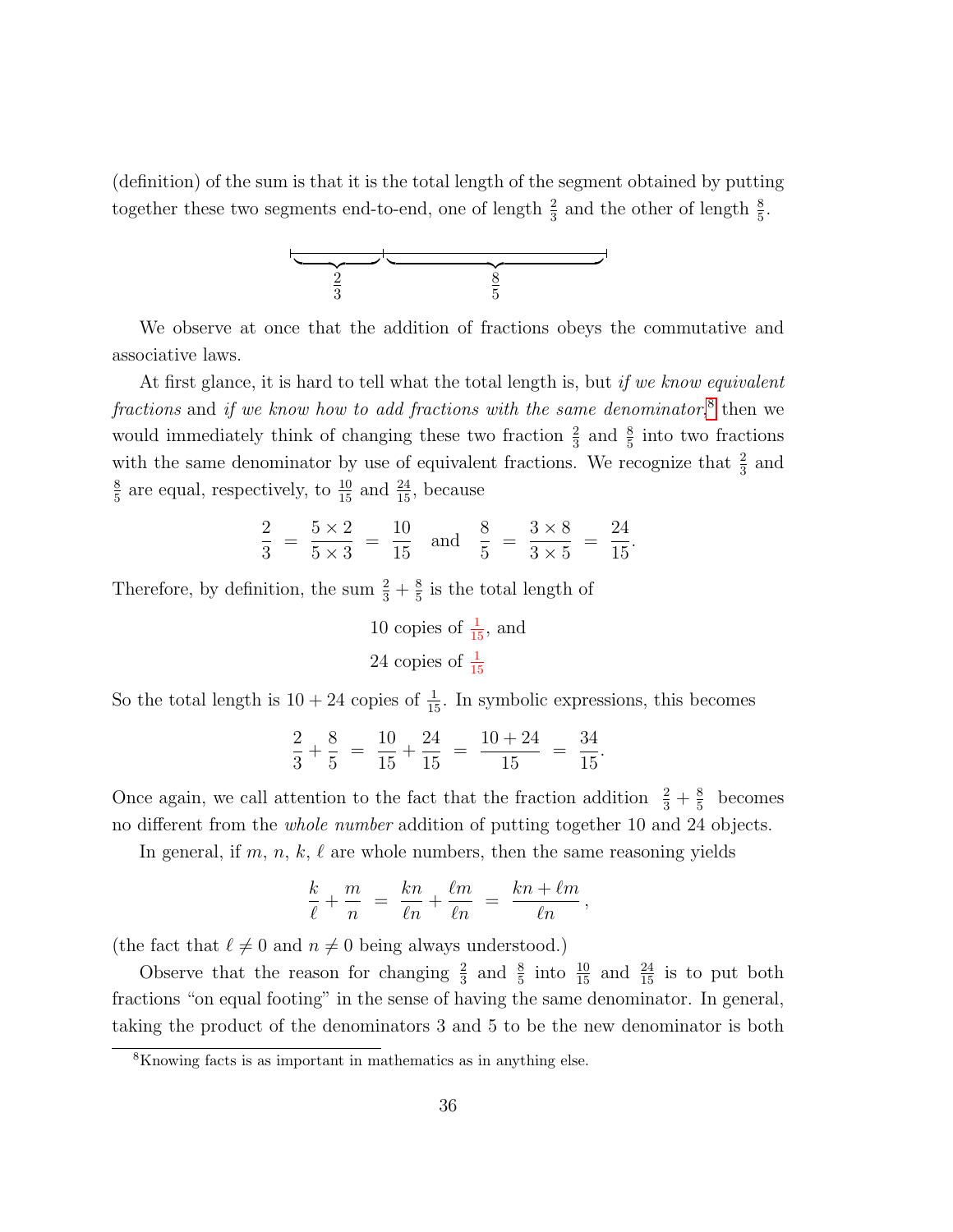(definition) of the sum is that it is the total length of the segment obtained by putting together these two segments end-to-end, one of length $\frac{2}{3}$ and the other of length $\frac{8}{5}$.

$$\underbrace{\qquad\qquad}_{\frac{2}{3}}\underbrace{\qquad\qquad\qquad\qquad\qquad}_{\frac{8}{5}}$$

We observe at once that the addition of fractions obeys the commutative and associative laws.

At first glance, it is hard to tell what the total length is, but *if we know equivalent fractions* and *if we know how to add fractions with the same denominator*,[8] then we would immediately think of changing these two fraction $\frac{2}{3}$ and $\frac{8}{5}$ into two fractions with the same denominator by use of equivalent fractions. We recognize that $\frac{2}{3}$ and $\frac{8}{5}$ are equal, respectively, to $\frac{10}{15}$ and $\frac{24}{15}$, because

$$\frac{2}{3} = \frac{5 \times 2}{5 \times 3} = \frac{10}{15} \quad \text{and} \quad \frac{8}{5} = \frac{3 \times 8}{3 \times 5} = \frac{24}{15}.$$

Therefore, by definition, the sum $\frac{2}{3} + \frac{8}{5}$ is the total length of

10 copies of $\frac{1}{15}$, and

24 copies of $\frac{1}{15}$

So the total length is $10 + 24$ copies of $\frac{1}{15}$. In symbolic expressions, this becomes

$$\frac{2}{3} + \frac{8}{5} = \frac{10}{15} + \frac{24}{15} = \frac{10 + 24}{15} = \frac{34}{15}.$$

Once again, we call attention to the fact that the fraction addition $\frac{2}{3} + \frac{8}{5}$ becomes no different from the *whole number* addition of putting together 10 and 24 objects.

In general, if $m$, $n$, $k$, $\ell$ are whole numbers, then the same reasoning yields

$$\frac{k}{\ell} + \frac{m}{n} = \frac{kn}{\ell n} + \frac{\ell m}{\ell n} = \frac{kn + \ell m}{\ell n},$$

(the fact that $\ell \neq 0$ and $n \neq 0$ being always understood.)

Observe that the reason for changing $\frac{2}{3}$ and $\frac{8}{5}$ into $\frac{10}{15}$ and $\frac{24}{15}$ is to put both fractions "on equal footing" in the sense of having the same denominator. In general, taking the product of the denominators 3 and 5 to be the new denominator is both

[8] Knowing facts is as important in mathematics as in anything else.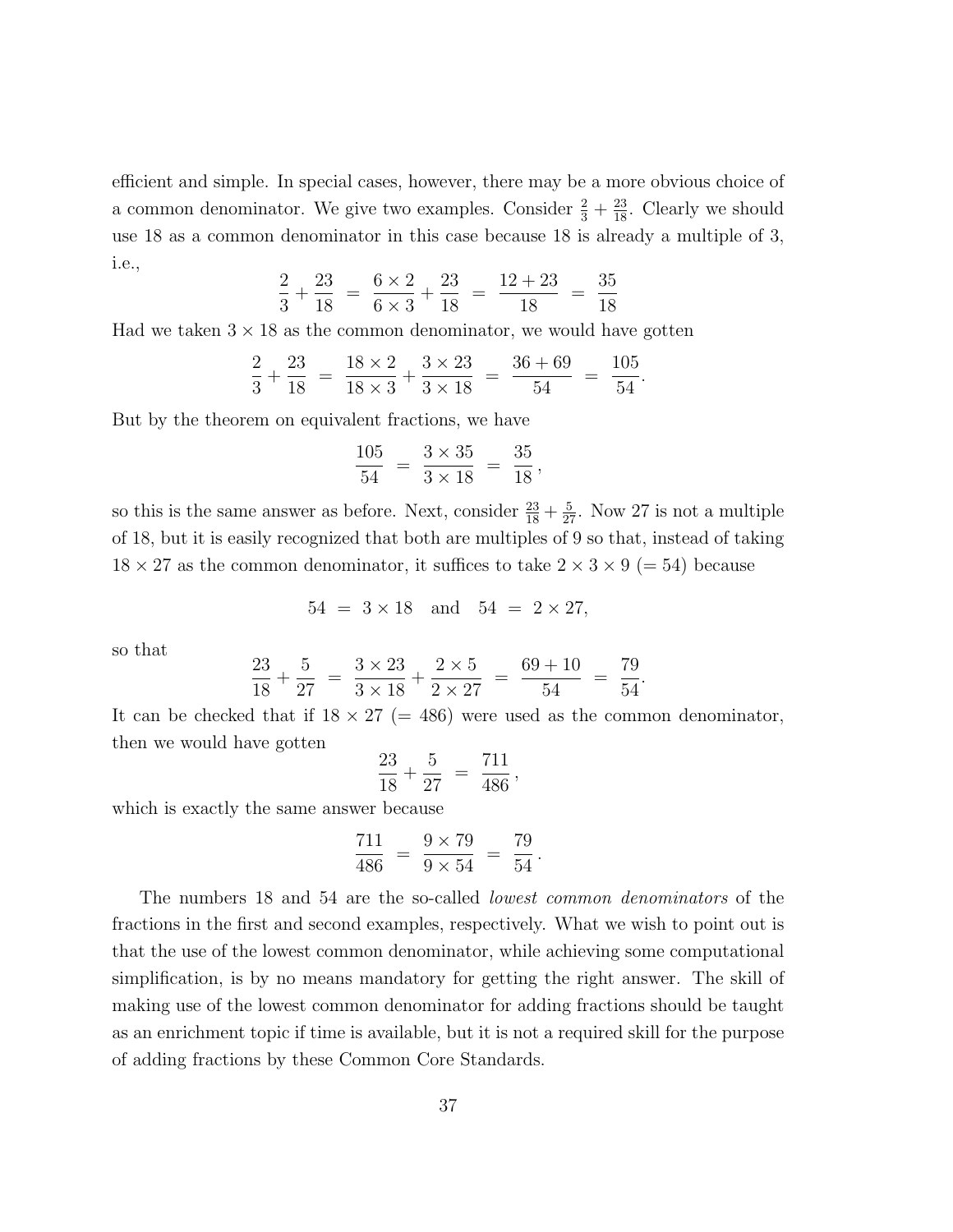efficient and simple. In special cases, however, there may be a more obvious choice of a common denominator. We give two examples. Consider $\frac{2}{3} + \frac{23}{18}$. Clearly we should use 18 as a common denominator in this case because 18 is already a multiple of 3, i.e.,

$$\frac{2}{3} + \frac{23}{18} \;=\; \frac{6 \times 2}{6 \times 3} + \frac{23}{18} \;=\; \frac{12 + 23}{18} \;=\; \frac{35}{18}$$

Had we taken $3 \times 18$ as the common denominator, we would have gotten

$$\frac{2}{3} + \frac{23}{18} \;=\; \frac{18 \times 2}{18 \times 3} + \frac{3 \times 23}{3 \times 18} \;=\; \frac{36 + 69}{54} \;=\; \frac{105}{54}.$$

But by the theorem on equivalent fractions, we have

$$\frac{105}{54} \;=\; \frac{3 \times 35}{3 \times 18} \;=\; \frac{35}{18},$$

so this is the same answer as before. Next, consider $\frac{23}{18} + \frac{5}{27}$. Now 27 is not a multiple of 18, but it is easily recognized that both are multiples of 9 so that, instead of taking $18 \times 27$ as the common denominator, it suffices to take $2 \times 3 \times 9$ $(= 54)$ because

$$54 \;=\; 3 \times 18 \quad \text{and} \quad 54 \;=\; 2 \times 27,$$

so that

$$\frac{23}{18} + \frac{5}{27} \;=\; \frac{3 \times 23}{3 \times 18} + \frac{2 \times 5}{2 \times 27} \;=\; \frac{69 + 10}{54} \;=\; \frac{79}{54}.$$

It can be checked that if $18 \times 27$ $(= 486)$ were used as the common denominator, then we would have gotten

$$\frac{23}{18} + \frac{5}{27} \;=\; \frac{711}{486},$$

which is exactly the same answer because

$$\frac{711}{486} \;=\; \frac{9 \times 79}{9 \times 54} \;=\; \frac{79}{54}.$$

The numbers 18 and 54 are the so-called *lowest common denominators* of the fractions in the first and second examples, respectively. What we wish to point out is that the use of the lowest common denominator, while achieving some computational simplification, is by no means mandatory for getting the right answer. The skill of making use of the lowest common denominator for adding fractions should be taught as an enrichment topic if time is available, but it is not a required skill for the purpose of adding fractions by these Common Core Standards.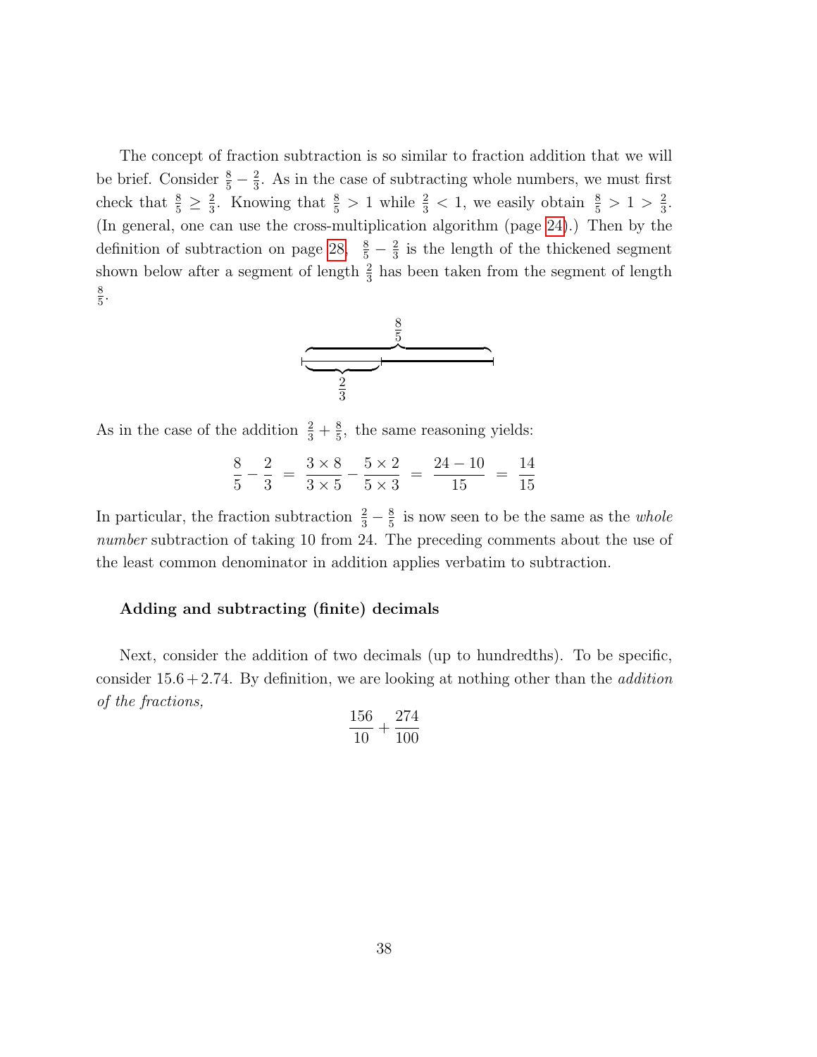The concept of fraction subtraction is so similar to fraction addition that we will be brief. Consider $\frac{8}{5} - \frac{2}{3}$. As in the case of subtracting whole numbers, we must first check that $\frac{8}{5} \geq \frac{2}{3}$. Knowing that $\frac{8}{5} > 1$ while $\frac{2}{3} < 1$, we easily obtain $\frac{8}{5} > 1 > \frac{2}{3}$. (In general, one can use the cross-multiplication algorithm (page 24).) Then by the definition of subtraction on page 28, $\frac{8}{5} - \frac{2}{3}$ is the length of the thickened segment shown below after a segment of length $\frac{2}{3}$ has been taken from the segment of length $\frac{8}{5}$.

As in the case of the addition $\frac{2}{3} + \frac{8}{5}$, the same reasoning yields:

$$\frac{8}{5} - \frac{2}{3} \;=\; \frac{3 \times 8}{3 \times 5} - \frac{5 \times 2}{5 \times 3} \;=\; \frac{24 - 10}{15} \;=\; \frac{14}{15}$$

In particular, the fraction subtraction $\frac{2}{3} - \frac{8}{5}$ is now seen to be the same as the *whole number* subtraction of taking 10 from 24. The preceding comments about the use of the least common denominator in addition applies verbatim to subtraction.

### Adding and subtracting (finite) decimals

Next, consider the addition of two decimals (up to hundredths). To be specific, consider $15.6 + 2.74$. By definition, we are looking at nothing other than the *addition of the fractions,*

$$\frac{156}{10} + \frac{274}{100}$$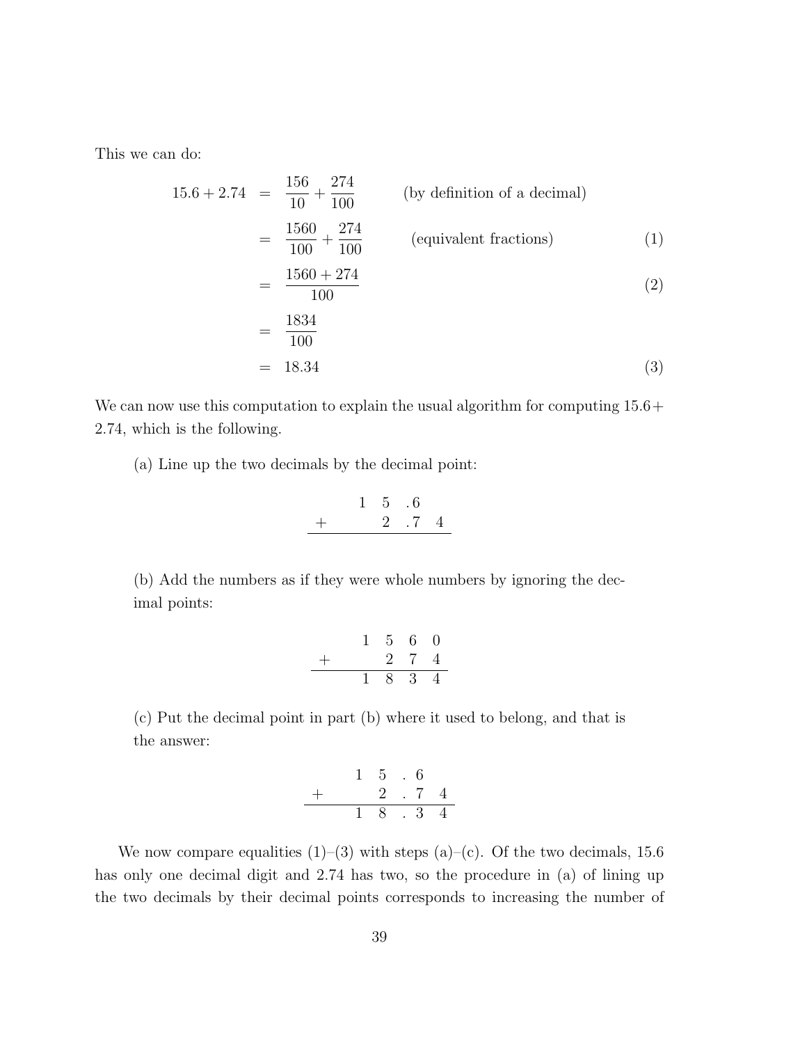This we can do:

$$
\begin{aligned}
15.6 + 2.74 &= \frac{156}{10} + \frac{274}{100} && \text{(by definition of a decimal)} \\
&= \frac{1560}{100} + \frac{274}{100} && \text{(equivalent fractions)} \quad (1) \\
&= \frac{1560 + 274}{100} && (2) \\
&= \frac{1834}{100} \\
&= 18.34 && (3)
\end{aligned}
$$

We can now use this computation to explain the usual algorithm for computing $15.6 + 2.74$, which is the following.

(a) Line up the two decimals by the decimal point:

$$
\begin{array}{rcccc}
 & 1 & 5 & .6 & \\
+ & & 2 & .7 & 4 \\
\hline
\end{array}
$$

(b) Add the numbers as if they were whole numbers by ignoring the decimal points:

$$
\begin{array}{rcccc}
 & 1 & 5 & 6 & 0 \\
+ & & 2 & 7 & 4 \\
\hline
 & 1 & 8 & 3 & 4
\end{array}
$$

(c) Put the decimal point in part (b) where it used to belong, and that is the answer:

$$
\begin{array}{rccccc}
 & 1 & 5 & . & 6 & \\
+ & & 2 & . & 7 & 4 \\
\hline
 & 1 & 8 & . & 3 & 4
\end{array}
$$

We now compare equalities (1)–(3) with steps (a)–(c). Of the two decimals, 15.6 has only one decimal digit and 2.74 has two, so the procedure in (a) of lining up the two decimals by their decimal points corresponds to increasing the number of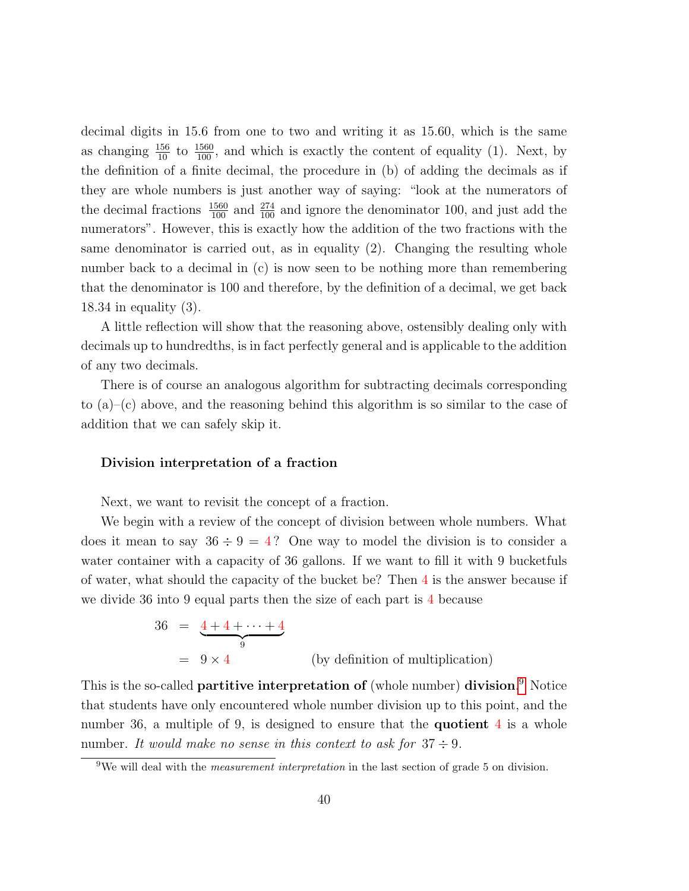decimal digits in 15.6 from one to two and writing it as 15.60, which is the same as changing $\frac{156}{10}$ to $\frac{1560}{100}$, and which is exactly the content of equality (1). Next, by the definition of a finite decimal, the procedure in (b) of adding the decimals as if they are whole numbers is just another way of saying: "look at the numerators of the decimal fractions $\frac{1560}{100}$ and $\frac{274}{100}$ and ignore the denominator 100, and just add the numerators". However, this is exactly how the addition of the two fractions with the same denominator is carried out, as in equality (2). Changing the resulting whole number back to a decimal in (c) is now seen to be nothing more than remembering that the denominator is 100 and therefore, by the definition of a decimal, we get back 18.34 in equality (3).

A little reflection will show that the reasoning above, ostensibly dealing only with decimals up to hundredths, is in fact perfectly general and is applicable to the addition of any two decimals.

There is of course an analogous algorithm for subtracting decimals corresponding to (a)–(c) above, and the reasoning behind this algorithm is so similar to the case of addition that we can safely skip it.

### Division interpretation of a fraction

Next, we want to revisit the concept of a fraction.

We begin with a review of the concept of division between whole numbers. What does it mean to say $36 \div 9 = 4$? One way to model the division is to consider a water container with a capacity of 36 gallons. If we want to fill it with 9 bucketfuls of water, what should the capacity of the bucket be? Then 4 is the answer because if we divide 36 into 9 equal parts then the size of each part is 4 because

$$\begin{aligned} 36 &= \underbrace{4 + 4 + \cdots + 4}_{9} \\ &= 9 \times 4 \qquad \text{(by definition of multiplication)} \end{aligned}$$

This is the so-called **partitive interpretation of** (whole number) **division**.[9] Notice that students have only encountered whole number division up to this point, and the number 36, a multiple of 9, is designed to ensure that the **quotient** 4 is a whole number. *It would make no sense in this context to ask for* $37 \div 9$.

[9] We will deal with the *measurement interpretation* in the last section of grade 5 on division.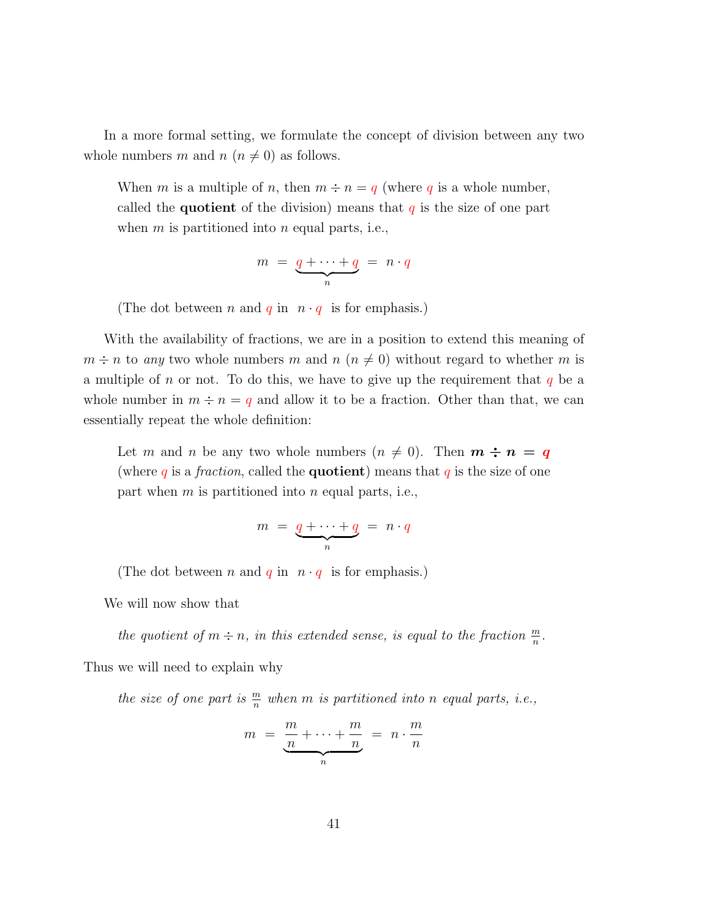In a more formal setting, we formulate the concept of division between any two whole numbers $m$ and $n$ ($n \neq 0$) as follows.

> When $m$ is a multiple of $n$, then $m \div n = q$ (where $q$ is a whole number, called the **quotient** of the division) means that $q$ is the size of one part when $m$ is partitioned into $n$ equal parts, i.e.,
>
> $$m \;=\; \underbrace{q + \cdots + q}_{n} \;=\; n \cdot q$$
>
> (The dot between $n$ and $q$ in $n \cdot q$ is for emphasis.)

With the availability of fractions, we are in a position to extend this meaning of $m \div n$ to *any* two whole numbers $m$ and $n$ ($n \neq 0$) without regard to whether $m$ is a multiple of $n$ or not. To do this, we have to give up the requirement that $q$ be a whole number in $m \div n = q$ and allow it to be a fraction. Other than that, we can essentially repeat the whole definition:

> Let $m$ and $n$ be any two whole numbers ($n \neq 0$). Then $\boldsymbol{m \div n = q}$ (where $q$ is a *fraction*, called the **quotient**) means that $q$ is the size of one part when $m$ is partitioned into $n$ equal parts, i.e.,
>
> $$m \;=\; \underbrace{q + \cdots + q}_{n} \;=\; n \cdot q$$
>
> (The dot between $n$ and $q$ in $n \cdot q$ is for emphasis.)

We will now show that

> *the quotient of $m \div n$, in this extended sense, is equal to the fraction $\frac{m}{n}$.*

Thus we will need to explain why

> *the size of one part is $\frac{m}{n}$ when $m$ is partitioned into $n$ equal parts, i.e.,*
>
> $$m \;=\; \underbrace{\frac{m}{n} + \cdots + \frac{m}{n}}_{n} \;=\; n \cdot \frac{m}{n}$$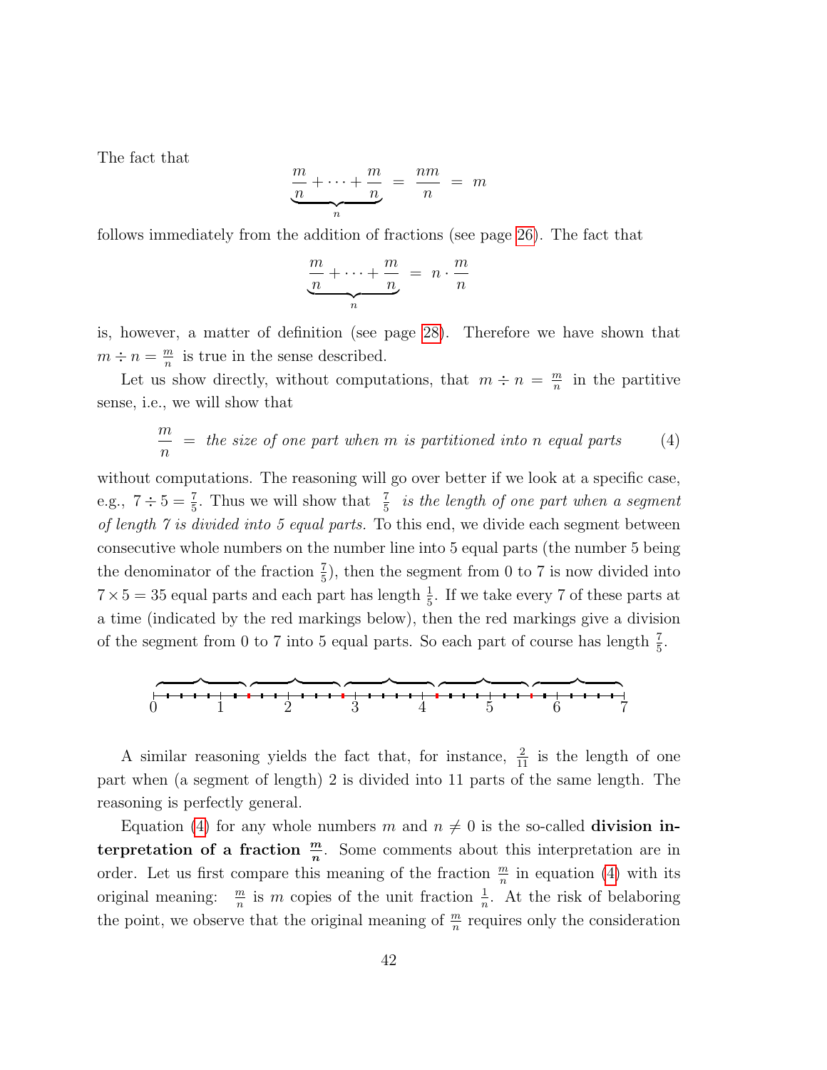The fact that

$$\underbrace{\frac{m}{n} + \cdots + \frac{m}{n}}_{n} \;=\; \frac{nm}{n} \;=\; m$$

follows immediately from the addition of fractions (see page 26). The fact that

$$\underbrace{\frac{m}{n} + \cdots + \frac{m}{n}}_{n} \;=\; n \cdot \frac{m}{n}$$

is, however, a matter of definition (see page 28). Therefore we have shown that $m \div n = \frac{m}{n}$ is true in the sense described.

Let us show directly, without computations, that $m \div n = \frac{m}{n}$ in the partitive sense, i.e., we will show that

$$\frac{m}{n} \;=\; \textit{the size of one part when } m \textit{ is partitioned into } n \textit{ equal parts} \qquad (4)$$

without computations. The reasoning will go over better if we look at a specific case, e.g., $7 \div 5 = \frac{7}{5}$. Thus we will show that $\frac{7}{5}$ *is the length of one part when a segment of length 7 is divided into 5 equal parts.* To this end, we divide each segment between consecutive whole numbers on the number line into 5 equal parts (the number 5 being the denominator of the fraction $\frac{7}{5}$), then the segment from 0 to 7 is now divided into $7 \times 5 = 35$ equal parts and each part has length $\frac{1}{5}$. If we take every 7 of these parts at a time (indicated by the red markings below), then the red markings give a division of the segment from 0 to 7 into 5 equal parts. So each part of course has length $\frac{7}{5}$.

A similar reasoning yields the fact that, for instance, $\frac{2}{11}$ is the length of one part when (a segment of length) 2 is divided into 11 parts of the same length. The reasoning is perfectly general.

Equation (4) for any whole numbers $m$ and $n \neq 0$ is the so-called **division interpretation of a fraction $\frac{m}{n}$**. Some comments about this interpretation are in order. Let us first compare this meaning of the fraction $\frac{m}{n}$ in equation (4) with its original meaning: $\frac{m}{n}$ is $m$ copies of the unit fraction $\frac{1}{n}$. At the risk of belaboring the point, we observe that the original meaning of $\frac{m}{n}$ requires only the consideration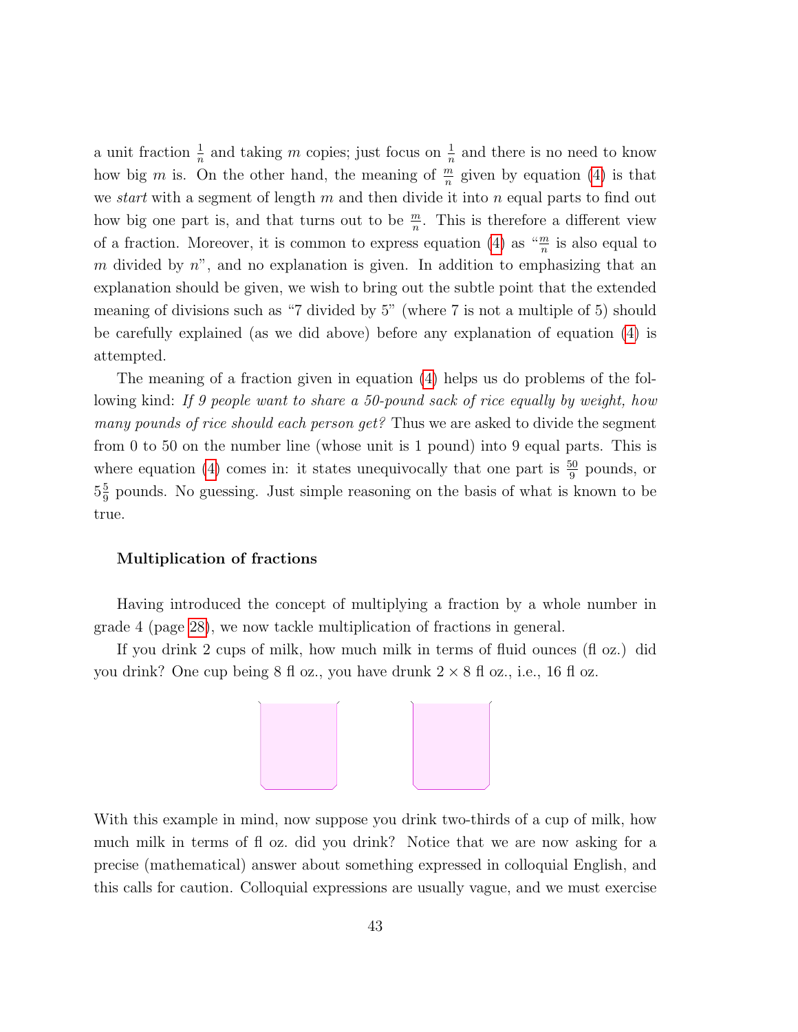a unit fraction $\frac{1}{n}$ and taking $m$ copies; just focus on $\frac{1}{n}$ and there is no need to know how big $m$ is. On the other hand, the meaning of $\frac{m}{n}$ given by equation (4) is that we *start* with a segment of length $m$ and then divide it into $n$ equal parts to find out how big one part is, and that turns out to be $\frac{m}{n}$. This is therefore a different view of a fraction. Moreover, it is common to express equation (4) as "$\frac{m}{n}$ is also equal to $m$ divided by $n$", and no explanation is given. In addition to emphasizing that an explanation should be given, we wish to bring out the subtle point that the extended meaning of divisions such as "7 divided by 5" (where 7 is not a multiple of 5) should be carefully explained (as we did above) before any explanation of equation (4) is attempted.

The meaning of a fraction given in equation (4) helps us do problems of the following kind: *If 9 people want to share a 50-pound sack of rice equally by weight, how many pounds of rice should each person get?* Thus we are asked to divide the segment from 0 to 50 on the number line (whose unit is 1 pound) into 9 equal parts. This is where equation (4) comes in: it states unequivocally that one part is $\frac{50}{9}$ pounds, or $5\frac{5}{9}$ pounds. No guessing. Just simple reasoning on the basis of what is known to be true.

### Multiplication of fractions

Having introduced the concept of multiplying a fraction by a whole number in grade 4 (page 28), we now tackle multiplication of fractions in general.

If you drink 2 cups of milk, how much milk in terms of fluid ounces (fl oz.) did you drink? One cup being 8 fl oz., you have drunk $2 \times 8$ fl oz., i.e., 16 fl oz.

With this example in mind, now suppose you drink two-thirds of a cup of milk, how much milk in terms of fl oz. did you drink? Notice that we are now asking for a precise (mathematical) answer about something expressed in colloquial English, and this calls for caution. Colloquial expressions are usually vague, and we must exercise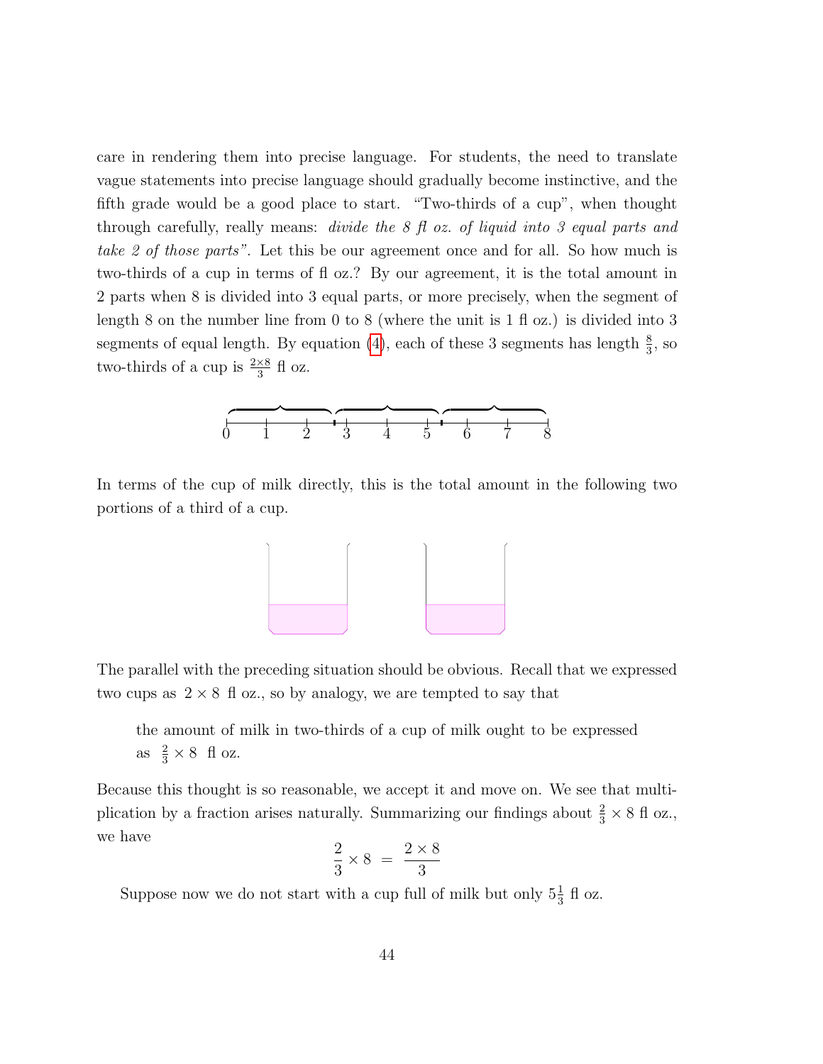care in rendering them into precise language. For students, the need to translate vague statements into precise language should gradually become instinctive, and the fifth grade would be a good place to start. "Two-thirds of a cup", when thought through carefully, really means: *divide the 8 fl oz. of liquid into 3 equal parts and take 2 of those parts".* Let this be our agreement once and for all. So how much is two-thirds of a cup in terms of fl oz.? By our agreement, it is the total amount in 2 parts when 8 is divided into 3 equal parts, or more precisely, when the segment of length 8 on the number line from 0 to 8 (where the unit is 1 fl oz.) is divided into 3 segments of equal length. By equation (4), each of these 3 segments has length $\frac{8}{3}$, so two-thirds of a cup is $\frac{2\times 8}{3}$ fl oz.

In terms of the cup of milk directly, this is the total amount in the following two portions of a third of a cup.

The parallel with the preceding situation should be obvious. Recall that we expressed two cups as $2 \times 8$ fl oz., so by analogy, we are tempted to say that

> the amount of milk in two-thirds of a cup of milk ought to be expressed as $\frac{2}{3} \times 8$ fl oz.

Because this thought is so reasonable, we accept it and move on. We see that multiplication by a fraction arises naturally. Summarizing our findings about $\frac{2}{3} \times 8$ fl oz., we have

$$\frac{2}{3} \times 8 \;=\; \frac{2 \times 8}{3}$$

Suppose now we do not start with a cup full of milk but only $5\frac{1}{3}$ fl oz.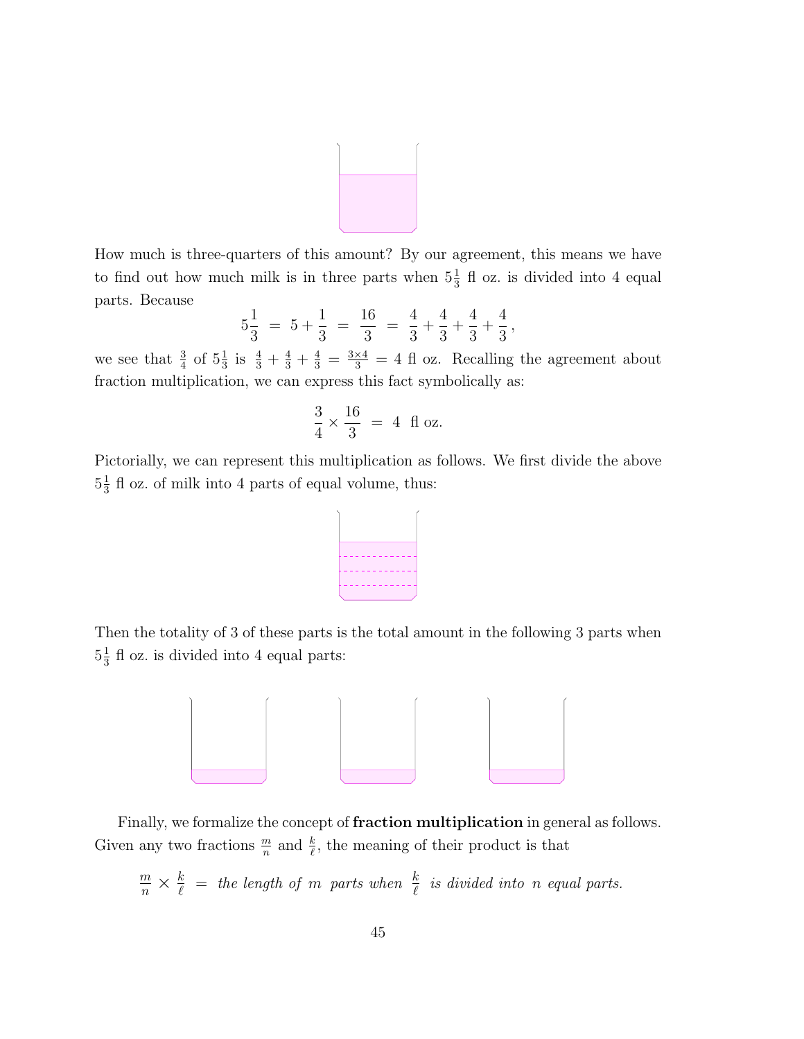How much is three-quarters of this amount? By our agreement, this means we have to find out how much milk is in three parts when $5\frac{1}{3}$ fl oz. is divided into 4 equal parts. Because

$$5\frac{1}{3} \;=\; 5 + \frac{1}{3} \;=\; \frac{16}{3} \;=\; \frac{4}{3} + \frac{4}{3} + \frac{4}{3} + \frac{4}{3},$$

we see that $\frac{3}{4}$ of $5\frac{1}{3}$ is $\frac{4}{3} + \frac{4}{3} + \frac{4}{3} = \frac{3 \times 4}{3} = 4$ fl oz. Recalling the agreement about fraction multiplication, we can express this fact symbolically as:

$$\frac{3}{4} \times \frac{16}{3} \;=\; 4 \;\text{ fl oz.}$$

Pictorially, we can represent this multiplication as follows. We first divide the above $5\frac{1}{3}$ fl oz. of milk into 4 parts of equal volume, thus:

Then the totality of 3 of these parts is the total amount in the following 3 parts when $5\frac{1}{3}$ fl oz. is divided into 4 equal parts:

Finally, we formalize the concept of **fraction multiplication** in general as follows. Given any two fractions $\frac{m}{n}$ and $\frac{k}{\ell}$, the meaning of their product is that

$$\frac{m}{n} \times \frac{k}{\ell} \;=\; \textit{the length of } m \textit{ parts when } \frac{k}{\ell} \textit{ is divided into } n \textit{ equal parts.}$$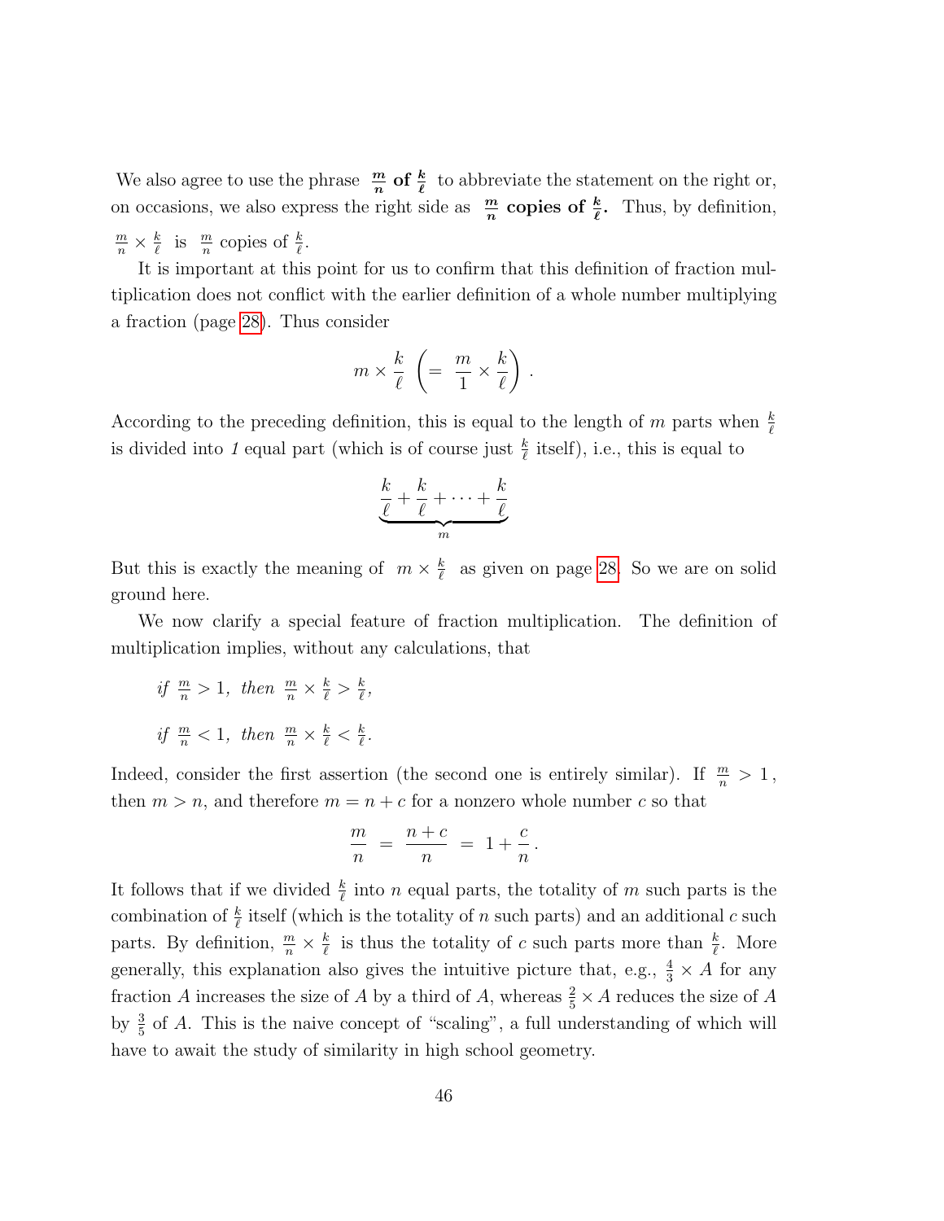We also agree to use the phrase $\boldsymbol{\frac{m}{n}}$ **of** $\boldsymbol{\frac{k}{\ell}}$ to abbreviate the statement on the right or, on occasions, we also express the right side as $\boldsymbol{\frac{m}{n}}$ **copies of** $\boldsymbol{\frac{k}{\ell}}$**.** Thus, by definition, $\frac{m}{n} \times \frac{k}{\ell}$ is $\frac{m}{n}$ copies of $\frac{k}{\ell}$.

It is important at this point for us to confirm that this definition of fraction multiplication does not conflict with the earlier definition of a whole number multiplying a fraction (page 28). Thus consider

$$m \times \frac{k}{\ell} \left( = \frac{m}{1} \times \frac{k}{\ell} \right).$$

According to the preceding definition, this is equal to the length of $m$ parts when $\frac{k}{\ell}$ is divided into *1* equal part (which is of course just $\frac{k}{\ell}$ itself), i.e., this is equal to

$$\underbrace{\frac{k}{\ell} + \frac{k}{\ell} + \cdots + \frac{k}{\ell}}_{m}$$

But this is exactly the meaning of $m \times \frac{k}{\ell}$ as given on page 28. So we are on solid ground here.

We now clarify a special feature of fraction multiplication. The definition of multiplication implies, without any calculations, that

*if* $\frac{m}{n} > 1$, *then* $\frac{m}{n} \times \frac{k}{\ell} > \frac{k}{\ell}$,

*if* $\frac{m}{n} < 1$, *then* $\frac{m}{n} \times \frac{k}{\ell} < \frac{k}{\ell}$.

Indeed, consider the first assertion (the second one is entirely similar). If $\frac{m}{n} > 1$, then $m > n$, and therefore $m = n + c$ for a nonzero whole number $c$ so that

$$\frac{m}{n} = \frac{n+c}{n} = 1 + \frac{c}{n}.$$

It follows that if we divided $\frac{k}{\ell}$ into $n$ equal parts, the totality of $m$ such parts is the combination of $\frac{k}{\ell}$ itself (which is the totality of $n$ such parts) and an additional $c$ such parts. By definition, $\frac{m}{n} \times \frac{k}{\ell}$ is thus the totality of $c$ such parts more than $\frac{k}{\ell}$. More generally, this explanation also gives the intuitive picture that, e.g., $\frac{4}{3} \times A$ for any fraction $A$ increases the size of $A$ by a third of $A$, whereas $\frac{2}{5} \times A$ reduces the size of $A$ by $\frac{3}{5}$ of $A$. This is the naive concept of "scaling", a full understanding of which will have to await the study of similarity in high school geometry.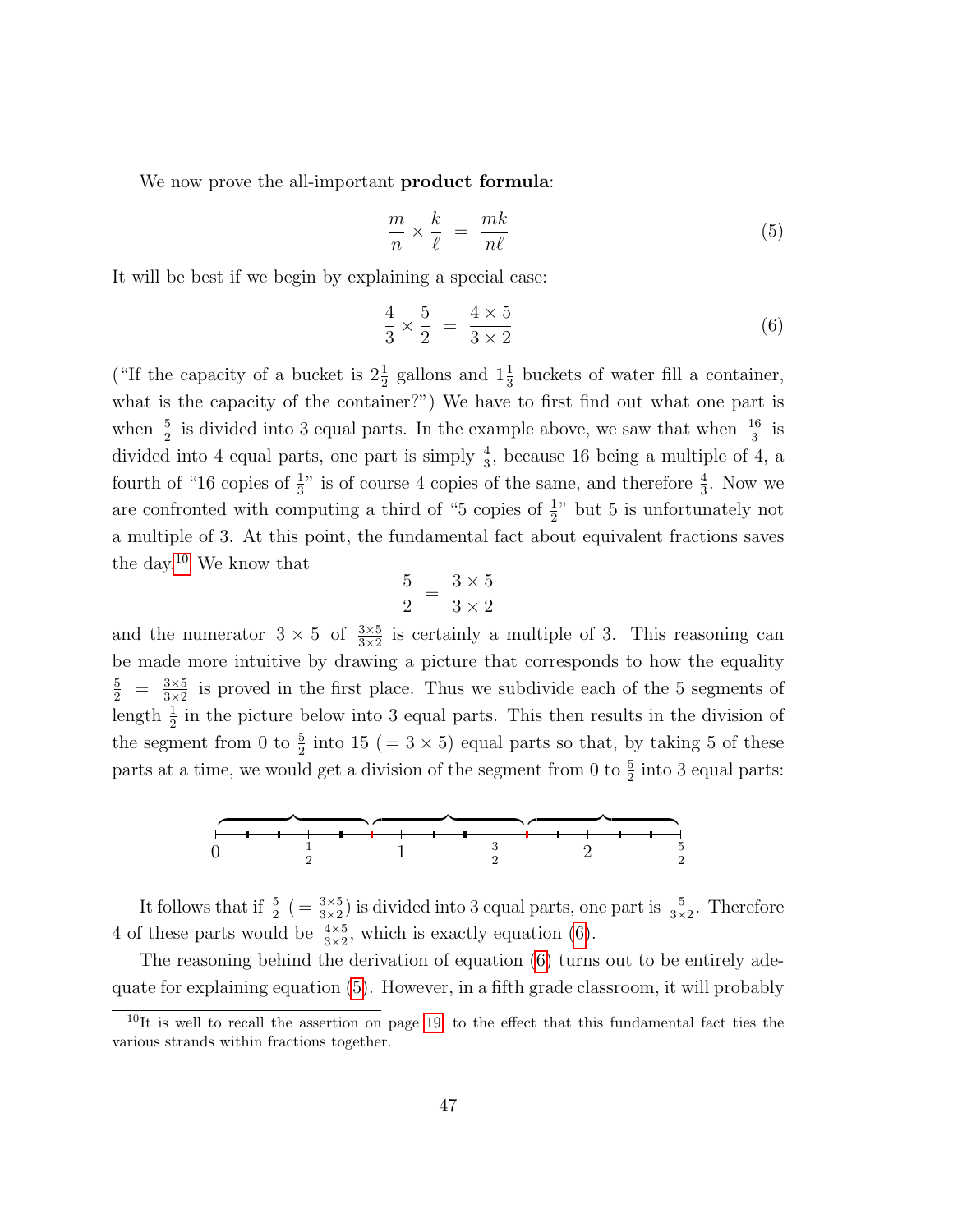We now prove the all-important **product formula**:

$$\frac{m}{n} \times \frac{k}{\ell} \;=\; \frac{mk}{n\ell} \tag{5}$$

It will be best if we begin by explaining a special case:

$$\frac{4}{3} \times \frac{5}{2} \;=\; \frac{4 \times 5}{3 \times 2} \tag{6}$$

("If the capacity of a bucket is $2\frac{1}{2}$ gallons and $1\frac{1}{3}$ buckets of water fill a container, what is the capacity of the container?") We have to first find out what one part is when $\frac{5}{2}$ is divided into 3 equal parts. In the example above, we saw that when $\frac{16}{3}$ is divided into 4 equal parts, one part is simply $\frac{4}{3}$, because 16 being a multiple of 4, a fourth of "16 copies of $\frac{1}{3}$" is of course 4 copies of the same, and therefore $\frac{4}{3}$. Now we are confronted with computing a third of "5 copies of $\frac{1}{2}$" but 5 is unfortunately not a multiple of 3. At this point, the fundamental fact about equivalent fractions saves the day.[10] We know that

$$\frac{5}{2} \;=\; \frac{3 \times 5}{3 \times 2}$$

and the numerator $3 \times 5$ of $\frac{3\times 5}{3\times 2}$ is certainly a multiple of 3. This reasoning can be made more intuitive by drawing a picture that corresponds to how the equality $\frac{5}{2} = \frac{3\times 5}{3\times 2}$ is proved in the first place. Thus we subdivide each of the 5 segments of length $\frac{1}{2}$ in the picture below into 3 equal parts. This then results in the division of the segment from 0 to $\frac{5}{2}$ into 15 ($= 3 \times 5$) equal parts so that, by taking 5 of these parts at a time, we would get a division of the segment from 0 to $\frac{5}{2}$ into 3 equal parts:

It follows that if $\frac{5}{2}$ ($= \frac{3\times 5}{3\times 2}$) is divided into 3 equal parts, one part is $\frac{5}{3\times 2}$. Therefore 4 of these parts would be $\frac{4\times 5}{3\times 2}$, which is exactly equation (6).

The reasoning behind the derivation of equation (6) turns out to be entirely adequate for explaining equation (5). However, in a fifth grade classroom, it will probably

[10] It is well to recall the assertion on page 19, to the effect that this fundamental fact ties the various strands within fractions together.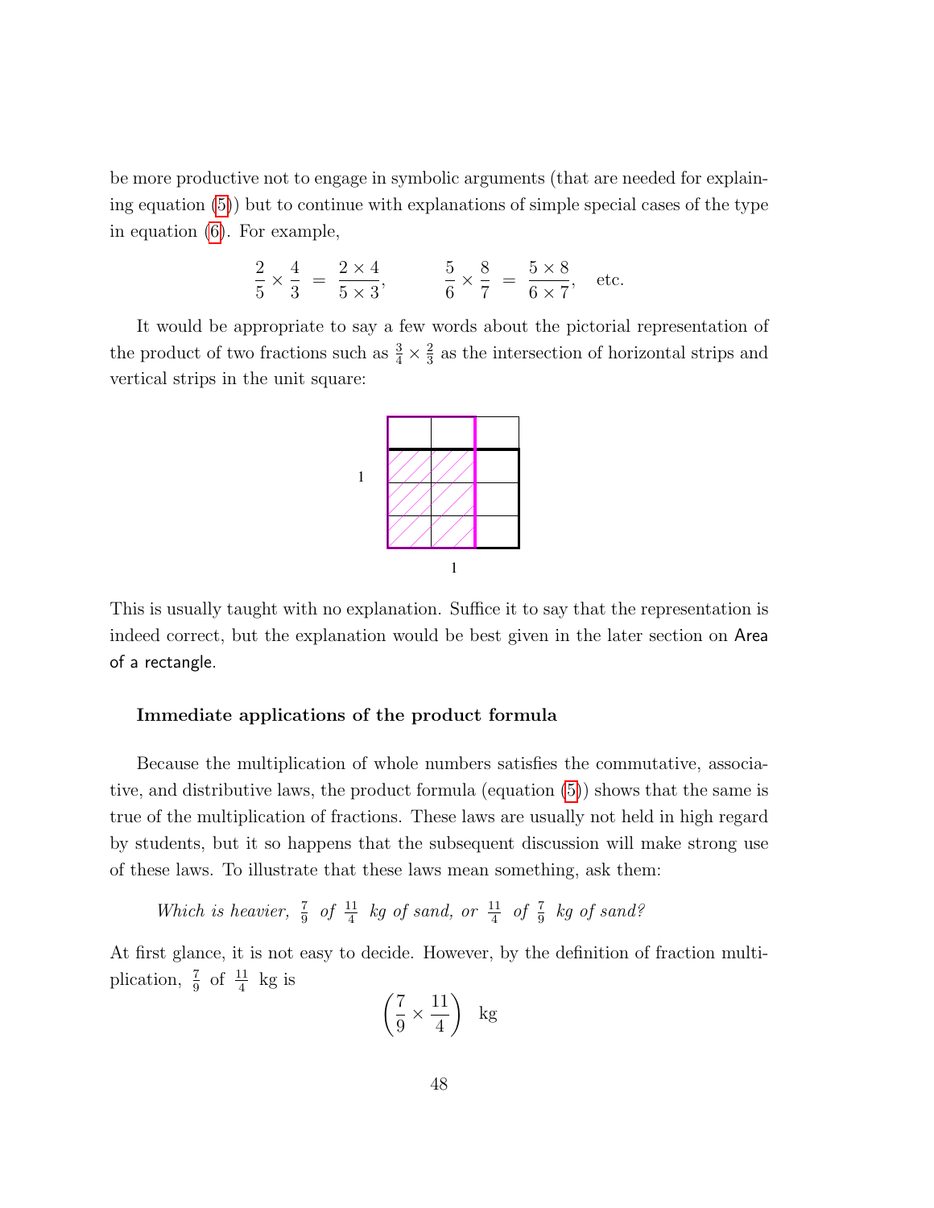be more productive not to engage in symbolic arguments (that are needed for explaining equation (5)) but to continue with explanations of simple special cases of the type in equation (6). For example,

$$\frac{2}{5} \times \frac{4}{3} \;=\; \frac{2 \times 4}{5 \times 3}, \qquad \frac{5}{6} \times \frac{8}{7} \;=\; \frac{5 \times 8}{6 \times 7}, \quad \text{etc.}$$

It would be appropriate to say a few words about the pictorial representation of the product of two fractions such as $\frac{3}{4} \times \frac{2}{3}$ as the intersection of horizontal strips and vertical strips in the unit square:

This is usually taught with no explanation. Suffice it to say that the representation is indeed correct, but the explanation would be best given in the later section on Area of a rectangle.

### Immediate applications of the product formula

Because the multiplication of whole numbers satisfies the commutative, associative, and distributive laws, the product formula (equation (5)) shows that the same is true of the multiplication of fractions. These laws are usually not held in high regard by students, but it so happens that the subsequent discussion will make strong use of these laws. To illustrate that these laws mean something, ask them:

*Which is heavier, $\frac{7}{9}$ of $\frac{11}{4}$ kg of sand, or $\frac{11}{4}$ of $\frac{7}{9}$ kg of sand?*

At first glance, it is not easy to decide. However, by the definition of fraction multiplication, $\frac{7}{9}$ of $\frac{11}{4}$ kg is

$$\left(\frac{7}{9} \times \frac{11}{4}\right) \;\; \text{kg}$$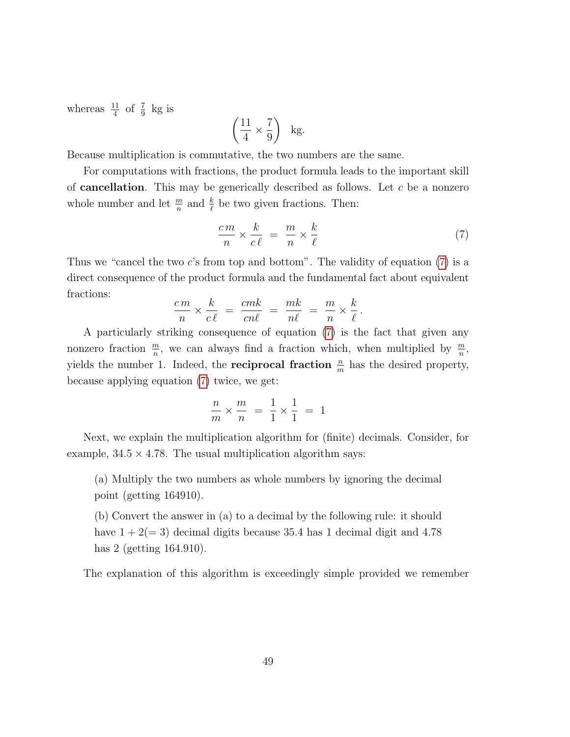whereas $\frac{11}{4}$ of $\frac{7}{9}$ kg is

$$\left(\frac{11}{4} \times \frac{7}{9}\right) \text{ kg.}$$

Because multiplication is commutative, the two numbers are the same.

For computations with fractions, the product formula leads to the important skill of **cancellation**. This may be generically described as follows. Let $c$ be a nonzero whole number and let $\frac{m}{n}$ and $\frac{k}{\ell}$ be two given fractions. Then:

$$\frac{c\,m}{n} \times \frac{k}{c\,\ell} \;=\; \frac{m}{n} \times \frac{k}{\ell} \tag{7}$$

Thus we "cancel the two $c$'s from top and bottom". The validity of equation (7) is a direct consequence of the product formula and the fundamental fact about equivalent fractions:

$$\frac{c\,m}{n} \times \frac{k}{c\,\ell} \;=\; \frac{cmk}{cn\ell} \;=\; \frac{mk}{n\ell} \;=\; \frac{m}{n} \times \frac{k}{\ell}\,.$$

A particularly striking consequence of equation (7) is the fact that given any nonzero fraction $\frac{m}{n}$, we can always find a fraction which, when multiplied by $\frac{m}{n}$, yields the number 1. Indeed, the **reciprocal fraction** $\frac{n}{m}$ has the desired property, because applying equation (7) twice, we get:

$$\frac{n}{m} \times \frac{m}{n} \;=\; \frac{1}{1} \times \frac{1}{1} \;=\; 1$$

Next, we explain the multiplication algorithm for (finite) decimals. Consider, for example, $34.5 \times 4.78$. The usual multiplication algorithm says:

> (a) Multiply the two numbers as whole numbers by ignoring the decimal point (getting 164910).
>
> (b) Convert the answer in (a) to a decimal by the following rule: it should have $1 + 2 (= 3)$ decimal digits because 35.4 has 1 decimal digit and 4.78 has 2 (getting 164.910).

The explanation of this algorithm is exceedingly simple provided we remember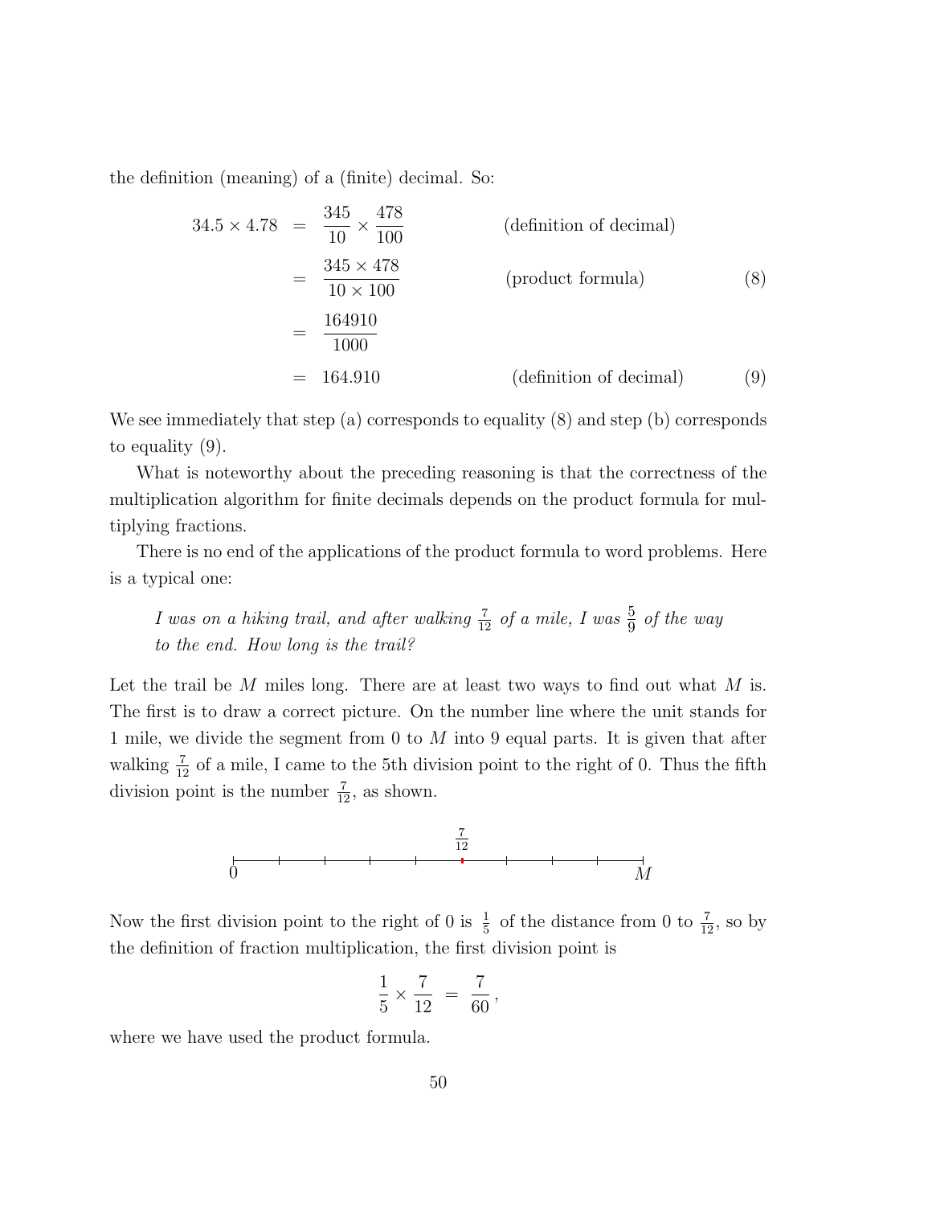the definition (meaning) of a (finite) decimal. So:

$$
\begin{aligned}
34.5 \times 4.78 &= \frac{345}{10} \times \frac{478}{100} && \text{(definition of decimal)} \\
&= \frac{345 \times 478}{10 \times 100} && \text{(product formula)} \qquad (8) \\
&= \frac{164910}{1000} \\
&= 164.910 && \text{(definition of decimal)} \qquad (9)
\end{aligned}
$$

We see immediately that step (a) corresponds to equality (8) and step (b) corresponds to equality (9).

What is noteworthy about the preceding reasoning is that the correctness of the multiplication algorithm for finite decimals depends on the product formula for multiplying fractions.

There is no end of the applications of the product formula to word problems. Here is a typical one:

> *I was on a hiking trail, and after walking $\frac{7}{12}$ of a mile, I was $\frac{5}{9}$ of the way to the end. How long is the trail?*

Let the trail be $M$ miles long. There are at least two ways to find out what $M$ is. The first is to draw a correct picture. On the number line where the unit stands for 1 mile, we divide the segment from 0 to $M$ into 9 equal parts. It is given that after walking $\frac{7}{12}$ of a mile, I came to the 5th division point to the right of 0. Thus the fifth division point is the number $\frac{7}{12}$, as shown.

Now the first division point to the right of 0 is $\frac{1}{5}$ of the distance from 0 to $\frac{7}{12}$, so by the definition of fraction multiplication, the first division point is

$$\frac{1}{5} \times \frac{7}{12} = \frac{7}{60},$$

where we have used the product formula.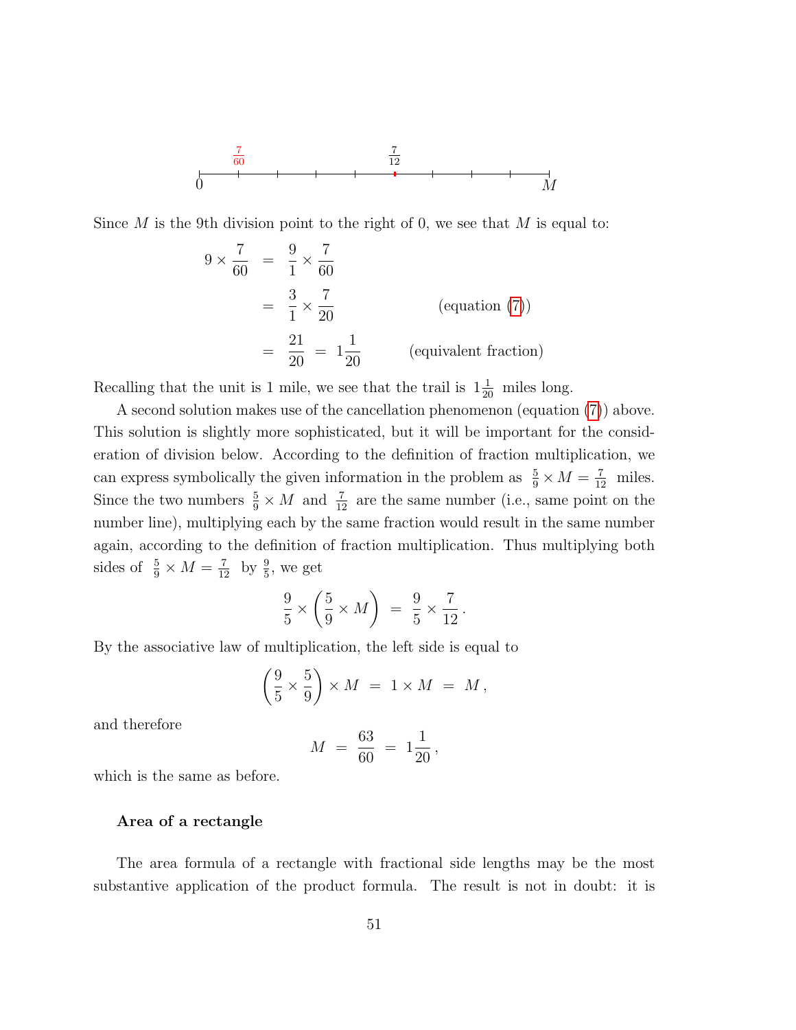Since $M$ is the 9th division point to the right of 0, we see that $M$ is equal to:

$$
\begin{aligned}
9 \times \frac{7}{60} &= \frac{9}{1} \times \frac{7}{60} \\
&= \frac{3}{1} \times \frac{7}{20} \qquad \text{(equation (7))} \\
&= \frac{21}{20} = 1\frac{1}{20} \qquad \text{(equivalent fraction)}
\end{aligned}
$$

Recalling that the unit is 1 mile, we see that the trail is $1\frac{1}{20}$ miles long.

A second solution makes use of the cancellation phenomenon (equation (7)) above. This solution is slightly more sophisticated, but it will be important for the consideration of division below. According to the definition of fraction multiplication, we can express symbolically the given information in the problem as $\frac{5}{9} \times M = \frac{7}{12}$ miles. Since the two numbers $\frac{5}{9} \times M$ and $\frac{7}{12}$ are the same number (i.e., same point on the number line), multiplying each by the same fraction would result in the same number again, according to the definition of fraction multiplication. Thus multiplying both sides of $\frac{5}{9} \times M = \frac{7}{12}$ by $\frac{9}{5}$, we get

$$\frac{9}{5} \times \left( \frac{5}{9} \times M \right) = \frac{9}{5} \times \frac{7}{12} .$$

By the associative law of multiplication, the left side is equal to

$$\left( \frac{9}{5} \times \frac{5}{9} \right) \times M = 1 \times M = M ,$$

and therefore

$$M = \frac{63}{60} = 1\frac{1}{20} ,$$

which is the same as before.

### Area of a rectangle

The area formula of a rectangle with fractional side lengths may be the most substantive application of the product formula. The result is not in doubt: it is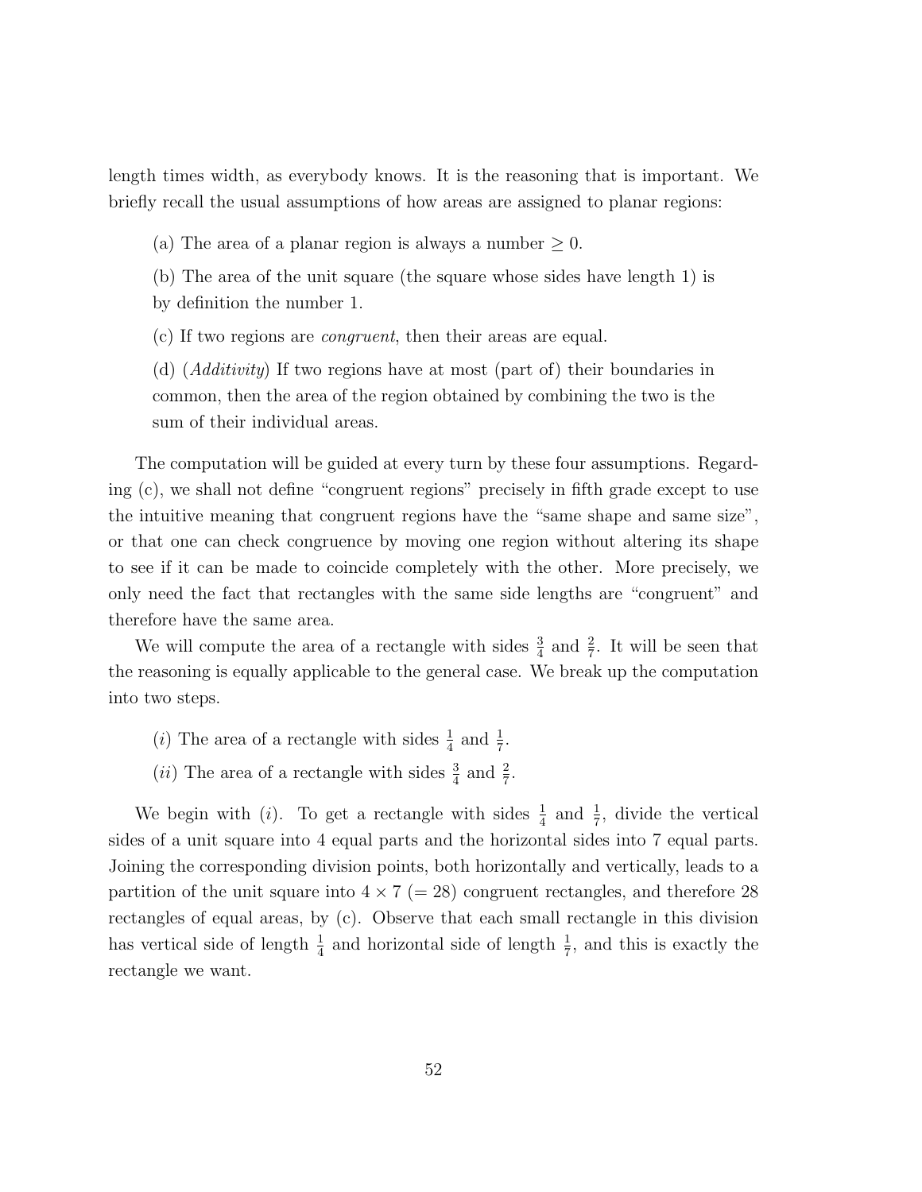length times width, as everybody knows. It is the reasoning that is important. We briefly recall the usual assumptions of how areas are assigned to planar regions:

(a) The area of a planar region is always a number $\geq 0$.

(b) The area of the unit square (the square whose sides have length 1) is by definition the number 1.

(c) If two regions are *congruent*, then their areas are equal.

(d) (*Additivity*) If two regions have at most (part of) their boundaries in common, then the area of the region obtained by combining the two is the sum of their individual areas.

The computation will be guided at every turn by these four assumptions. Regarding (c), we shall not define "congruent regions" precisely in fifth grade except to use the intuitive meaning that congruent regions have the "same shape and same size", or that one can check congruence by moving one region without altering its shape to see if it can be made to coincide completely with the other. More precisely, we only need the fact that rectangles with the same side lengths are "congruent" and therefore have the same area.

We will compute the area of a rectangle with sides $\frac{3}{4}$ and $\frac{2}{7}$. It will be seen that the reasoning is equally applicable to the general case. We break up the computation into two steps.

(*i*) The area of a rectangle with sides $\frac{1}{4}$ and $\frac{1}{7}$.

(*ii*) The area of a rectangle with sides $\frac{3}{4}$ and $\frac{2}{7}$.

We begin with (*i*). To get a rectangle with sides $\frac{1}{4}$ and $\frac{1}{7}$, divide the vertical sides of a unit square into 4 equal parts and the horizontal sides into 7 equal parts. Joining the corresponding division points, both horizontally and vertically, leads to a partition of the unit square into $4 \times 7$ $(= 28)$ congruent rectangles, and therefore 28 rectangles of equal areas, by (c). Observe that each small rectangle in this division has vertical side of length $\frac{1}{4}$ and horizontal side of length $\frac{1}{7}$, and this is exactly the rectangle we want.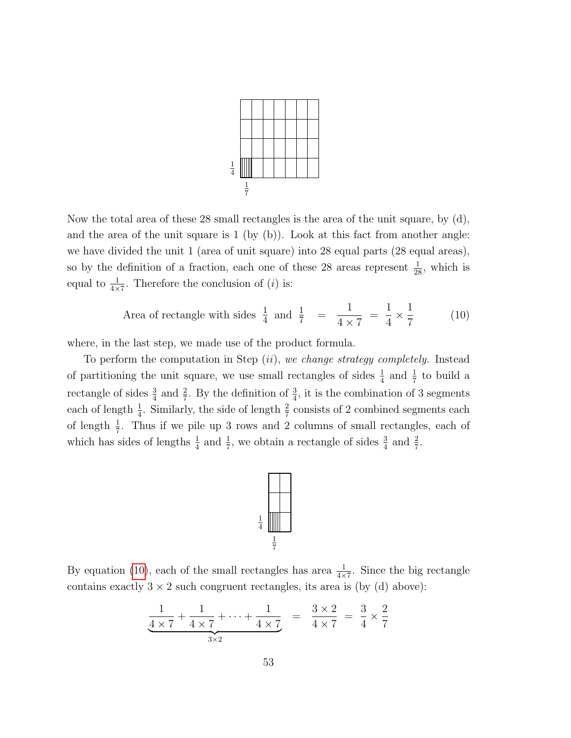Now the total area of these 28 small rectangles is the area of the unit square, by (d), and the area of the unit square is 1 (by (b)). Look at this fact from another angle: we have divided the unit 1 (area of unit square) into 28 equal parts (28 equal areas), so by the definition of a fraction, each one of these 28 areas represent $\frac{1}{28}$, which is equal to $\frac{1}{4 \times 7}$. Therefore the conclusion of $(i)$ is:

$$\text{Area of rectangle with sides } \frac{1}{4} \text{ and } \frac{1}{7} \;=\; \frac{1}{4 \times 7} \;=\; \frac{1}{4} \times \frac{1}{7} \qquad (10)$$

where, in the last step, we made use of the product formula.

To perform the computation in Step $(ii)$, *we change strategy completely.* Instead of partitioning the unit square, we use small rectangles of sides $\frac{1}{4}$ and $\frac{1}{7}$ to build a rectangle of sides $\frac{3}{4}$ and $\frac{2}{7}$. By the definition of $\frac{3}{4}$, it is the combination of 3 segments each of length $\frac{1}{4}$. Similarly, the side of length $\frac{2}{7}$ consists of 2 combined segments each of length $\frac{1}{7}$. Thus if we pile up 3 rows and 2 columns of small rectangles, each of which has sides of lengths $\frac{1}{4}$ and $\frac{1}{7}$, we obtain a rectangle of sides $\frac{3}{4}$ and $\frac{2}{7}$.

By equation (10), each of the small rectangles has area $\frac{1}{4 \times 7}$. Since the big rectangle contains exactly $3 \times 2$ such congruent rectangles, its area is (by (d) above):

$$\underbrace{\frac{1}{4 \times 7} + \frac{1}{4 \times 7} + \cdots + \frac{1}{4 \times 7}}_{3 \times 2} \;=\; \frac{3 \times 2}{4 \times 7} \;=\; \frac{3}{4} \times \frac{2}{7}$$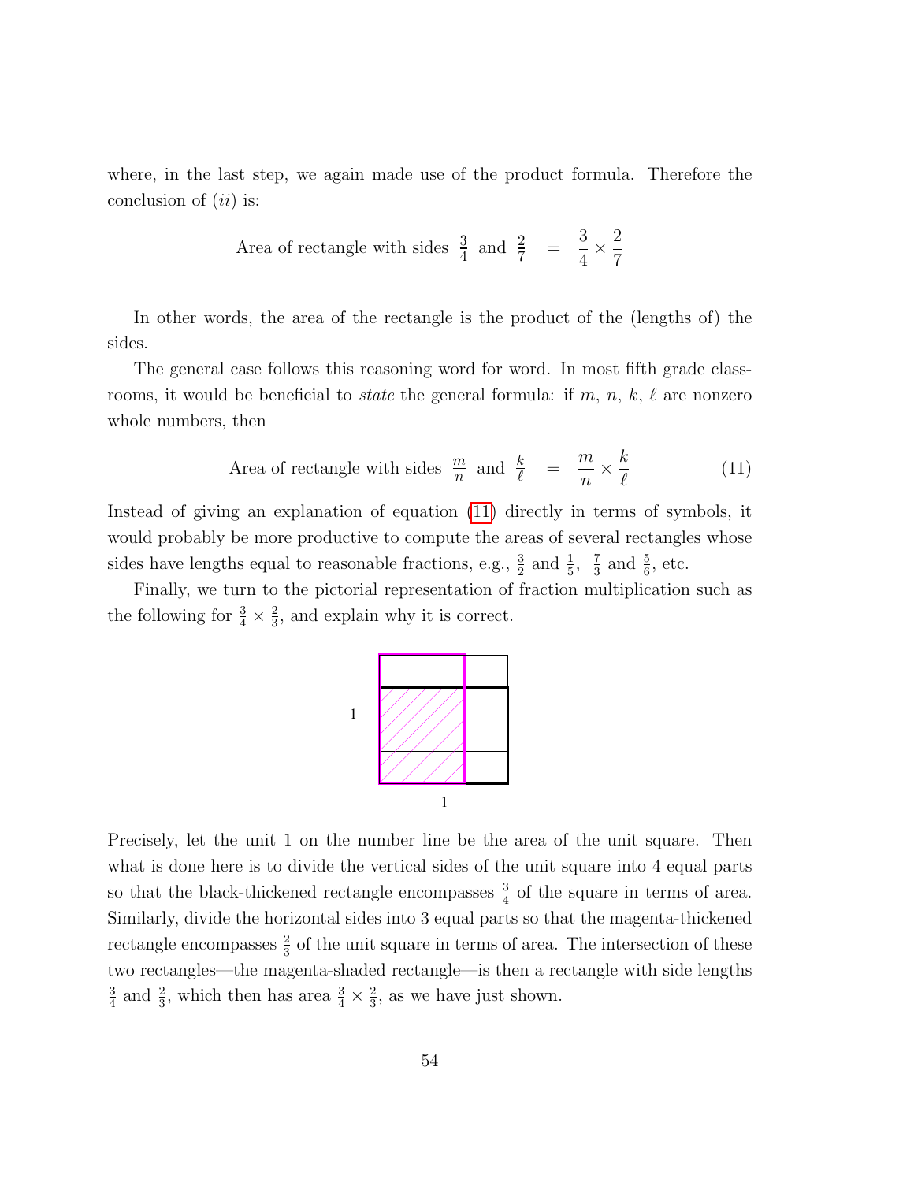where, in the last step, we again made use of the product formula. Therefore the conclusion of (*ii*) is:

$$\text{Area of rectangle with sides } \tfrac{3}{4} \text{ and } \tfrac{2}{7} \quad = \quad \frac{3}{4} \times \frac{2}{7}$$

In other words, the area of the rectangle is the product of the (lengths of) the sides.

The general case follows this reasoning word for word. In most fifth grade classrooms, it would be beneficial to *state* the general formula: if $m$, $n$, $k$, $\ell$ are nonzero whole numbers, then

$$\text{Area of rectangle with sides } \tfrac{m}{n} \text{ and } \tfrac{k}{\ell} \quad = \quad \frac{m}{n} \times \frac{k}{\ell} \tag{11}$$

Instead of giving an explanation of equation (11) directly in terms of symbols, it would probably be more productive to compute the areas of several rectangles whose sides have lengths equal to reasonable fractions, e.g., $\frac{3}{2}$ and $\frac{1}{5}$, $\frac{7}{3}$ and $\frac{5}{6}$, etc.

Finally, we turn to the pictorial representation of fraction multiplication such as the following for $\frac{3}{4} \times \frac{2}{3}$, and explain why it is correct.

Precisely, let the unit 1 on the number line be the area of the unit square. Then what is done here is to divide the vertical sides of the unit square into 4 equal parts so that the black-thickened rectangle encompasses $\frac{3}{4}$ of the square in terms of area. Similarly, divide the horizontal sides into 3 equal parts so that the magenta-thickened rectangle encompasses $\frac{2}{3}$ of the unit square in terms of area. The intersection of these two rectangles—the magenta-shaded rectangle—is then a rectangle with side lengths $\frac{3}{4}$ and $\frac{2}{3}$, which then has area $\frac{3}{4} \times \frac{2}{3}$, as we have just shown.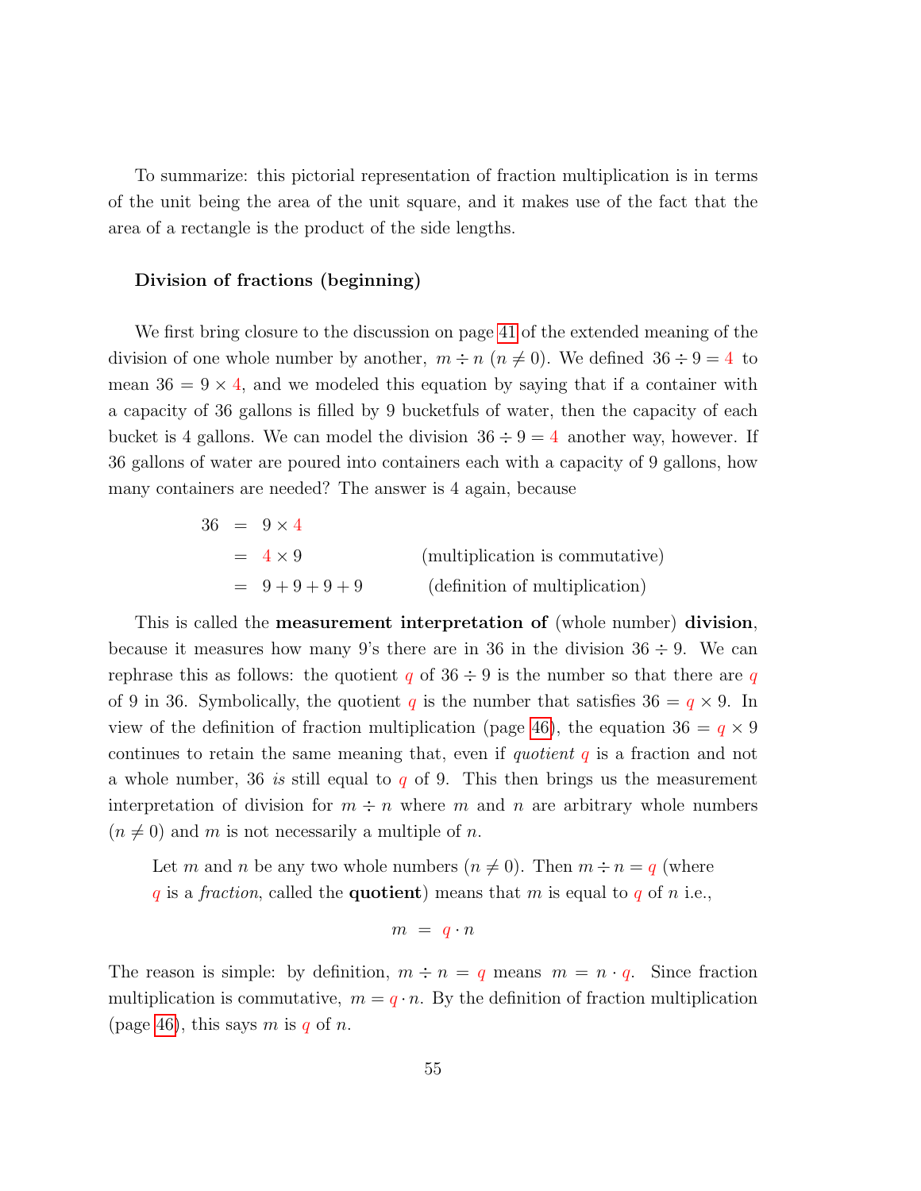To summarize: this pictorial representation of fraction multiplication is in terms of the unit being the area of the unit square, and it makes use of the fact that the area of a rectangle is the product of the side lengths.

**Division of fractions (beginning)**

We first bring closure to the discussion on page 41 of the extended meaning of the division of one whole number by another, $m \div n$ ($n \neq 0$). We defined $36 \div 9 = 4$ to mean $36 = 9 \times 4$, and we modeled this equation by saying that if a container with a capacity of 36 gallons is filled by 9 bucketfuls of water, then the capacity of each bucket is 4 gallons. We can model the division $36 \div 9 = 4$ another way, however. If 36 gallons of water are poured into containers each with a capacity of 9 gallons, how many containers are needed? The answer is 4 again, because

$$
\begin{aligned}
36 &= 9 \times 4 \\
&= 4 \times 9 && \text{(multiplication is commutative)} \\
&= 9 + 9 + 9 + 9 && \text{(definition of multiplication)}
\end{aligned}
$$

This is called the **measurement interpretation of** (whole number) **division**, because it measures how many 9's there are in 36 in the division $36 \div 9$. We can rephrase this as follows: the quotient $q$ of $36 \div 9$ is the number so that there are $q$ of 9 in 36. Symbolically, the quotient $q$ is the number that satisfies $36 = q \times 9$. In view of the definition of fraction multiplication (page 46), the equation $36 = q \times 9$ continues to retain the same meaning that, even if *quotient* $q$ is a fraction and not a whole number, 36 *is* still equal to $q$ of 9. This then brings us the measurement interpretation of division for $m \div n$ where $m$ and $n$ are arbitrary whole numbers ($n \neq 0$) and $m$ is not necessarily a multiple of $n$.

> Let $m$ and $n$ be any two whole numbers ($n \neq 0$). Then $m \div n = q$ (where $q$ is a *fraction*, called the **quotient**) means that $m$ is equal to $q$ of $n$ i.e.,
>
> $$m = q \cdot n$$

The reason is simple: by definition, $m \div n = q$ means $m = n \cdot q$. Since fraction multiplication is commutative, $m = q \cdot n$. By the definition of fraction multiplication (page 46), this says $m$ is $q$ of $n$.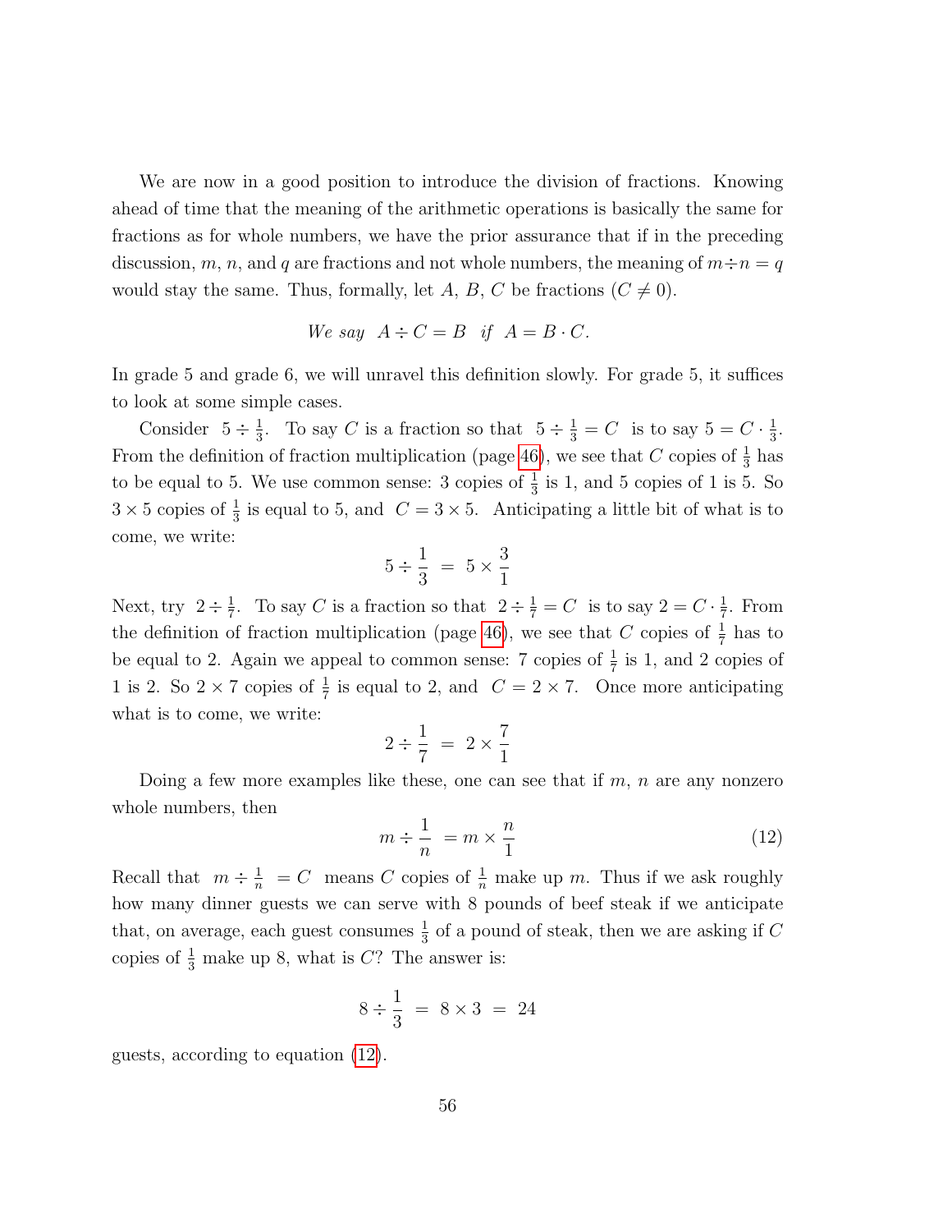We are now in a good position to introduce the division of fractions. Knowing ahead of time that the meaning of the arithmetic operations is basically the same for fractions as for whole numbers, we have the prior assurance that if in the preceding discussion, $m$, $n$, and $q$ are fractions and not whole numbers, the meaning of $m \div n = q$ would stay the same. Thus, formally, let $A$, $B$, $C$ be fractions ($C \neq 0$).

$$\textit{We say} \;\; A \div C = B \;\; \textit{if} \;\; A = B \cdot C.$$

In grade 5 and grade 6, we will unravel this definition slowly. For grade 5, it suffices to look at some simple cases.

Consider $5 \div \frac{1}{3}$. To say $C$ is a fraction so that $5 \div \frac{1}{3} = C$ is to say $5 = C \cdot \frac{1}{3}$. From the definition of fraction multiplication (page 46), we see that $C$ copies of $\frac{1}{3}$ has to be equal to 5. We use common sense: 3 copies of $\frac{1}{3}$ is 1, and 5 copies of 1 is 5. So $3 \times 5$ copies of $\frac{1}{3}$ is equal to 5, and $C = 3 \times 5$. Anticipating a little bit of what is to come, we write:

$$5 \div \frac{1}{3} \;=\; 5 \times \frac{3}{1}$$

Next, try $2 \div \frac{1}{7}$. To say $C$ is a fraction so that $2 \div \frac{1}{7} = C$ is to say $2 = C \cdot \frac{1}{7}$. From the definition of fraction multiplication (page 46), we see that $C$ copies of $\frac{1}{7}$ has to be equal to 2. Again we appeal to common sense: 7 copies of $\frac{1}{7}$ is 1, and 2 copies of 1 is 2. So $2 \times 7$ copies of $\frac{1}{7}$ is equal to 2, and $C = 2 \times 7$. Once more anticipating what is to come, we write:

$$2 \div \frac{1}{7} \;=\; 2 \times \frac{7}{1}$$

Doing a few more examples like these, one can see that if $m$, $n$ are any nonzero whole numbers, then

$$m \div \frac{1}{n} \; = m \times \frac{n}{1} \tag{12}$$

Recall that $m \div \frac{1}{n} \; = C$ means $C$ copies of $\frac{1}{n}$ make up $m$. Thus if we ask roughly how many dinner guests we can serve with 8 pounds of beef steak if we anticipate that, on average, each guest consumes $\frac{1}{3}$ of a pound of steak, then we are asking if $C$ copies of $\frac{1}{3}$ make up 8, what is $C$? The answer is:

$$8 \div \frac{1}{3} \;=\; 8 \times 3 \;=\; 24$$

guests, according to equation (12).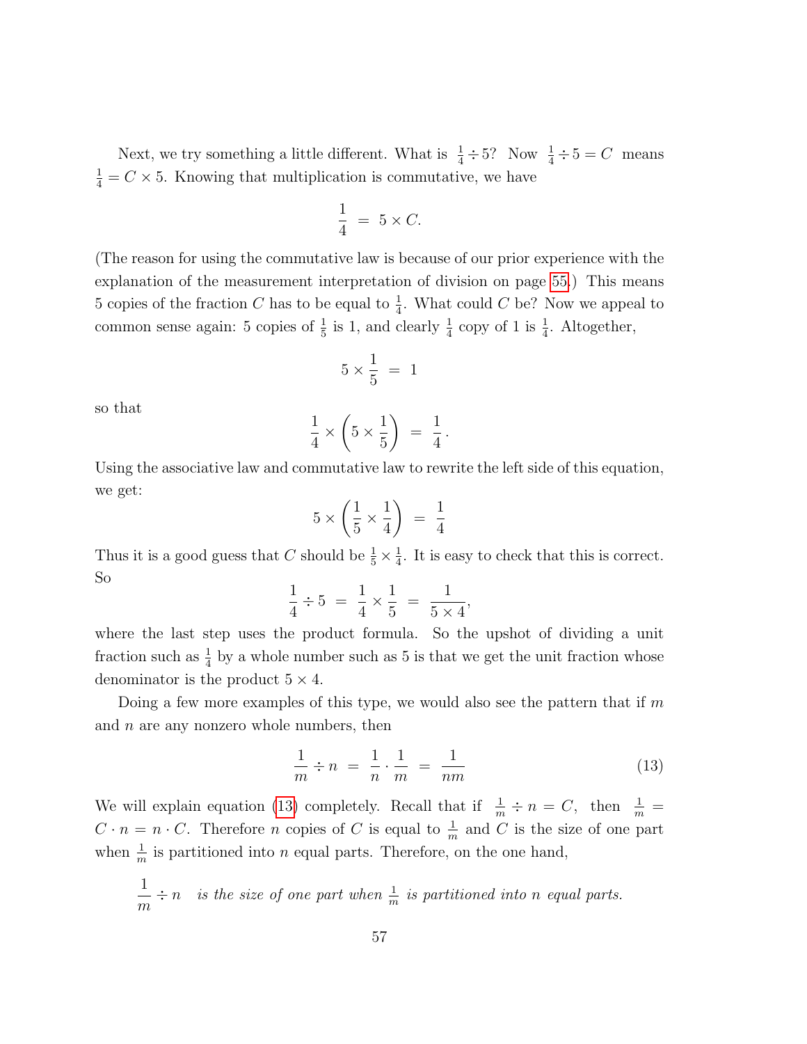Next, we try something a little different. What is $\frac{1}{4} \div 5$? Now $\frac{1}{4} \div 5 = C$ means $\frac{1}{4} = C \times 5$. Knowing that multiplication is commutative, we have

$$\frac{1}{4} \;=\; 5 \times C.$$

(The reason for using the commutative law is because of our prior experience with the explanation of the measurement interpretation of division on page 55.) This means 5 copies of the fraction $C$ has to be equal to $\frac{1}{4}$. What could $C$ be? Now we appeal to common sense again: 5 copies of $\frac{1}{5}$ is 1, and clearly $\frac{1}{4}$ copy of 1 is $\frac{1}{4}$. Altogether,

$$5 \times \frac{1}{5} \;=\; 1$$

so that

$$\frac{1}{4} \times \left(5 \times \frac{1}{5}\right) \;=\; \frac{1}{4}.$$

Using the associative law and commutative law to rewrite the left side of this equation, we get:

$$5 \times \left(\frac{1}{5} \times \frac{1}{4}\right) \;=\; \frac{1}{4}$$

Thus it is a good guess that $C$ should be $\frac{1}{5} \times \frac{1}{4}$. It is easy to check that this is correct. So

$$\frac{1}{4} \div 5 \;=\; \frac{1}{4} \times \frac{1}{5} \;=\; \frac{1}{5 \times 4},$$

where the last step uses the product formula. So the upshot of dividing a unit fraction such as $\frac{1}{4}$ by a whole number such as 5 is that we get the unit fraction whose denominator is the product $5 \times 4$.

Doing a few more examples of this type, we would also see the pattern that if $m$ and $n$ are any nonzero whole numbers, then

$$\frac{1}{m} \div n \;=\; \frac{1}{n} \cdot \frac{1}{m} \;=\; \frac{1}{nm} \tag{13}$$

We will explain equation (13) completely. Recall that if $\frac{1}{m} \div n = C$, then $\frac{1}{m} = C \cdot n = n \cdot C$. Therefore $n$ copies of $C$ is equal to $\frac{1}{m}$ and $C$ is the size of one part when $\frac{1}{m}$ is partitioned into $n$ equal parts. Therefore, on the one hand,

$\frac{1}{m} \div n$ *is the size of one part when* $\frac{1}{m}$ *is partitioned into n equal parts.*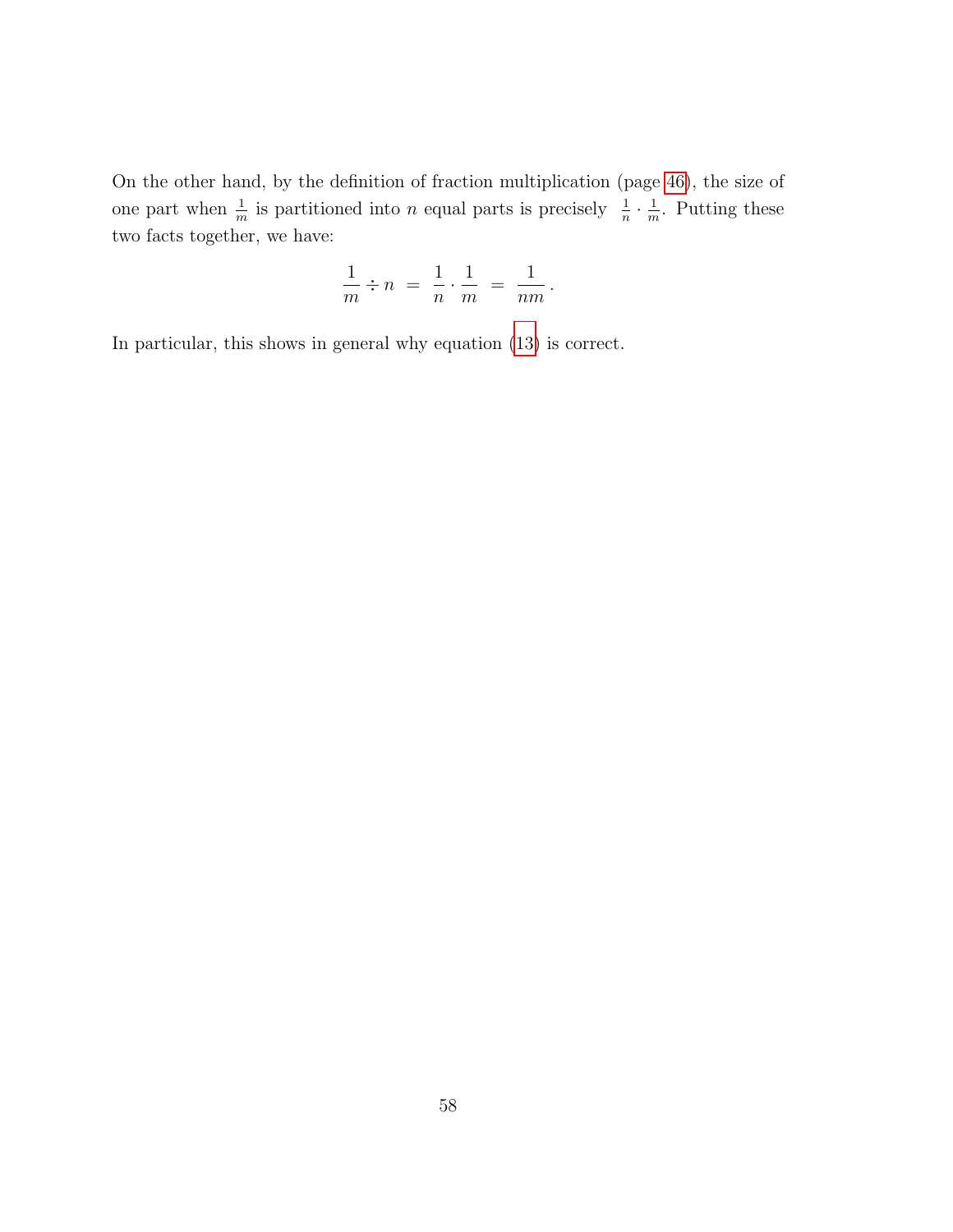On the other hand, by the definition of fraction multiplication (page 46), the size of one part when $\frac{1}{m}$ is partitioned into $n$ equal parts is precisely $\frac{1}{n} \cdot \frac{1}{m}$. Putting these two facts together, we have:

$$\frac{1}{m} \div n \;=\; \frac{1}{n} \cdot \frac{1}{m} \;=\; \frac{1}{nm}\,.$$

In particular, this shows in general why equation (13) is correct.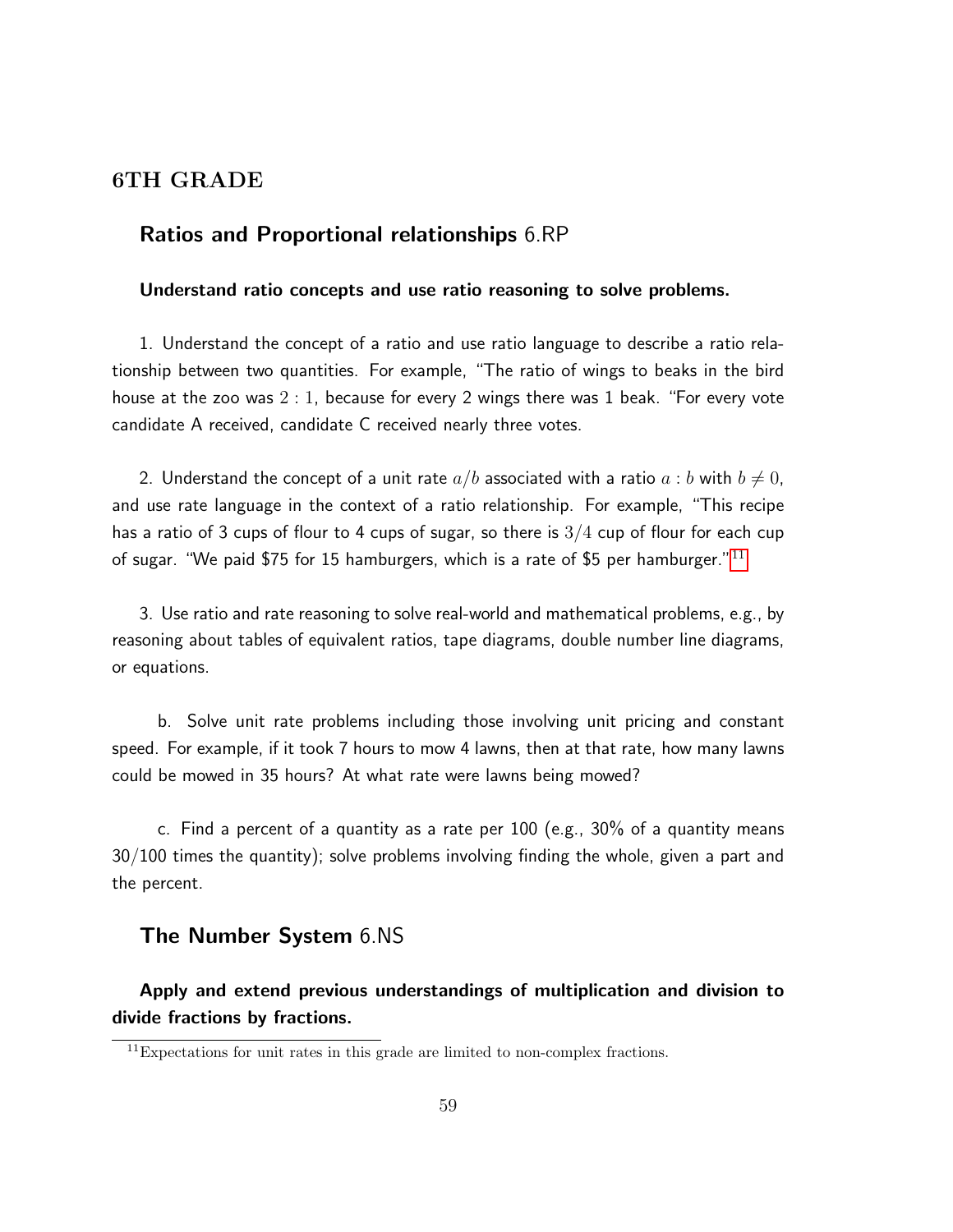## 6TH GRADE

### Ratios and Proportional relationships 6.RP

#### Understand ratio concepts and use ratio reasoning to solve problems.

1. Understand the concept of a ratio and use ratio language to describe a ratio relationship between two quantities. For example, "The ratio of wings to beaks in the bird house at the zoo was $2:1$, because for every 2 wings there was 1 beak. "For every vote candidate A received, candidate C received nearly three votes.

2. Understand the concept of a unit rate $a/b$ associated with a ratio $a:b$ with $b \neq 0$, and use rate language in the context of a ratio relationship. For example, "This recipe has a ratio of 3 cups of flour to 4 cups of sugar, so there is $3/4$ cup of flour for each cup of sugar. "We paid $75 for 15 hamburgers, which is a rate of $5 per hamburger."[11]

3. Use ratio and rate reasoning to solve real-world and mathematical problems, e.g., by reasoning about tables of equivalent ratios, tape diagrams, double number line diagrams, or equations.

   b. Solve unit rate problems including those involving unit pricing and constant speed. For example, if it took 7 hours to mow 4 lawns, then at that rate, how many lawns could be mowed in 35 hours? At what rate were lawns being mowed?

   c. Find a percent of a quantity as a rate per 100 (e.g., 30% of a quantity means 30/100 times the quantity); solve problems involving finding the whole, given a part and the percent.

### The Number System 6.NS

#### Apply and extend previous understandings of multiplication and division to divide fractions by fractions.

[11] Expectations for unit rates in this grade are limited to non-complex fractions.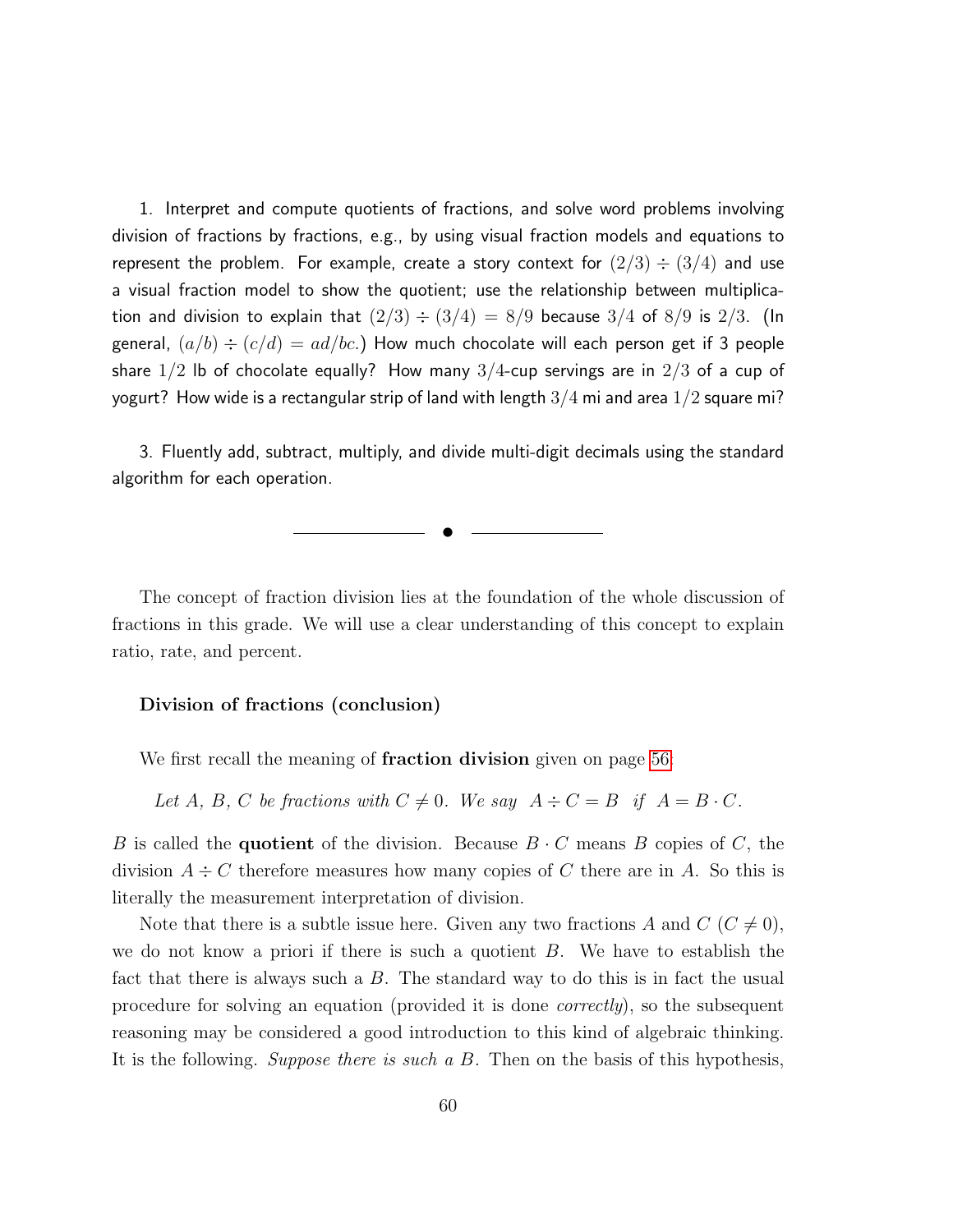1. Interpret and compute quotients of fractions, and solve word problems involving division of fractions by fractions, e.g., by using visual fraction models and equations to represent the problem. For example, create a story context for $(2/3) \div (3/4)$ and use a visual fraction model to show the quotient; use the relationship between multiplication and division to explain that $(2/3) \div (3/4) = 8/9$ because $3/4$ of $8/9$ is $2/3$. (In general, $(a/b) \div (c/d) = ad/bc$.) How much chocolate will each person get if 3 people share $1/2$ lb of chocolate equally? How many $3/4$-cup servings are in $2/3$ of a cup of yogurt? How wide is a rectangular strip of land with length $3/4$ mi and area $1/2$ square mi?

3. Fluently add, subtract, multiply, and divide multi-digit decimals using the standard algorithm for each operation.

---

The concept of fraction division lies at the foundation of the whole discussion of fractions in this grade. We will use a clear understanding of this concept to explain ratio, rate, and percent.

### Division of fractions (conclusion)

We first recall the meaning of **fraction division** given on page 56:

*Let $A$, $B$, $C$ be fractions with $C \neq 0$. We say $A \div C = B$ if $A = B \cdot C$.*

$B$ is called the **quotient** of the division. Because $B \cdot C$ means $B$ copies of $C$, the division $A \div C$ therefore measures how many copies of $C$ there are in $A$. So this is literally the measurement interpretation of division.

Note that there is a subtle issue here. Given any two fractions $A$ and $C$ ($C \neq 0$), we do not know a priori if there is such a quotient $B$. We have to establish the fact that there is always such a $B$. The standard way to do this is in fact the usual procedure for solving an equation (provided it is done *correctly*), so the subsequent reasoning may be considered a good introduction to this kind of algebraic thinking. It is the following. *Suppose there is such a $B$.* Then on the basis of this hypothesis,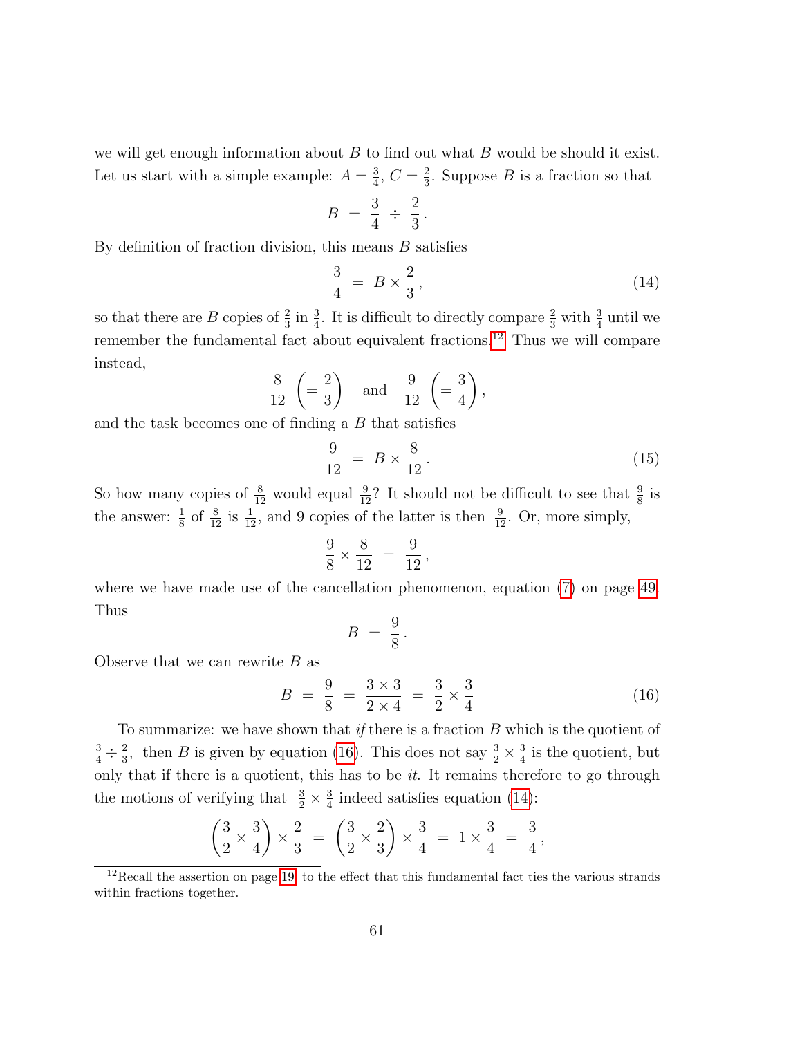we will get enough information about $B$ to find out what $B$ would be should it exist. Let us start with a simple example: $A = \frac{3}{4}$, $C = \frac{2}{3}$. Suppose $B$ is a fraction so that

$$B = \frac{3}{4} \div \frac{2}{3}.$$

By definition of fraction division, this means $B$ satisfies

$$\frac{3}{4} = B \times \frac{2}{3}, \tag{14}$$

so that there are $B$ copies of $\frac{2}{3}$ in $\frac{3}{4}$. It is difficult to directly compare $\frac{2}{3}$ with $\frac{3}{4}$ until we remember the fundamental fact about equivalent fractions.[12] Thus we will compare instead,

$$\frac{8}{12} \left(= \frac{2}{3}\right) \quad \text{and} \quad \frac{9}{12} \left(= \frac{3}{4}\right),$$

and the task becomes one of finding a $B$ that satisfies

$$\frac{9}{12} = B \times \frac{8}{12}. \tag{15}$$

So how many copies of $\frac{8}{12}$ would equal $\frac{9}{12}$? It should not be difficult to see that $\frac{9}{8}$ is the answer: $\frac{1}{8}$ of $\frac{8}{12}$ is $\frac{1}{12}$, and 9 copies of the latter is then $\frac{9}{12}$. Or, more simply,

$$\frac{9}{8} \times \frac{8}{12} = \frac{9}{12},$$

where we have made use of the cancellation phenomenon, equation (7) on page 49. Thus

$$B = \frac{9}{8}.$$

Observe that we can rewrite $B$ as

$$B = \frac{9}{8} = \frac{3 \times 3}{2 \times 4} = \frac{3}{2} \times \frac{3}{4} \tag{16}$$

To summarize: we have shown that *if* there is a fraction $B$ which is the quotient of $\frac{3}{4} \div \frac{2}{3}$, then $B$ is given by equation (16). This does not say $\frac{3}{2} \times \frac{3}{4}$ is the quotient, but only that if there is a quotient, this has to be *it*. It remains therefore to go through the motions of verifying that $\frac{3}{2} \times \frac{3}{4}$ indeed satisfies equation (14):

$$\left(\frac{3}{2} \times \frac{3}{4}\right) \times \frac{2}{3} = \left(\frac{3}{2} \times \frac{2}{3}\right) \times \frac{3}{4} = 1 \times \frac{3}{4} = \frac{3}{4},$$

[12] Recall the assertion on page 19 to the effect that this fundamental fact ties the various strands within fractions together.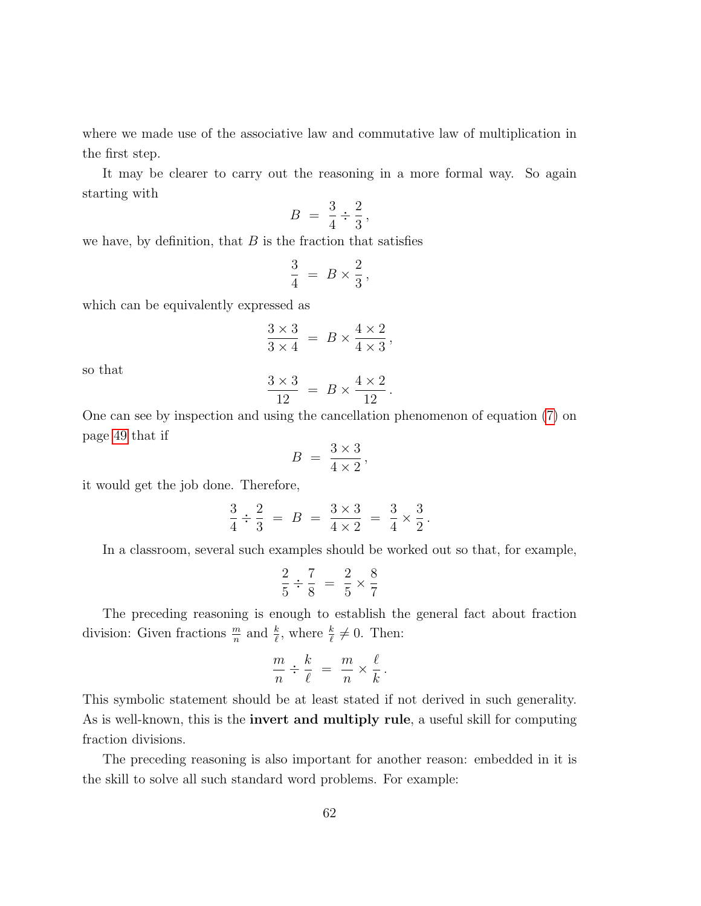where we made use of the associative law and commutative law of multiplication in the first step.

It may be clearer to carry out the reasoning in a more formal way. So again starting with

$$B \;=\; \frac{3}{4} \div \frac{2}{3}\,,$$

we have, by definition, that $B$ is the fraction that satisfies

$$\frac{3}{4} \;=\; B \times \frac{2}{3}\,,$$

which can be equivalently expressed as

$$\frac{3 \times 3}{3 \times 4} \;=\; B \times \frac{4 \times 2}{4 \times 3}\,,$$

so that

$$\frac{3 \times 3}{12} \;=\; B \times \frac{4 \times 2}{12}\,.$$

One can see by inspection and using the cancellation phenomenon of equation (7) on page 49 that if

$$B \;=\; \frac{3 \times 3}{4 \times 2}\,,$$

it would get the job done. Therefore,

$$\frac{3}{4} \div \frac{2}{3} \;=\; B \;=\; \frac{3 \times 3}{4 \times 2} \;=\; \frac{3}{4} \times \frac{3}{2}\,.$$

In a classroom, several such examples should be worked out so that, for example,

$$\frac{2}{5} \div \frac{7}{8} \;=\; \frac{2}{5} \times \frac{8}{7}$$

The preceding reasoning is enough to establish the general fact about fraction division: Given fractions $\frac{m}{n}$ and $\frac{k}{\ell}$, where $\frac{k}{\ell} \neq 0$. Then:

$$\frac{m}{n} \div \frac{k}{\ell} \;=\; \frac{m}{n} \times \frac{\ell}{k}\,.$$

This symbolic statement should be at least stated if not derived in such generality. As is well-known, this is the **invert and multiply rule**, a useful skill for computing fraction divisions.

The preceding reasoning is also important for another reason: embedded in it is the skill to solve all such standard word problems. For example: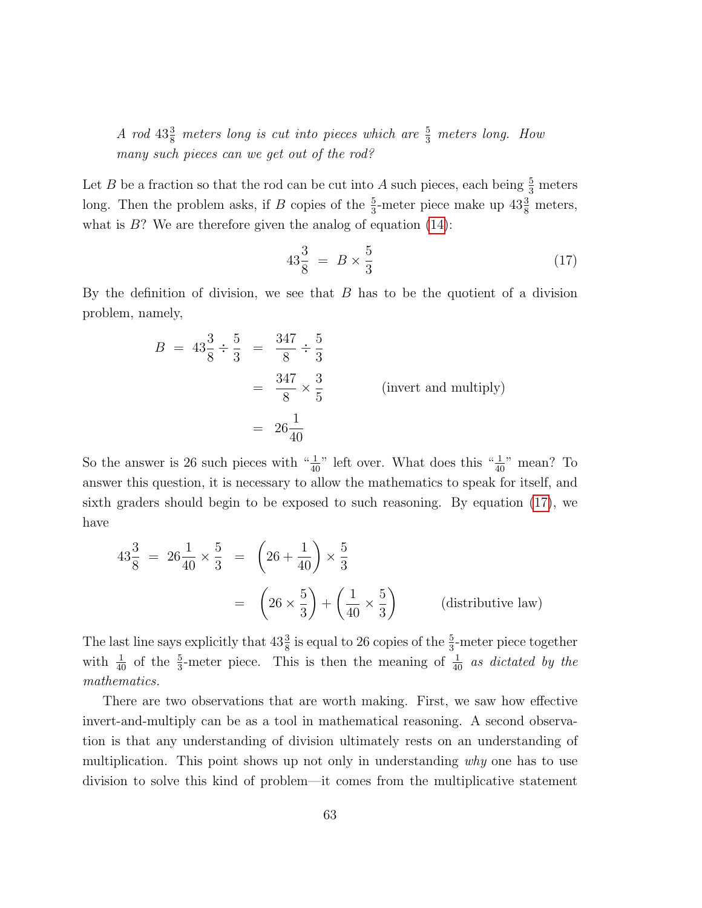*A rod $43\frac{3}{8}$ meters long is cut into pieces which are $\frac{5}{3}$ meters long. How many such pieces can we get out of the rod?*

Let $B$ be a fraction so that the rod can be cut into $A$ such pieces, each being $\frac{5}{3}$ meters long. Then the problem asks, if $B$ copies of the $\frac{5}{3}$-meter piece make up $43\frac{3}{8}$ meters, what is $B$? We are therefore given the analog of equation (14):

$$43\frac{3}{8} \;=\; B \times \frac{5}{3} \tag{17}$$

By the definition of division, we see that $B$ has to be the quotient of a division problem, namely,

$$\begin{aligned} B \;=\; 43\frac{3}{8} \div \frac{5}{3} \;&=\; \frac{347}{8} \div \frac{5}{3} \\ &=\; \frac{347}{8} \times \frac{3}{5} \qquad \text{(invert and multiply)} \\ &=\; 26\frac{1}{40} \end{aligned}$$

So the answer is 26 such pieces with "$\frac{1}{40}$" left over. What does this "$\frac{1}{40}$" mean? To answer this question, it is necessary to allow the mathematics to speak for itself, and sixth graders should begin to be exposed to such reasoning. By equation (17), we have

$$\begin{aligned} 43\frac{3}{8} \;=\; 26\frac{1}{40} \times \frac{5}{3} \;&=\; \left(26 + \frac{1}{40}\right) \times \frac{5}{3} \\ &=\; \left(26 \times \frac{5}{3}\right) + \left(\frac{1}{40} \times \frac{5}{3}\right) \qquad \text{(distributive law)} \end{aligned}$$

The last line says explicitly that $43\frac{3}{8}$ is equal to 26 copies of the $\frac{5}{3}$-meter piece together with $\frac{1}{40}$ of the $\frac{5}{3}$-meter piece. This is then the meaning of $\frac{1}{40}$ *as dictated by the mathematics.*

There are two observations that are worth making. First, we saw how effective invert-and-multiply can be as a tool in mathematical reasoning. A second observation is that any understanding of division ultimately rests on an understanding of multiplication. This point shows up not only in understanding *why* one has to use division to solve this kind of problem—it comes from the multiplicative statement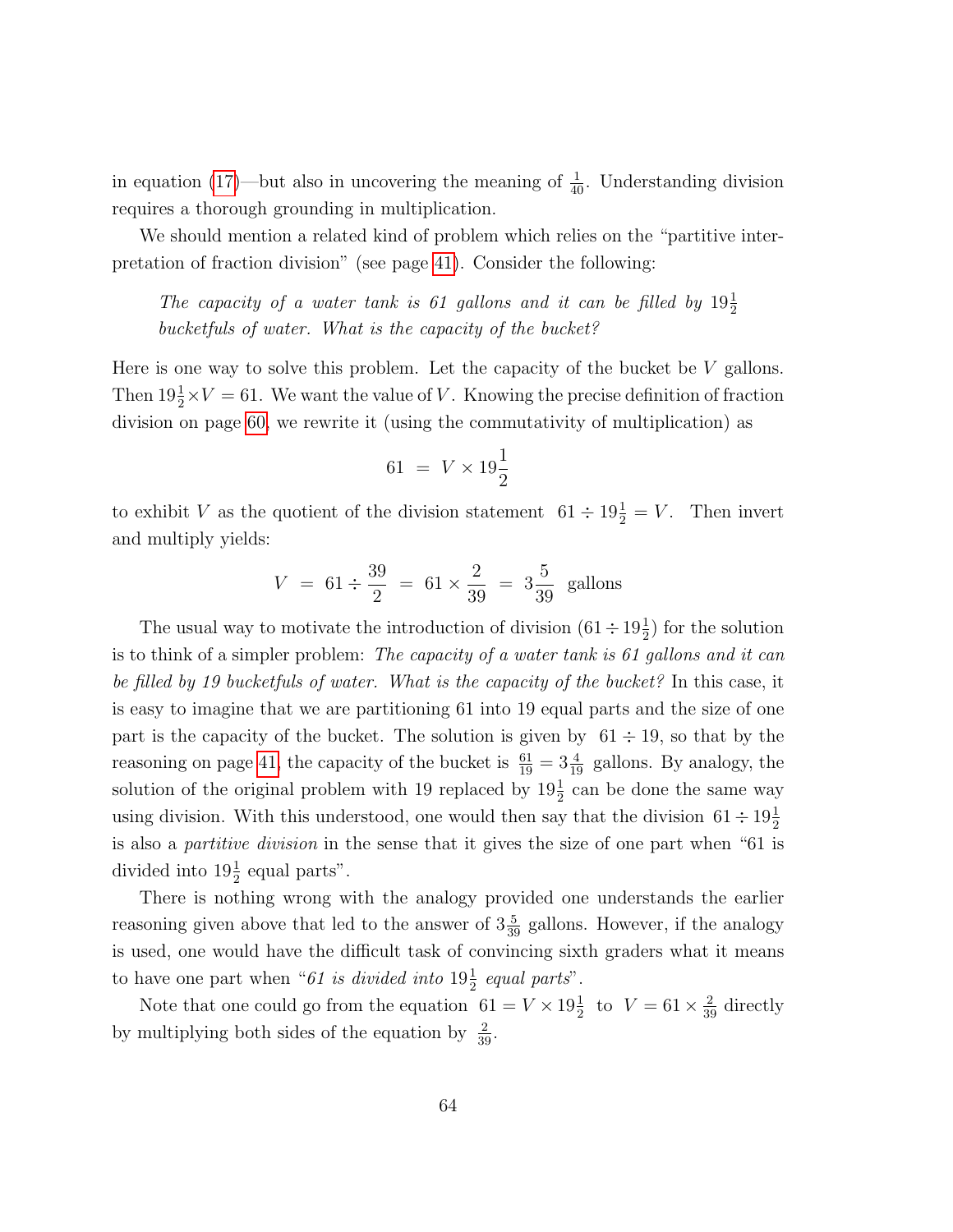in equation (17)—but also in uncovering the meaning of $\frac{1}{40}$. Understanding division requires a thorough grounding in multiplication.

We should mention a related kind of problem which relies on the "partitive interpretation of fraction division" (see page 41). Consider the following:

> *The capacity of a water tank is 61 gallons and it can be filled by $19\frac{1}{2}$ bucketfuls of water. What is the capacity of the bucket?*

Here is one way to solve this problem. Let the capacity of the bucket be $V$ gallons. Then $19\frac{1}{2}\times V = 61$. We want the value of $V$. Knowing the precise definition of fraction division on page 60, we rewrite it (using the commutativity of multiplication) as

$$61 \;=\; V \times 19\frac{1}{2}$$

to exhibit $V$ as the quotient of the division statement $61 \div 19\frac{1}{2} = V$. Then invert and multiply yields:

$$V \;=\; 61 \div \frac{39}{2} \;=\; 61 \times \frac{2}{39} \;=\; 3\frac{5}{39} \;\text{ gallons}$$

The usual way to motivate the introduction of division ($61 \div 19\frac{1}{2}$) for the solution is to think of a simpler problem: *The capacity of a water tank is 61 gallons and it can be filled by 19 bucketfuls of water. What is the capacity of the bucket?* In this case, it is easy to imagine that we are partitioning 61 into 19 equal parts and the size of one part is the capacity of the bucket. The solution is given by $61 \div 19$, so that by the reasoning on page 41, the capacity of the bucket is $\frac{61}{19} = 3\frac{4}{19}$ gallons. By analogy, the solution of the original problem with 19 replaced by $19\frac{1}{2}$ can be done the same way using division. With this understood, one would then say that the division $61 \div 19\frac{1}{2}$ is also a *partitive division* in the sense that it gives the size of one part when "61 is divided into $19\frac{1}{2}$ equal parts".

There is nothing wrong with the analogy provided one understands the earlier reasoning given above that led to the answer of $3\frac{5}{39}$ gallons. However, if the analogy is used, one would have the difficult task of convincing sixth graders what it means to have one part when "*61 is divided into $19\frac{1}{2}$ equal parts*".

Note that one could go from the equation $61 = V \times 19\frac{1}{2}$ to $V = 61 \times \frac{2}{39}$ directly by multiplying both sides of the equation by $\frac{2}{39}$.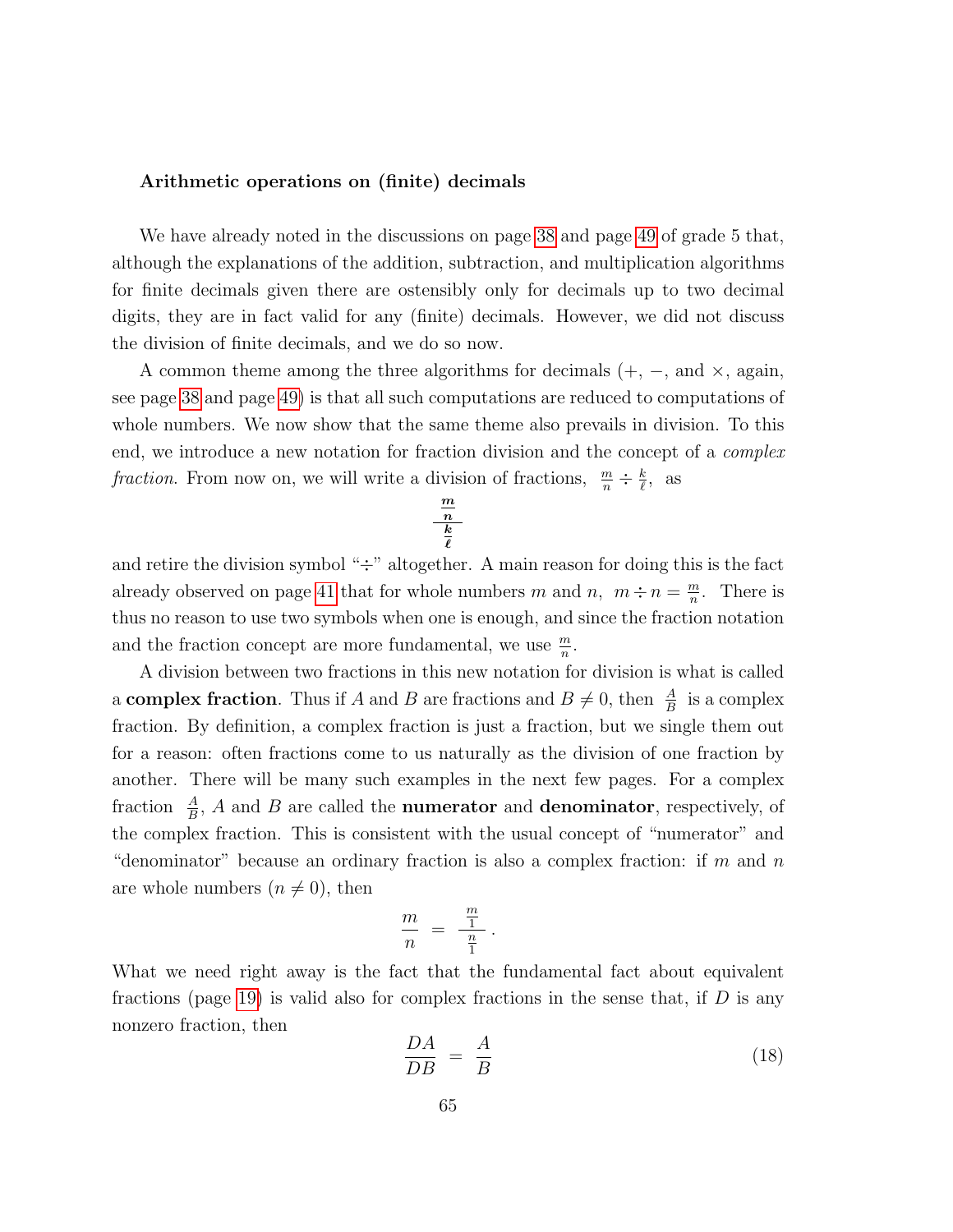**Arithmetic operations on (finite) decimals**

We have already noted in the discussions on page 38 and page 49 of grade 5 that, although the explanations of the addition, subtraction, and multiplication algorithms for finite decimals given there are ostensibly only for decimals up to two decimal digits, they are in fact valid for any (finite) decimals. However, we did not discuss the division of finite decimals, and we do so now.

A common theme among the three algorithms for decimals ($+$, $-$, and $\times$, again, see page 38 and page 49) is that all such computations are reduced to computations of whole numbers. We now show that the same theme also prevails in division. To this end, we introduce a new notation for fraction division and the concept of a *complex fraction*. From now on, we will write a division of fractions, $\frac{m}{n} \div \frac{k}{\ell}$, as

$$\frac{\frac{m}{n}}{\frac{k}{\ell}}$$

and retire the division symbol "$\div$" altogether. A main reason for doing this is the fact already observed on page 41 that for whole numbers $m$ and $n$, $m \div n = \frac{m}{n}$. There is thus no reason to use two symbols when one is enough, and since the fraction notation and the fraction concept are more fundamental, we use $\frac{m}{n}$.

A division between two fractions in this new notation for division is what is called a **complex fraction**. Thus if $A$ and $B$ are fractions and $B \neq 0$, then $\frac{A}{B}$ is a complex fraction. By definition, a complex fraction is just a fraction, but we single them out for a reason: often fractions come to us naturally as the division of one fraction by another. There will be many such examples in the next few pages. For a complex fraction $\frac{A}{B}$, $A$ and $B$ are called the **numerator** and **denominator**, respectively, of the complex fraction. This is consistent with the usual concept of "numerator" and "denominator" because an ordinary fraction is also a complex fraction: if $m$ and $n$ are whole numbers ($n \neq 0$), then

$$\frac{m}{n} = \frac{\frac{m}{1}}{\frac{n}{1}}.$$

What we need right away is the fact that the fundamental fact about equivalent fractions (page 19) is valid also for complex fractions in the sense that, if $D$ is any nonzero fraction, then

$$\frac{DA}{DB} = \frac{A}{B} \tag{18}$$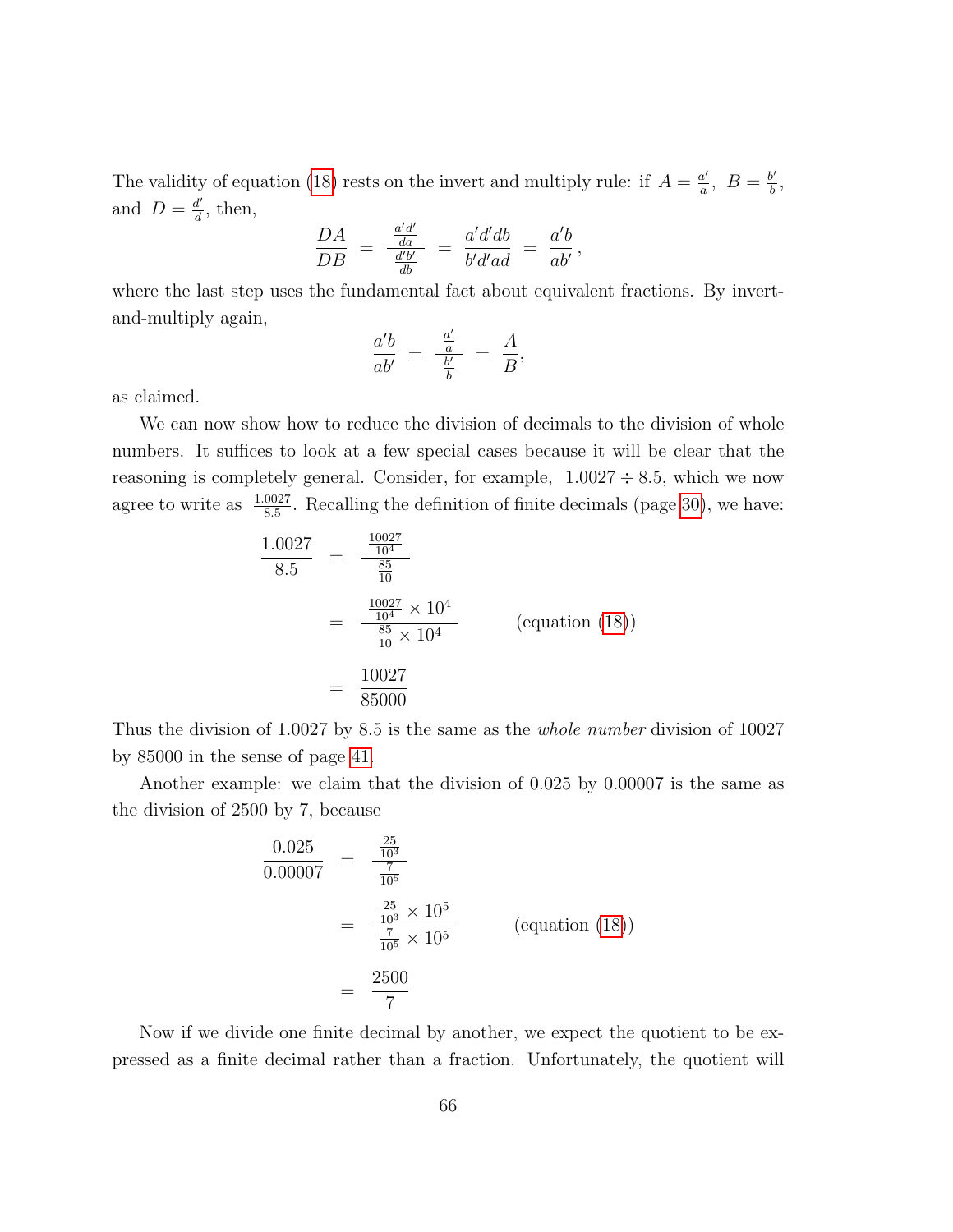The validity of equation (18) rests on the invert and multiply rule: if $A = \frac{a'}{a}$, $B = \frac{b'}{b}$, and $D = \frac{d'}{d}$, then,

$$\frac{DA}{DB} \;=\; \frac{\frac{a'd'}{da}}{\frac{d'b'}{db}} \;=\; \frac{a'd'db}{b'd'ad} \;=\; \frac{a'b}{ab'},$$

where the last step uses the fundamental fact about equivalent fractions. By invert-and-multiply again,

$$\frac{a'b}{ab'} \;=\; \frac{\frac{a'}{a}}{\frac{b'}{b}} \;=\; \frac{A}{B},$$

as claimed.

We can now show how to reduce the division of decimals to the division of whole numbers. It suffices to look at a few special cases because it will be clear that the reasoning is completely general. Consider, for example, $1.0027 \div 8.5$, which we now agree to write as $\frac{1.0027}{8.5}$. Recalling the definition of finite decimals (page 30), we have:

$$
\begin{aligned}
\frac{1.0027}{8.5} &= \frac{\frac{10027}{10^4}}{\frac{85}{10}} \\
&= \frac{\frac{10027}{10^4} \times 10^4}{\frac{85}{10} \times 10^4} \qquad \text{(equation (18))} \\
&= \frac{10027}{85000}
\end{aligned}
$$

Thus the division of 1.0027 by 8.5 is the same as the *whole number* division of 10027 by 85000 in the sense of page 41.

Another example: we claim that the division of 0.025 by 0.00007 is the same as the division of 2500 by 7, because

$$
\begin{aligned}
\frac{0.025}{0.00007} &= \frac{\frac{25}{10^3}}{\frac{7}{10^5}} \\
&= \frac{\frac{25}{10^3} \times 10^5}{\frac{7}{10^5} \times 10^5} \qquad \text{(equation (18))} \\
&= \frac{2500}{7}
\end{aligned}
$$

Now if we divide one finite decimal by another, we expect the quotient to be expressed as a finite decimal rather than a fraction. Unfortunately, the quotient will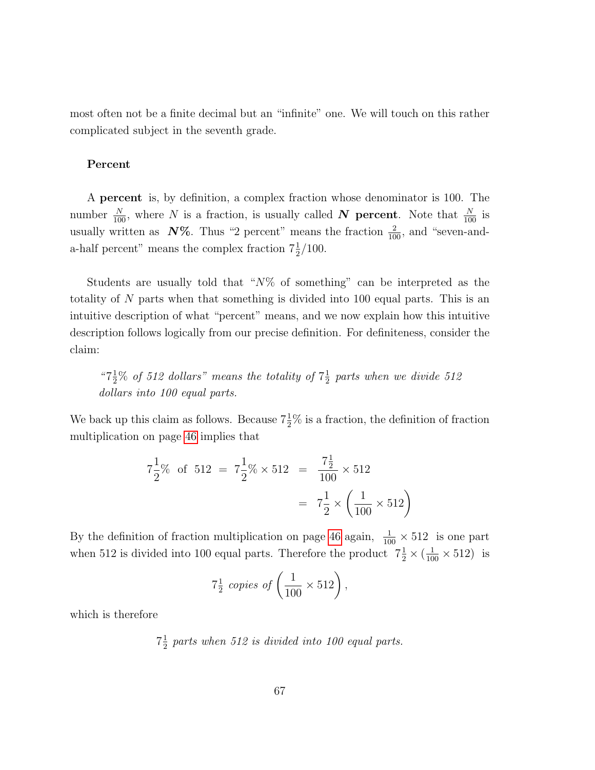most often not be a finite decimal but an "infinite" one. We will touch on this rather complicated subject in the seventh grade.

### Percent

A **percent** is, by definition, a complex fraction whose denominator is 100. The number $\frac{N}{100}$, where $N$ is a fraction, is usually called ***N* percent**. Note that $\frac{N}{100}$ is usually written as $\boldsymbol{N\%}$. Thus "2 percent" means the fraction $\frac{2}{100}$, and "seven-and-a-half percent" means the complex fraction $7\frac{1}{2}/100$.

Students are usually told that "$N\%$ of something" can be interpreted as the totality of $N$ parts when that something is divided into 100 equal parts. This is an intuitive description of what "percent" means, and we now explain how this intuitive description follows logically from our precise definition. For definiteness, consider the claim:

> *"$7\frac{1}{2}\%$ of 512 dollars" means the totality of $7\frac{1}{2}$ parts when we divide 512 dollars into 100 equal parts.*

We back up this claim as follows. Because $7\frac{1}{2}\%$ is a fraction, the definition of fraction multiplication on page 46 implies that

$$
\begin{aligned}
7\frac{1}{2}\% \text{ of } 512 \;=\; 7\frac{1}{2}\% \times 512 \;&=\; \frac{7\frac{1}{2}}{100} \times 512 \\
&=\; 7\frac{1}{2} \times \left(\frac{1}{100} \times 512\right)
\end{aligned}
$$

By the definition of fraction multiplication on page 46 again, $\frac{1}{100} \times 512$ is one part when 512 is divided into 100 equal parts. Therefore the product $7\frac{1}{2} \times (\frac{1}{100} \times 512)$ is

$$7\tfrac{1}{2} \textit{ copies of } \left(\frac{1}{100} \times 512\right),$$

which is therefore

$$7\tfrac{1}{2} \textit{ parts when 512 is divided into 100 equal parts.}$$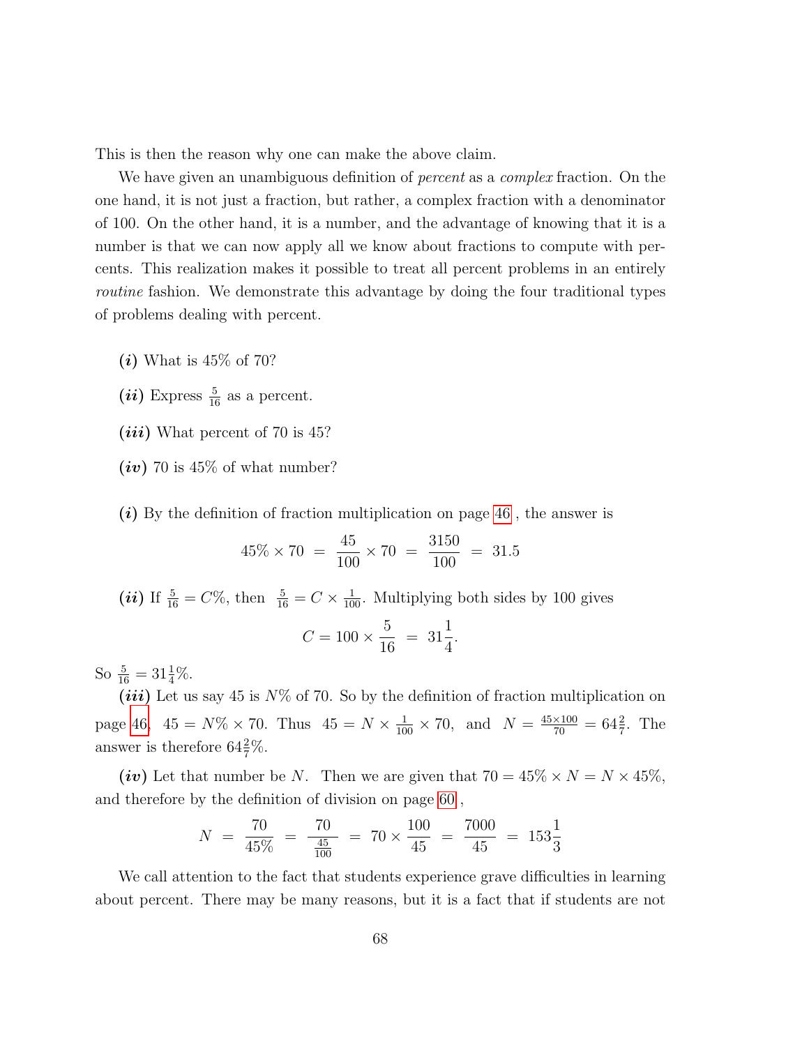This is then the reason why one can make the above claim.

We have given an unambiguous definition of *percent* as a *complex* fraction. On the one hand, it is not just a fraction, but rather, a complex fraction with a denominator of 100. On the other hand, it is a number, and the advantage of knowing that it is a number is that we can now apply all we know about fractions to compute with percents. This realization makes it possible to treat all percent problems in an entirely *routine* fashion. We demonstrate this advantage by doing the four traditional types of problems dealing with percent.

***(i)*** What is 45% of 70?

***(ii)*** Express $\frac{5}{16}$ as a percent.

***(iii)*** What percent of 70 is 45?

***(iv)*** 70 is 45% of what number?

***(i)*** By the definition of fraction multiplication on page 46, the answer is

$$45\% \times 70 \;=\; \frac{45}{100} \times 70 \;=\; \frac{3150}{100} \;=\; 31.5$$

***(ii)*** If $\frac{5}{16} = C\%$, then $\frac{5}{16} = C \times \frac{1}{100}$. Multiplying both sides by 100 gives

$$C = 100 \times \frac{5}{16} \;=\; 31\frac{1}{4}.$$

So $\frac{5}{16} = 31\frac{1}{4}\%$.

***(iii)*** Let us say 45 is $N\%$ of 70. So by the definition of fraction multiplication on page 46, $45 = N\% \times 70$. Thus $45 = N \times \frac{1}{100} \times 70$, and $N = \frac{45 \times 100}{70} = 64\frac{2}{7}$. The answer is therefore $64\frac{2}{7}\%$.

***(iv)*** Let that number be $N$. Then we are given that $70 = 45\% \times N = N \times 45\%$, and therefore by the definition of division on page 60,

$$N \;=\; \frac{70}{45\%} \;=\; \frac{70}{\frac{45}{100}} \;=\; 70 \times \frac{100}{45} \;=\; \frac{7000}{45} \;=\; 153\frac{1}{3}$$

We call attention to the fact that students experience grave difficulties in learning about percent. There may be many reasons, but it is a fact that if students are not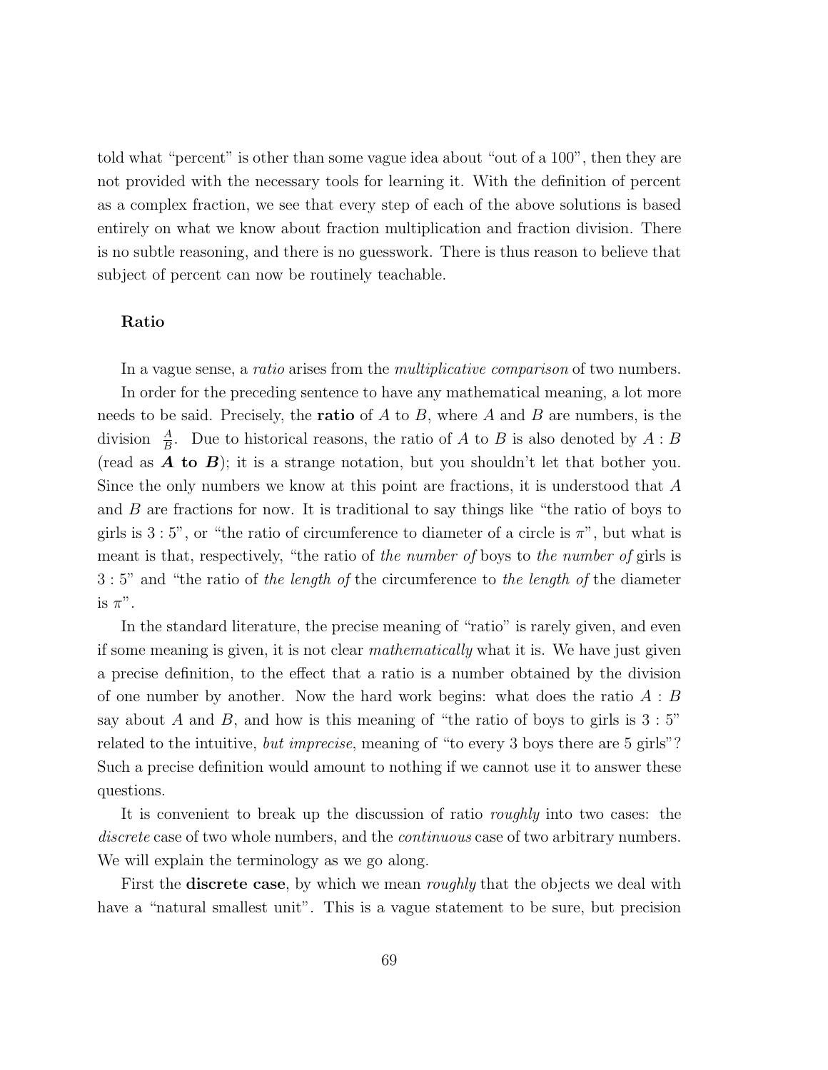told what "percent" is other than some vague idea about "out of a 100", then they are not provided with the necessary tools for learning it. With the definition of percent as a complex fraction, we see that every step of each of the above solutions is based entirely on what we know about fraction multiplication and fraction division. There is no subtle reasoning, and there is no guesswork. There is thus reason to believe that subject of percent can now be routinely teachable.

### Ratio

In a vague sense, a *ratio* arises from the *multiplicative comparison* of two numbers.

In order for the preceding sentence to have any mathematical meaning, a lot more needs to be said. Precisely, the **ratio** of $A$ to $B$, where $A$ and $B$ are numbers, is the division $\frac{A}{B}$. Due to historical reasons, the ratio of $A$ to $B$ is also denoted by $A : B$ (read as ***A* to *B***); it is a strange notation, but you shouldn't let that bother you. Since the only numbers we know at this point are fractions, it is understood that $A$ and $B$ are fractions for now. It is traditional to say things like "the ratio of boys to girls is $3 : 5$", or "the ratio of circumference to diameter of a circle is $\pi$", but what is meant is that, respectively, "the ratio of *the number of* boys to *the number of* girls is $3 : 5$" and "the ratio of *the length of* the circumference to *the length of* the diameter is $\pi$".

In the standard literature, the precise meaning of "ratio" is rarely given, and even if some meaning is given, it is not clear *mathematically* what it is. We have just given a precise definition, to the effect that a ratio is a number obtained by the division of one number by another. Now the hard work begins: what does the ratio $A : B$ say about $A$ and $B$, and how is this meaning of "the ratio of boys to girls is $3 : 5$" related to the intuitive, *but imprecise*, meaning of "to every 3 boys there are 5 girls"? Such a precise definition would amount to nothing if we cannot use it to answer these questions.

It is convenient to break up the discussion of ratio *roughly* into two cases: the *discrete* case of two whole numbers, and the *continuous* case of two arbitrary numbers. We will explain the terminology as we go along.

First the **discrete case**, by which we mean *roughly* that the objects we deal with have a "natural smallest unit". This is a vague statement to be sure, but precision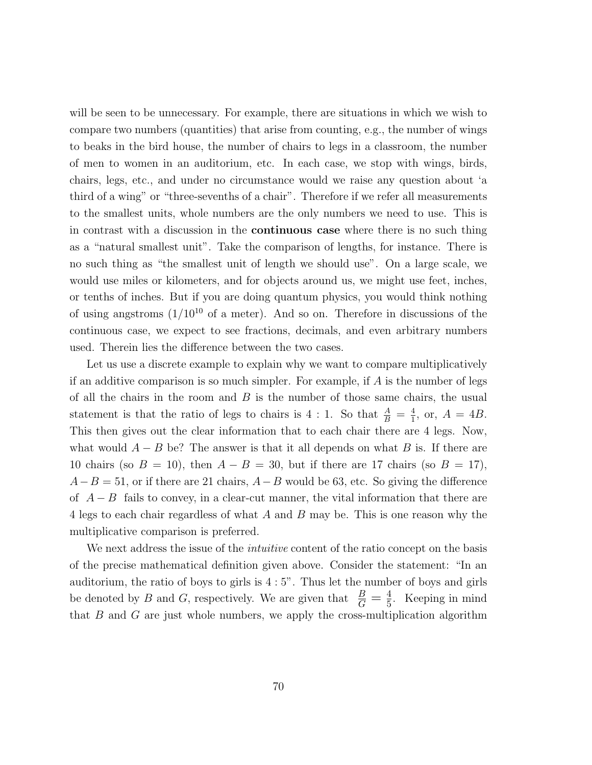will be seen to be unnecessary. For example, there are situations in which we wish to compare two numbers (quantities) that arise from counting, e.g., the number of wings to beaks in the bird house, the number of chairs to legs in a classroom, the number of men to women in an auditorium, etc. In each case, we stop with wings, birds, chairs, legs, etc., and under no circumstance would we raise any question about 'a third of a wing" or "three-sevenths of a chair". Therefore if we refer all measurements to the smallest units, whole numbers are the only numbers we need to use. This is in contrast with a discussion in the **continuous case** where there is no such thing as a "natural smallest unit". Take the comparison of lengths, for instance. There is no such thing as "the smallest unit of length we should use". On a large scale, we would use miles or kilometers, and for objects around us, we might use feet, inches, or tenths of inches. But if you are doing quantum physics, you would think nothing of using angstroms ($1/10^{10}$ of a meter). And so on. Therefore in discussions of the continuous case, we expect to see fractions, decimals, and even arbitrary numbers used. Therein lies the difference between the two cases.

Let us use a discrete example to explain why we want to compare multiplicatively if an additive comparison is so much simpler. For example, if $A$ is the number of legs of all the chairs in the room and $B$ is the number of those same chairs, the usual statement is that the ratio of legs to chairs is 4 : 1. So that $\frac{A}{B} = \frac{4}{1}$, or, $A = 4B$. This then gives out the clear information that to each chair there are 4 legs. Now, what would $A - B$ be? The answer is that it all depends on what $B$ is. If there are 10 chairs (so $B = 10$), then $A - B = 30$, but if there are 17 chairs (so $B = 17$), $A - B = 51$, or if there are 21 chairs, $A - B$ would be 63, etc. So giving the difference of $A - B$ fails to convey, in a clear-cut manner, the vital information that there are 4 legs to each chair regardless of what $A$ and $B$ may be. This is one reason why the multiplicative comparison is preferred.

We next address the issue of the *intuitive* content of the ratio concept on the basis of the precise mathematical definition given above. Consider the statement: "In an auditorium, the ratio of boys to girls is 4 : 5". Thus let the number of boys and girls be denoted by $B$ and $G$, respectively. We are given that $\frac{B}{G} = \frac{4}{5}$. Keeping in mind that $B$ and $G$ are just whole numbers, we apply the cross-multiplication algorithm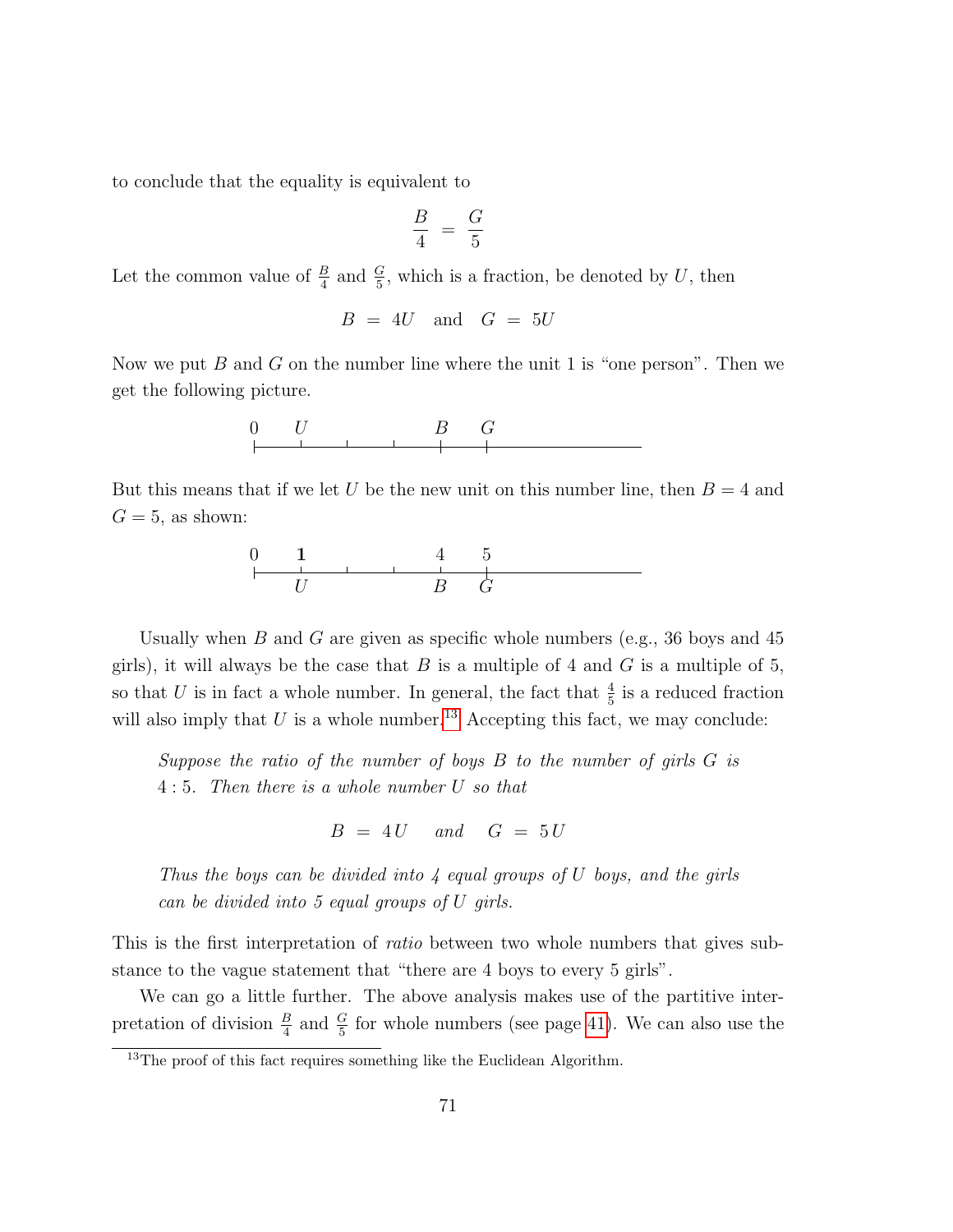to conclude that the equality is equivalent to

$$\frac{B}{4} = \frac{G}{5}$$

Let the common value of $\frac{B}{4}$ and $\frac{G}{5}$, which is a fraction, be denoted by $U$, then

$$B = 4U \quad \text{and} \quad G = 5U$$

Now we put $B$ and $G$ on the number line where the unit 1 is "one person". Then we get the following picture.

But this means that if we let $U$ be the new unit on this number line, then $B = 4$ and $G = 5$, as shown:

Usually when $B$ and $G$ are given as specific whole numbers (e.g., 36 boys and 45 girls), it will always be the case that $B$ is a multiple of 4 and $G$ is a multiple of 5, so that $U$ is in fact a whole number. In general, the fact that $\frac{4}{5}$ is a reduced fraction will also imply that $U$ is a whole number.[13] Accepting this fact, we may conclude:

> *Suppose the ratio of the number of boys $B$ to the number of girls $G$ is $4 : 5$. Then there is a whole number $U$ so that*
>
> $$B = 4U \quad \textit{and} \quad G = 5U$$
>
> *Thus the boys can be divided into 4 equal groups of $U$ boys, and the girls can be divided into 5 equal groups of $U$ girls.*

This is the first interpretation of *ratio* between two whole numbers that gives substance to the vague statement that "there are 4 boys to every 5 girls".

We can go a little further. The above analysis makes use of the partitive interpretation of division $\frac{B}{4}$ and $\frac{G}{5}$ for whole numbers (see page 41). We can also use the

[13] The proof of this fact requires something like the Euclidean Algorithm.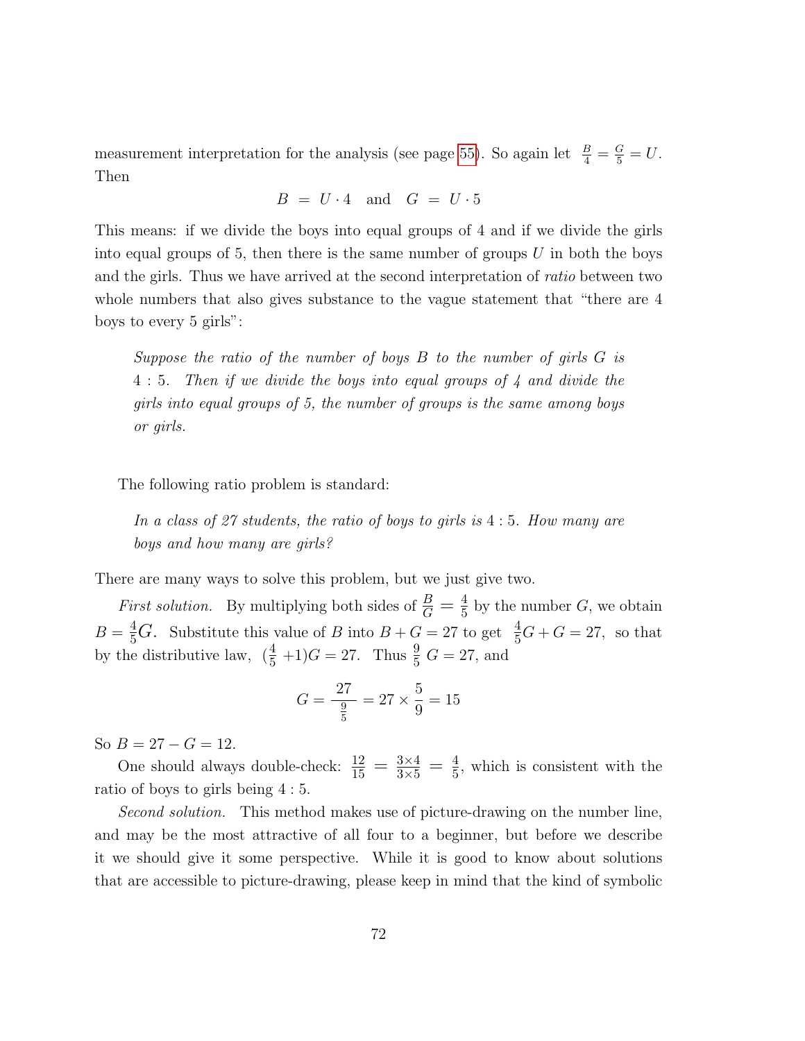measurement interpretation for the analysis (see page 55). So again let $\frac{B}{4} = \frac{G}{5} = U$. Then

$$B = U \cdot 4 \quad \text{and} \quad G = U \cdot 5$$

This means: if we divide the boys into equal groups of 4 and if we divide the girls into equal groups of 5, then there is the same number of groups $U$ in both the boys and the girls. Thus we have arrived at the second interpretation of *ratio* between two whole numbers that also gives substance to the vague statement that "there are 4 boys to every 5 girls":

> *Suppose the ratio of the number of boys $B$ to the number of girls $G$ is $4:5$. Then if we divide the boys into equal groups of 4 and divide the girls into equal groups of 5, the number of groups is the same among boys or girls.*

The following ratio problem is standard:

> *In a class of 27 students, the ratio of boys to girls is $4:5$. How many are boys and how many are girls?*

There are many ways to solve this problem, but we just give two.

*First solution.* By multiplying both sides of $\frac{B}{G} = \frac{4}{5}$ by the number $G$, we obtain $B = \frac{4}{5}G$. Substitute this value of $B$ into $B + G = 27$ to get $\frac{4}{5}G + G = 27$, so that by the distributive law, $(\frac{4}{5} + 1)G = 27$. Thus $\frac{9}{5}\, G = 27$, and

$$G = \frac{27}{\frac{9}{5}} = 27 \times \frac{5}{9} = 15$$

So $B = 27 - G = 12$.

One should always double-check: $\frac{12}{15} = \frac{3 \times 4}{3 \times 5} = \frac{4}{5}$, which is consistent with the ratio of boys to girls being $4:5$.

*Second solution.* This method makes use of picture-drawing on the number line, and may be the most attractive of all four to a beginner, but before we describe it we should give it some perspective. While it is good to know about solutions that are accessible to picture-drawing, please keep in mind that the kind of symbolic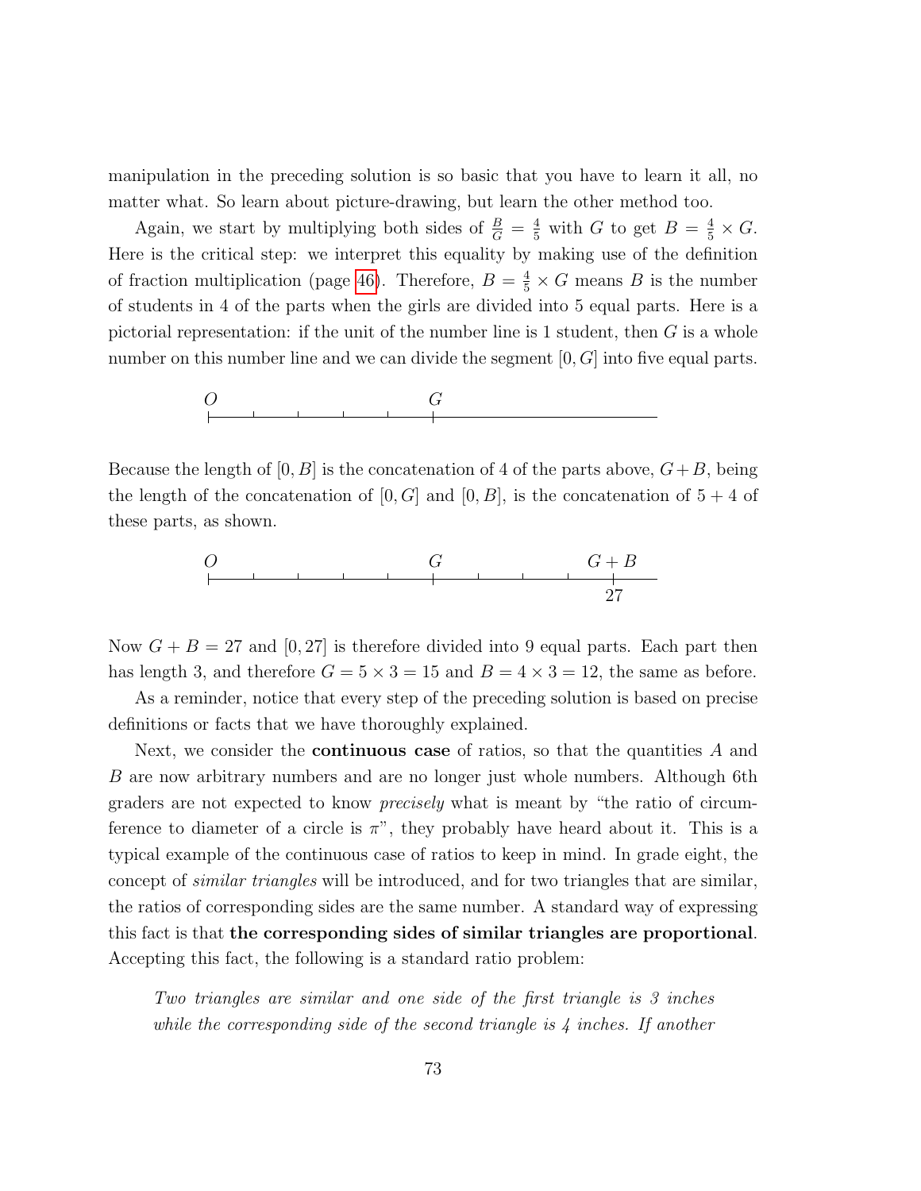manipulation in the preceding solution is so basic that you have to learn it all, no matter what. So learn about picture-drawing, but learn the other method too.

Again, we start by multiplying both sides of $\frac{B}{G} = \frac{4}{5}$ with $G$ to get $B = \frac{4}{5} \times G$. Here is the critical step: we interpret this equality by making use of the definition of fraction multiplication (page 46). Therefore, $B = \frac{4}{5} \times G$ means $B$ is the number of students in 4 of the parts when the girls are divided into 5 equal parts. Here is a pictorial representation: if the unit of the number line is 1 student, then $G$ is a whole number on this number line and we can divide the segment $[0, G]$ into five equal parts.

Because the length of $[0, B]$ is the concatenation of 4 of the parts above, $G + B$, being the length of the concatenation of $[0, G]$ and $[0, B]$, is the concatenation of $5 + 4$ of these parts, as shown.

Now $G + B = 27$ and $[0, 27]$ is therefore divided into 9 equal parts. Each part then has length 3, and therefore $G = 5 \times 3 = 15$ and $B = 4 \times 3 = 12$, the same as before.

As a reminder, notice that every step of the preceding solution is based on precise definitions or facts that we have thoroughly explained.

Next, we consider the **continuous case** of ratios, so that the quantities $A$ and $B$ are now arbitrary numbers and are no longer just whole numbers. Although 6th graders are not expected to know *precisely* what is meant by "the ratio of circumference to diameter of a circle is $\pi$", they probably have heard about it. This is a typical example of the continuous case of ratios to keep in mind. In grade eight, the concept of *similar triangles* will be introduced, and for two triangles that are similar, the ratios of corresponding sides are the same number. A standard way of expressing this fact is that **the corresponding sides of similar triangles are proportional**. Accepting this fact, the following is a standard ratio problem:

> *Two triangles are similar and one side of the first triangle is 3 inches while the corresponding side of the second triangle is 4 inches. If another*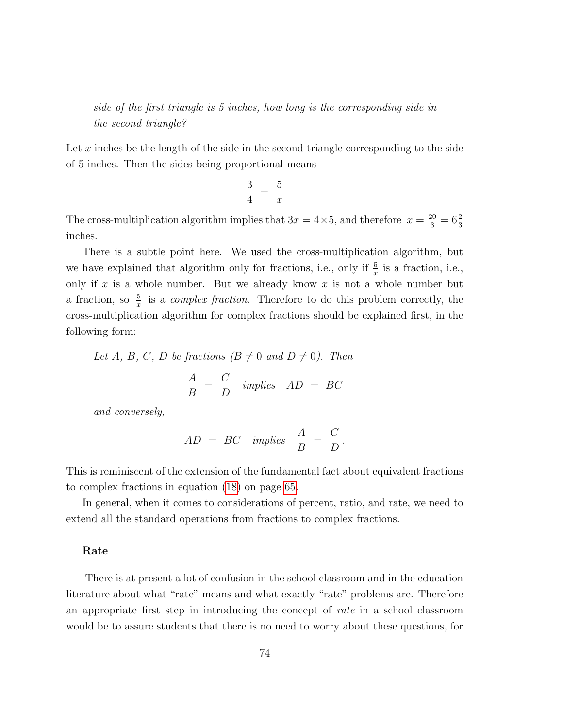*side of the first triangle is 5 inches, how long is the corresponding side in the second triangle?*

Let $x$ inches be the length of the side in the second triangle corresponding to the side of 5 inches. Then the sides being proportional means

$$\frac{3}{4} = \frac{5}{x}$$

The cross-multiplication algorithm implies that $3x = 4 \times 5$, and therefore $x = \frac{20}{3} = 6\frac{2}{3}$ inches.

There is a subtle point here. We used the cross-multiplication algorithm, but we have explained that algorithm only for fractions, i.e., only if $\frac{5}{x}$ is a fraction, i.e., only if $x$ is a whole number. But we already know $x$ is not a whole number but a fraction, so $\frac{5}{x}$ is a *complex fraction*. Therefore to do this problem correctly, the cross-multiplication algorithm for complex fractions should be explained first, in the following form:

> *Let $A$, $B$, $C$, $D$ be fractions ($B \neq 0$ and $D \neq 0$). Then*
>
> $$\frac{A}{B} = \frac{C}{D} \quad \textit{implies} \quad AD = BC$$
>
> *and conversely,*
>
> $$AD = BC \quad \textit{implies} \quad \frac{A}{B} = \frac{C}{D}.$$

This is reminiscent of the extension of the fundamental fact about equivalent fractions to complex fractions in equation (18) on page 65.

In general, when it comes to considerations of percent, ratio, and rate, we need to extend all the standard operations from fractions to complex fractions.

### Rate

There is at present a lot of confusion in the school classroom and in the education literature about what "rate" means and what exactly "rate" problems are. Therefore an appropriate first step in introducing the concept of *rate* in a school classroom would be to assure students that there is no need to worry about these questions, for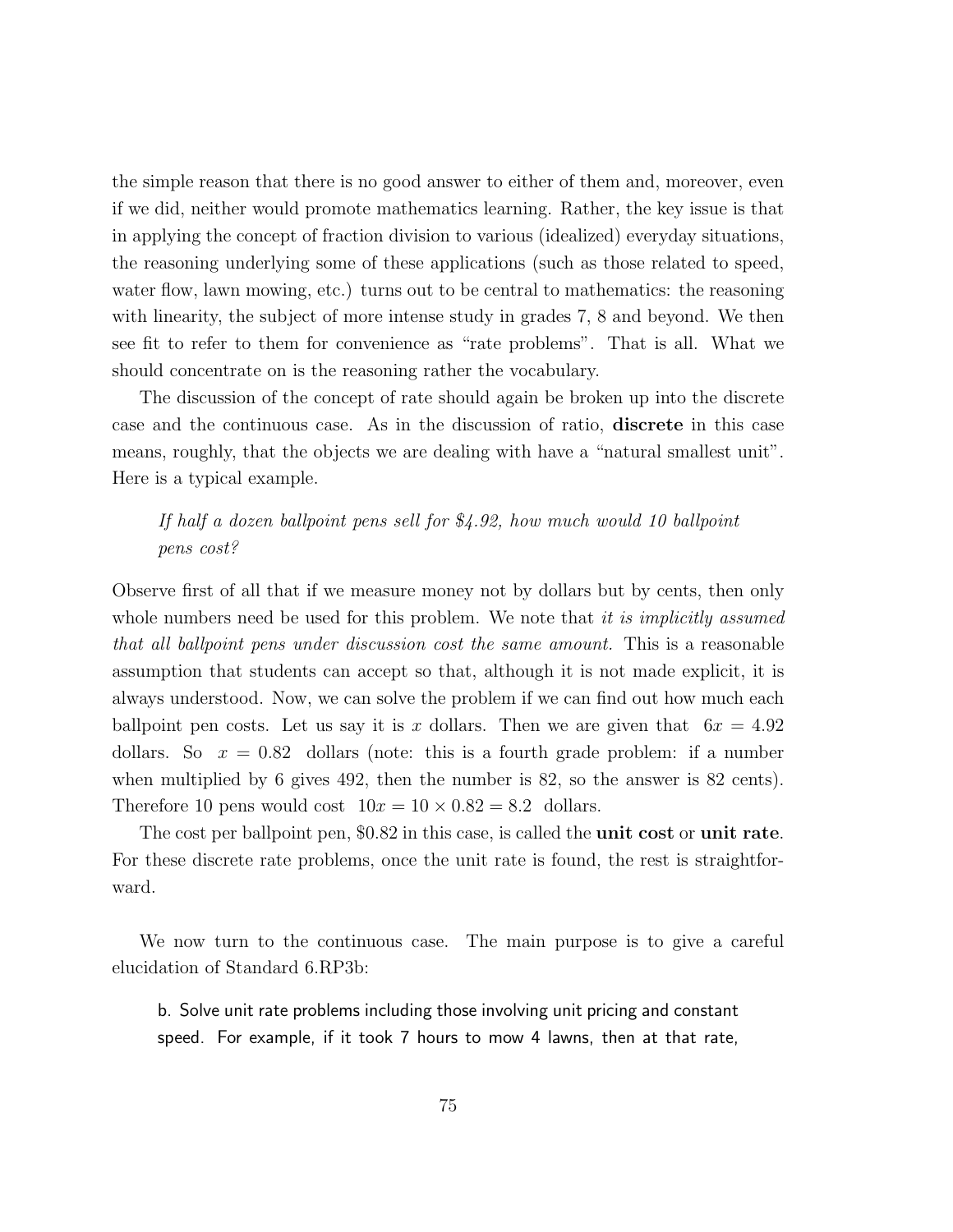the simple reason that there is no good answer to either of them and, moreover, even if we did, neither would promote mathematics learning. Rather, the key issue is that in applying the concept of fraction division to various (idealized) everyday situations, the reasoning underlying some of these applications (such as those related to speed, water flow, lawn mowing, etc.) turns out to be central to mathematics: the reasoning with linearity, the subject of more intense study in grades 7, 8 and beyond. We then see fit to refer to them for convenience as "rate problems". That is all. What we should concentrate on is the reasoning rather the vocabulary.

The discussion of the concept of rate should again be broken up into the discrete case and the continuous case. As in the discussion of ratio, **discrete** in this case means, roughly, that the objects we are dealing with have a "natural smallest unit". Here is a typical example.

> *If half a dozen ballpoint pens sell for \$4.92, how much would 10 ballpoint pens cost?*

Observe first of all that if we measure money not by dollars but by cents, then only whole numbers need be used for this problem. We note that *it is implicitly assumed that all ballpoint pens under discussion cost the same amount.* This is a reasonable assumption that students can accept so that, although it is not made explicit, it is always understood. Now, we can solve the problem if we can find out how much each ballpoint pen costs. Let us say it is $x$ dollars. Then we are given that $6x = 4.92$ dollars. So $x = 0.82$ dollars (note: this is a fourth grade problem: if a number when multiplied by 6 gives 492, then the number is 82, so the answer is 82 cents). Therefore 10 pens would cost $10x = 10 \times 0.82 = 8.2$ dollars.

The cost per ballpoint pen, \$0.82 in this case, is called the **unit cost** or **unit rate**. For these discrete rate problems, once the unit rate is found, the rest is straightforward.

We now turn to the continuous case. The main purpose is to give a careful elucidation of Standard 6.RP3b:

> b. Solve unit rate problems including those involving unit pricing and constant speed. For example, if it took 7 hours to mow 4 lawns, then at that rate,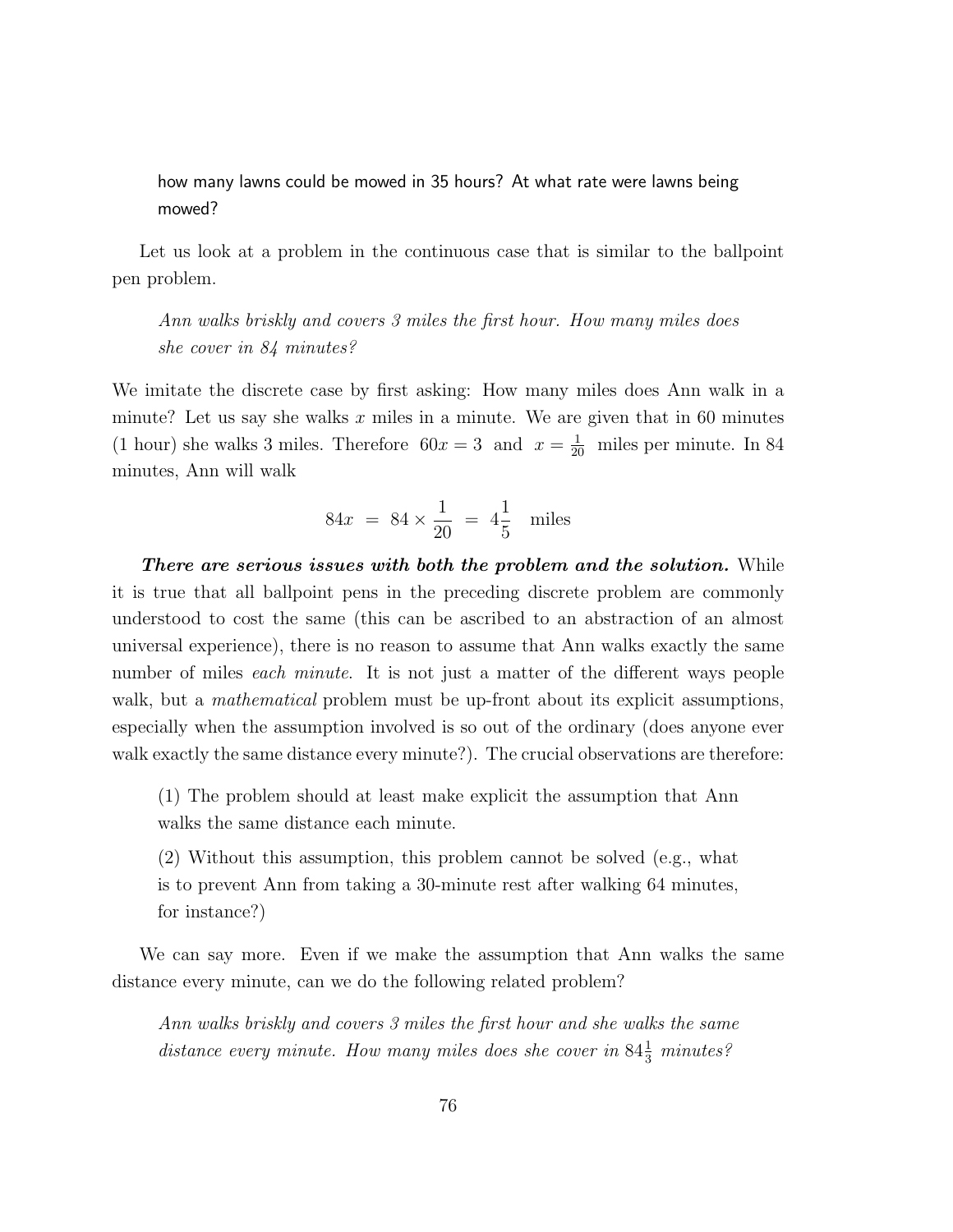how many lawns could be mowed in 35 hours? At what rate were lawns being mowed?

Let us look at a problem in the continuous case that is similar to the ballpoint pen problem.

> *Ann walks briskly and covers 3 miles the first hour. How many miles does she cover in 84 minutes?*

We imitate the discrete case by first asking: How many miles does Ann walk in a minute? Let us say she walks $x$ miles in a minute. We are given that in 60 minutes (1 hour) she walks 3 miles. Therefore $60x = 3$ and $x = \frac{1}{20}$ miles per minute. In 84 minutes, Ann will walk

$$84x \;=\; 84 \times \frac{1}{20} \;=\; 4\frac{1}{5} \quad \text{miles}$$

***There are serious issues with both the problem and the solution.*** While it is true that all ballpoint pens in the preceding discrete problem are commonly understood to cost the same (this can be ascribed to an abstraction of an almost universal experience), there is no reason to assume that Ann walks exactly the same number of miles *each minute*. It is not just a matter of the different ways people walk, but a *mathematical* problem must be up-front about its explicit assumptions, especially when the assumption involved is so out of the ordinary (does anyone ever walk exactly the same distance every minute?). The crucial observations are therefore:

> (1) The problem should at least make explicit the assumption that Ann walks the same distance each minute.
>
> (2) Without this assumption, this problem cannot be solved (e.g., what is to prevent Ann from taking a 30-minute rest after walking 64 minutes, for instance?)

We can say more. Even if we make the assumption that Ann walks the same distance every minute, can we do the following related problem?

> *Ann walks briskly and covers 3 miles the first hour and she walks the same distance every minute. How many miles does she cover in $84\frac{1}{3}$ minutes?*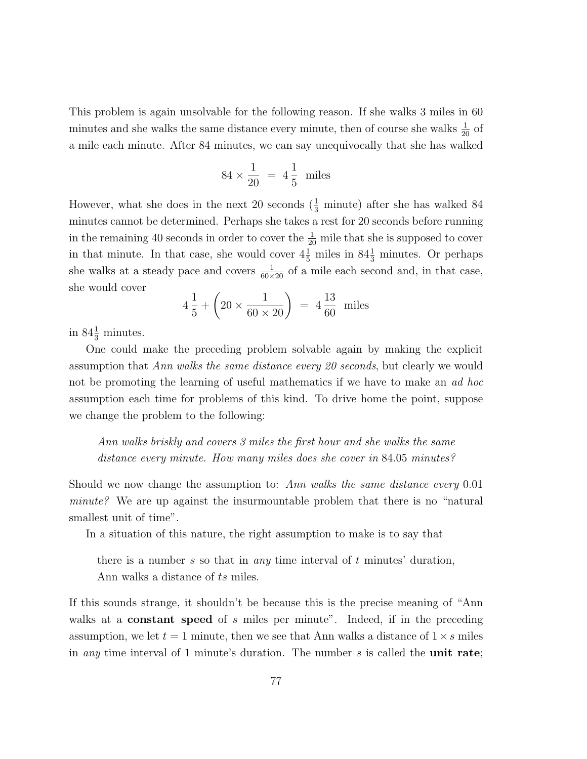This problem is again unsolvable for the following reason. If she walks 3 miles in 60 minutes and she walks the same distance every minute, then of course she walks $\frac{1}{20}$ of a mile each minute. After 84 minutes, we can say unequivocally that she has walked

$$84 \times \frac{1}{20} \;=\; 4\,\frac{1}{5} \;\text{ miles}$$

However, what she does in the next 20 seconds ($\frac{1}{3}$ minute) after she has walked 84 minutes cannot be determined. Perhaps she takes a rest for 20 seconds before running in the remaining 40 seconds in order to cover the $\frac{1}{20}$ mile that she is supposed to cover in that minute. In that case, she would cover $4\frac{1}{5}$ miles in $84\frac{1}{3}$ minutes. Or perhaps she walks at a steady pace and covers $\frac{1}{60\times 20}$ of a mile each second and, in that case, she would cover

$$4\,\frac{1}{5} + \left(20 \times \frac{1}{60 \times 20}\right) \;=\; 4\,\frac{13}{60} \;\text{ miles}$$

in $84\frac{1}{3}$ minutes.

One could make the preceding problem solvable again by making the explicit assumption that *Ann walks the same distance every 20 seconds*, but clearly we would not be promoting the learning of useful mathematics if we have to make an *ad hoc* assumption each time for problems of this kind. To drive home the point, suppose we change the problem to the following:

> *Ann walks briskly and covers 3 miles the first hour and she walks the same distance every minute. How many miles does she cover in* 84.05 *minutes?*

Should we now change the assumption to: *Ann walks the same distance every* 0.01 *minute?* We are up against the insurmountable problem that there is no "natural smallest unit of time".

In a situation of this nature, the right assumption to make is to say that

> there is a number $s$ so that in *any* time interval of $t$ minutes' duration, Ann walks a distance of $ts$ miles.

If this sounds strange, it shouldn't be because this is the precise meaning of "Ann walks at a **constant speed** of $s$ miles per minute". Indeed, if in the preceding assumption, we let $t = 1$ minute, then we see that Ann walks a distance of $1 \times s$ miles in *any* time interval of 1 minute's duration. The number $s$ is called the **unit rate**;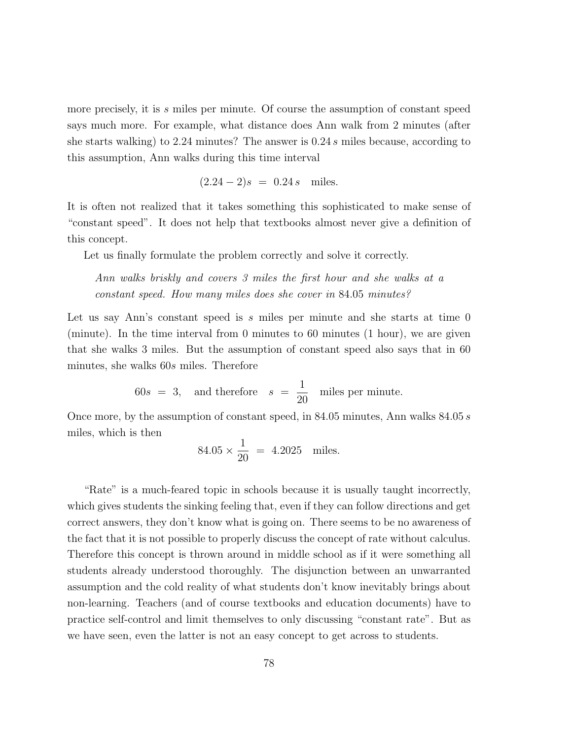more precisely, it is $s$ miles per minute. Of course the assumption of constant speed says much more. For example, what distance does Ann walk from 2 minutes (after she starts walking) to 2.24 minutes? The answer is $0.24\,s$ miles because, according to this assumption, Ann walks during this time interval

$$(2.24 - 2)s \;=\; 0.24\,s \quad \text{miles.}$$

It is often not realized that it takes something this sophisticated to make sense of "constant speed". It does not help that textbooks almost never give a definition of this concept.

Let us finally formulate the problem correctly and solve it correctly.

> *Ann walks briskly and covers 3 miles the first hour and she walks at a constant speed. How many miles does she cover in* 84.05 *minutes?*

Let us say Ann's constant speed is $s$ miles per minute and she starts at time 0 (minute). In the time interval from 0 minutes to 60 minutes (1 hour), we are given that she walks 3 miles. But the assumption of constant speed also says that in 60 minutes, she walks $60s$ miles. Therefore

$$60s \;=\; 3, \quad \text{and therefore} \quad s \;=\; \frac{1}{20} \quad \text{miles per minute.}$$

Once more, by the assumption of constant speed, in 84.05 minutes, Ann walks $84.05\,s$ miles, which is then

$$84.05 \times \frac{1}{20} \;=\; 4.2025 \quad \text{miles.}$$

"Rate" is a much-feared topic in schools because it is usually taught incorrectly, which gives students the sinking feeling that, even if they can follow directions and get correct answers, they don't know what is going on. There seems to be no awareness of the fact that it is not possible to properly discuss the concept of rate without calculus. Therefore this concept is thrown around in middle school as if it were something all students already understood thoroughly. The disjunction between an unwarranted assumption and the cold reality of what students don't know inevitably brings about non-learning. Teachers (and of course textbooks and education documents) have to practice self-control and limit themselves to only discussing "constant rate". But as we have seen, even the latter is not an easy concept to get across to students.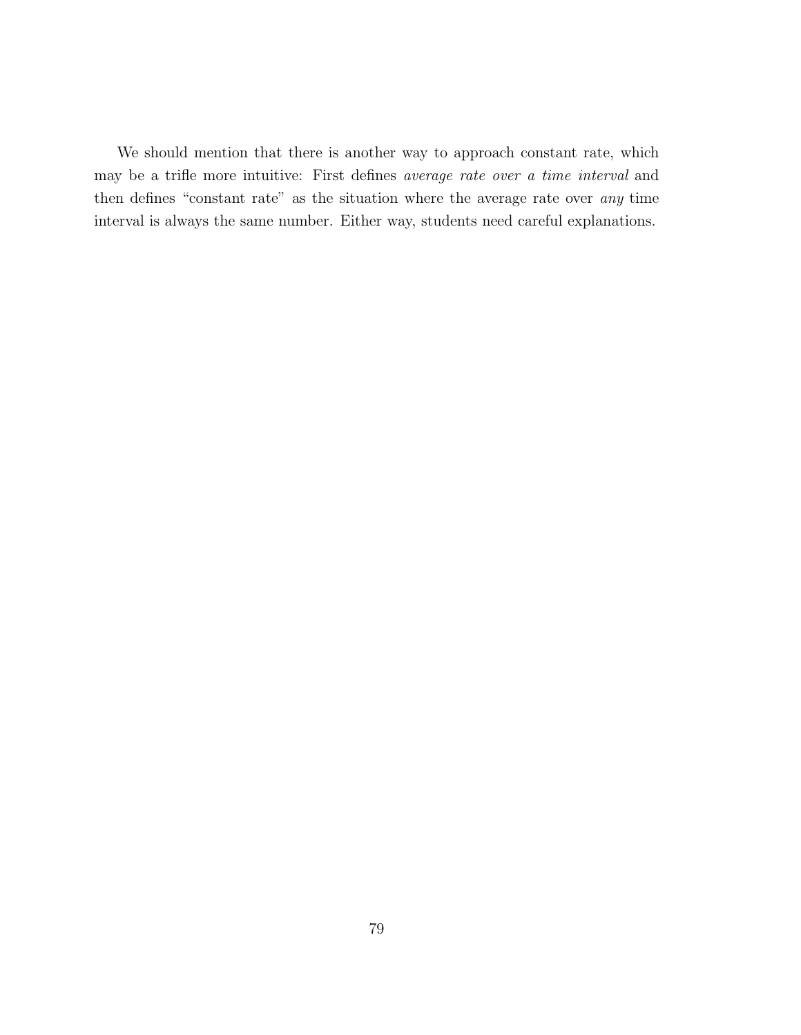We should mention that there is another way to approach constant rate, which may be a trifle more intuitive: First defines *average rate over a time interval* and then defines "constant rate" as the situation where the average rate over *any* time interval is always the same number. Either way, students need careful explanations.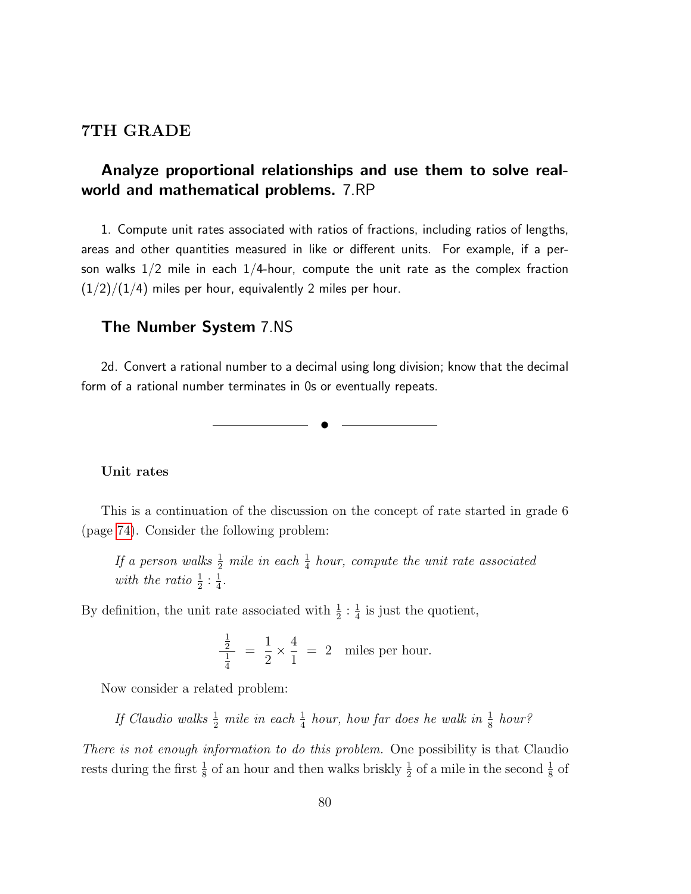## 7TH GRADE

### **Analyze proportional relationships and use them to solve real-world and mathematical problems.** 7.RP

1. Compute unit rates associated with ratios of fractions, including ratios of lengths, areas and other quantities measured in like or different units. For example, if a person walks 1/2 mile in each 1/4-hour, compute the unit rate as the complex fraction (1/2)/(1/4) miles per hour, equivalently 2 miles per hour.

### **The Number System** 7.NS

2d. Convert a rational number to a decimal using long division; know that the decimal form of a rational number terminates in 0s or eventually repeats.

---

**Unit rates**

This is a continuation of the discussion on the concept of rate started in grade 6 (page 74). Consider the following problem:

> *If a person walks $\frac{1}{2}$ mile in each $\frac{1}{4}$ hour, compute the unit rate associated with the ratio $\frac{1}{2} : \frac{1}{4}$.*

By definition, the unit rate associated with $\frac{1}{2} : \frac{1}{4}$ is just the quotient,

$$\frac{\frac{1}{2}}{\frac{1}{4}} \;=\; \frac{1}{2} \times \frac{4}{1} \;=\; 2 \quad \text{miles per hour.}$$

Now consider a related problem:

> *If Claudio walks $\frac{1}{2}$ mile in each $\frac{1}{4}$ hour, how far does he walk in $\frac{1}{8}$ hour?*

*There is not enough information to do this problem.* One possibility is that Claudio rests during the first $\frac{1}{8}$ of an hour and then walks briskly $\frac{1}{2}$ of a mile in the second $\frac{1}{8}$ of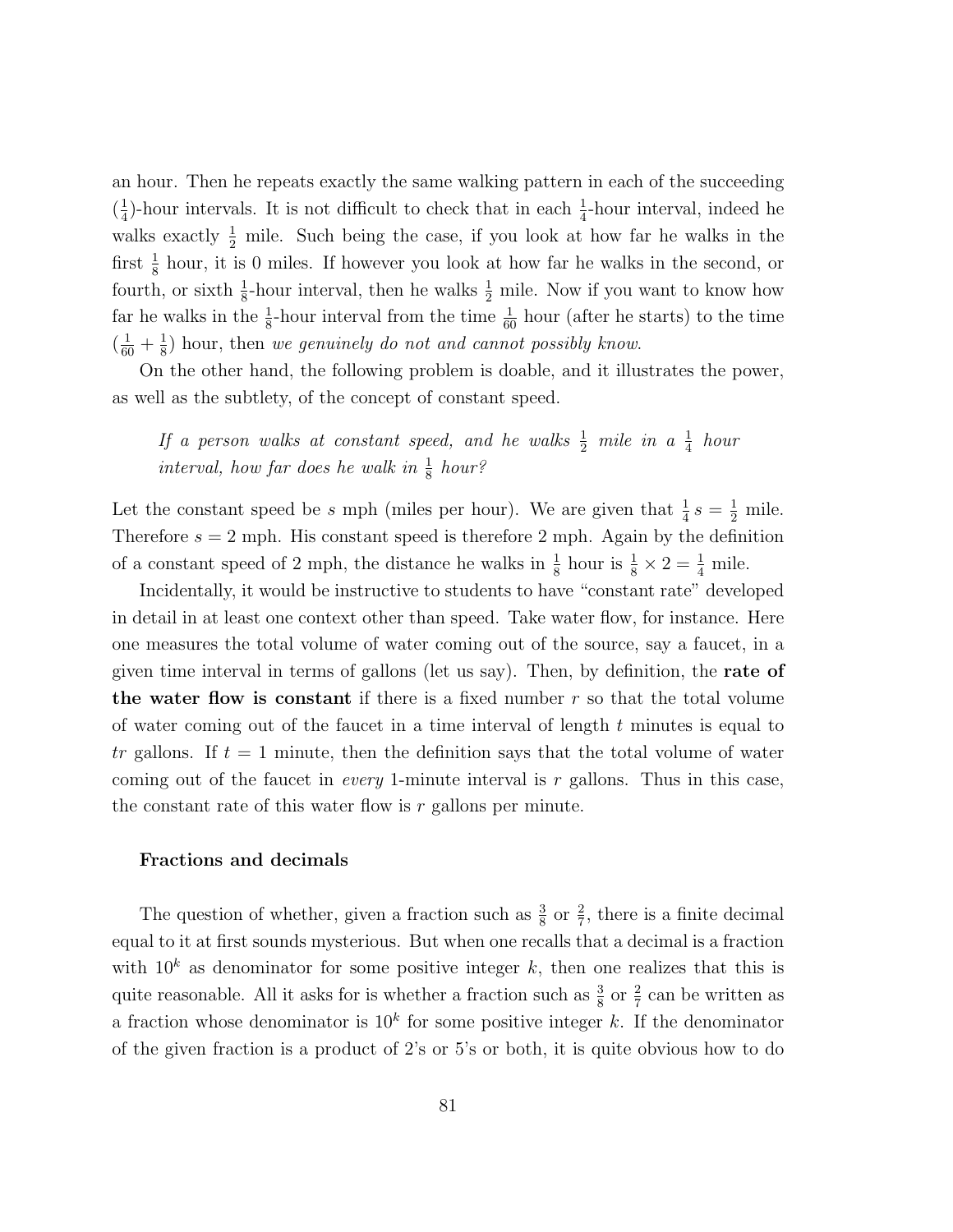an hour. Then he repeats exactly the same walking pattern in each of the succeeding ($\frac{1}{4}$)-hour intervals. It is not difficult to check that in each $\frac{1}{4}$-hour interval, indeed he walks exactly $\frac{1}{2}$ mile. Such being the case, if you look at how far he walks in the first $\frac{1}{8}$ hour, it is 0 miles. If however you look at how far he walks in the second, or fourth, or sixth $\frac{1}{8}$-hour interval, then he walks $\frac{1}{2}$ mile. Now if you want to know how far he walks in the $\frac{1}{8}$-hour interval from the time $\frac{1}{60}$ hour (after he starts) to the time $(\frac{1}{60} + \frac{1}{8})$ hour, then *we genuinely do not and cannot possibly know*.

On the other hand, the following problem is doable, and it illustrates the power, as well as the subtlety, of the concept of constant speed.

> *If a person walks at constant speed, and he walks $\frac{1}{2}$ mile in a $\frac{1}{4}$ hour interval, how far does he walk in $\frac{1}{8}$ hour?*

Let the constant speed be $s$ mph (miles per hour). We are given that $\frac{1}{4}\,s = \frac{1}{2}$ mile. Therefore $s = 2$ mph. His constant speed is therefore 2 mph. Again by the definition of a constant speed of 2 mph, the distance he walks in $\frac{1}{8}$ hour is $\frac{1}{8} \times 2 = \frac{1}{4}$ mile.

Incidentally, it would be instructive to students to have "constant rate" developed in detail in at least one context other than speed. Take water flow, for instance. Here one measures the total volume of water coming out of the source, say a faucet, in a given time interval in terms of gallons (let us say). Then, by definition, the **rate of the water flow is constant** if there is a fixed number $r$ so that the total volume of water coming out of the faucet in a time interval of length $t$ minutes is equal to $tr$ gallons. If $t = 1$ minute, then the definition says that the total volume of water coming out of the faucet in *every* 1-minute interval is $r$ gallons. Thus in this case, the constant rate of this water flow is $r$ gallons per minute.

### Fractions and decimals

The question of whether, given a fraction such as $\frac{3}{8}$ or $\frac{2}{7}$, there is a finite decimal equal to it at first sounds mysterious. But when one recalls that a decimal is a fraction with $10^k$ as denominator for some positive integer $k$, then one realizes that this is quite reasonable. All it asks for is whether a fraction such as $\frac{3}{8}$ or $\frac{2}{7}$ can be written as a fraction whose denominator is $10^k$ for some positive integer $k$. If the denominator of the given fraction is a product of 2's or 5's or both, it is quite obvious how to do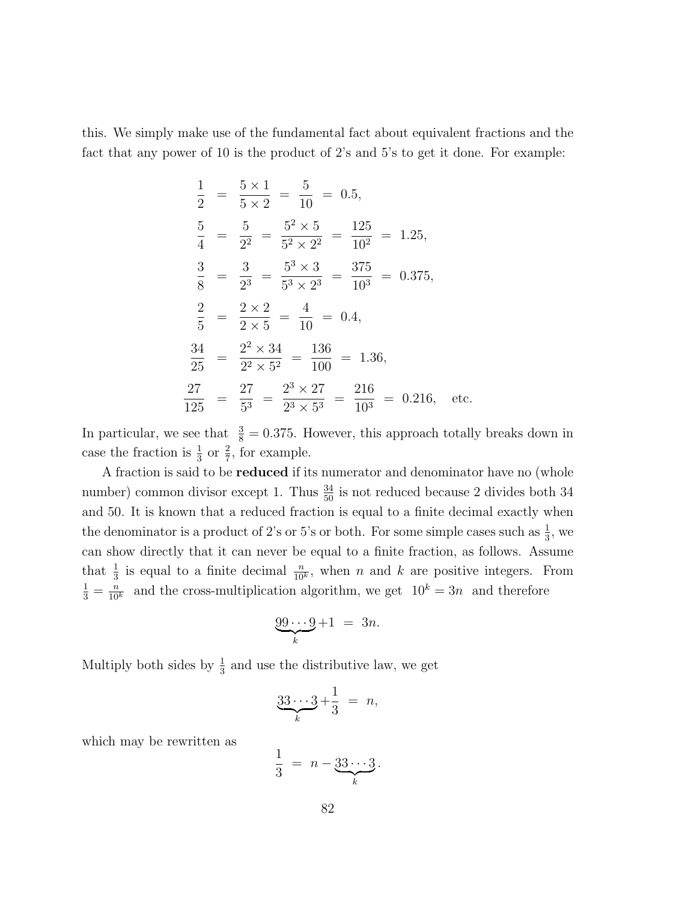this. We simply make use of the fundamental fact about equivalent fractions and the fact that any power of 10 is the product of 2's and 5's to get it done. For example:

$$
\begin{aligned}
\frac{1}{2} &= \frac{5 \times 1}{5 \times 2} = \frac{5}{10} = 0.5, \\
\frac{5}{4} &= \frac{5}{2^2} = \frac{5^2 \times 5}{5^2 \times 2^2} = \frac{125}{10^2} = 1.25, \\
\frac{3}{8} &= \frac{3}{2^3} = \frac{5^3 \times 3}{5^3 \times 2^3} = \frac{375}{10^3} = 0.375, \\
\frac{2}{5} &= \frac{2 \times 2}{2 \times 5} = \frac{4}{10} = 0.4, \\
\frac{34}{25} &= \frac{2^2 \times 34}{2^2 \times 5^2} = \frac{136}{100} = 1.36, \\
\frac{27}{125} &= \frac{27}{5^3} = \frac{2^3 \times 27}{2^3 \times 5^3} = \frac{216}{10^3} = 0.216, \quad \text{etc.}
\end{aligned}
$$

In particular, we see that $\frac{3}{8} = 0.375$. However, this approach totally breaks down in case the fraction is $\frac{1}{3}$ or $\frac{2}{7}$, for example.

A fraction is said to be **reduced** if its numerator and denominator have no (whole number) common divisor except 1. Thus $\frac{34}{50}$ is not reduced because 2 divides both 34 and 50. It is known that a reduced fraction is equal to a finite decimal exactly when the denominator is a product of 2's or 5's or both. For some simple cases such as $\frac{1}{3}$, we can show directly that it can never be equal to a finite fraction, as follows. Assume that $\frac{1}{3}$ is equal to a finite decimal $\frac{n}{10^k}$, when $n$ and $k$ are positive integers. From $\frac{1}{3} = \frac{n}{10^k}$ and the cross-multiplication algorithm, we get $10^k = 3n$ and therefore

$$\underbrace{99\cdots9}_{k} + 1 = 3n.$$

Multiply both sides by $\frac{1}{3}$ and use the distributive law, we get

$$\underbrace{33\cdots3}_{k} + \frac{1}{3} = n,$$

which may be rewritten as

$$\frac{1}{3} = n - \underbrace{33\cdots3}_{k}.$$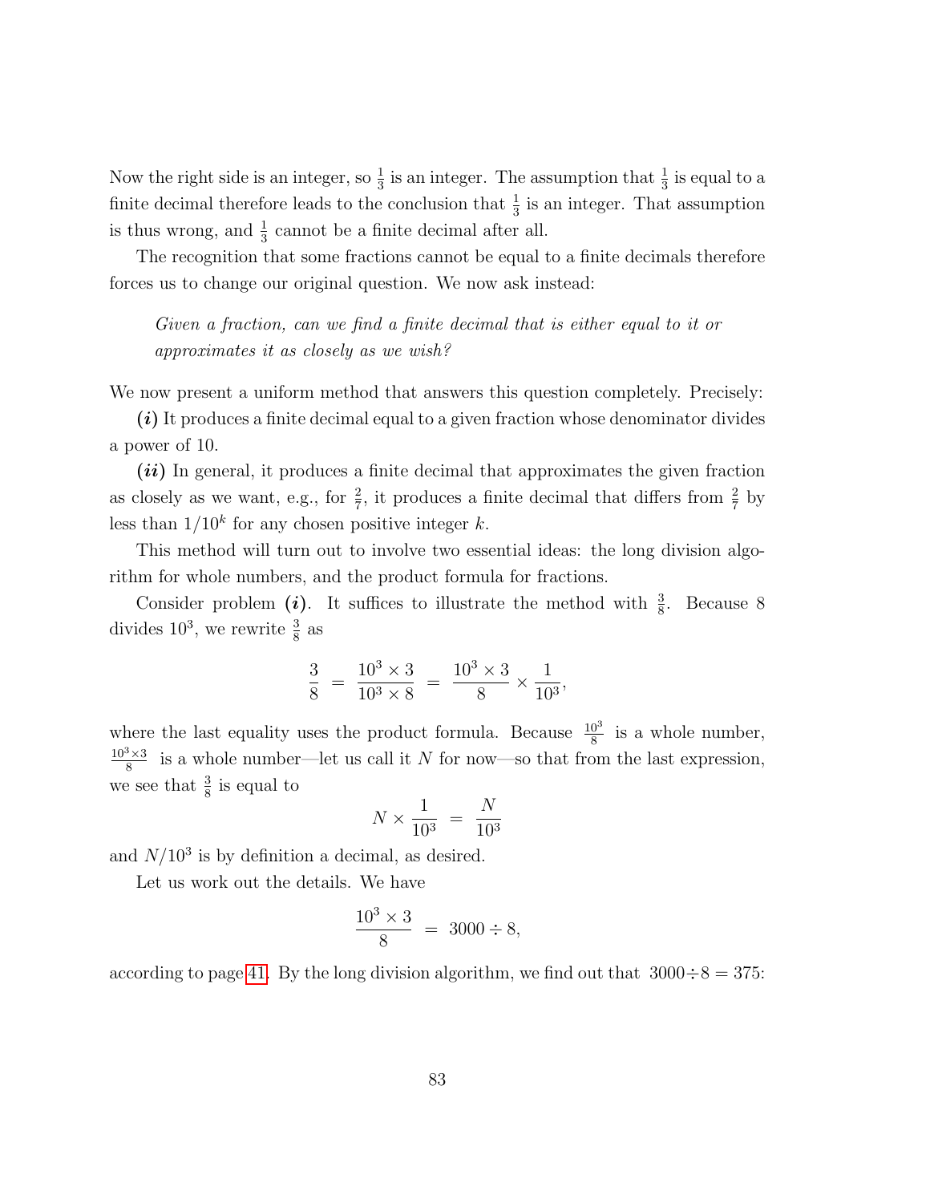Now the right side is an integer, so $\frac{1}{3}$ is an integer. The assumption that $\frac{1}{3}$ is equal to a finite decimal therefore leads to the conclusion that $\frac{1}{3}$ is an integer. That assumption is thus wrong, and $\frac{1}{3}$ cannot be a finite decimal after all.

The recognition that some fractions cannot be equal to a finite decimals therefore forces us to change our original question. We now ask instead:

> *Given a fraction, can we find a finite decimal that is either equal to it or approximates it as closely as we wish?*

We now present a uniform method that answers this question completely. Precisely:

***(i)*** It produces a finite decimal equal to a given fraction whose denominator divides a power of 10.

***(ii)*** In general, it produces a finite decimal that approximates the given fraction as closely as we want, e.g., for $\frac{2}{7}$, it produces a finite decimal that differs from $\frac{2}{7}$ by less than $1/10^k$ for any chosen positive integer $k$.

This method will turn out to involve two essential ideas: the long division algorithm for whole numbers, and the product formula for fractions.

Consider problem ***(i)***. It suffices to illustrate the method with $\frac{3}{8}$. Because 8 divides $10^3$, we rewrite $\frac{3}{8}$ as

$$\frac{3}{8} \;=\; \frac{10^3 \times 3}{10^3 \times 8} \;=\; \frac{10^3 \times 3}{8} \times \frac{1}{10^3},$$

where the last equality uses the product formula. Because $\frac{10^3}{8}$ is a whole number, $\frac{10^3 \times 3}{8}$ is a whole number—let us call it $N$ for now—so that from the last expression, we see that $\frac{3}{8}$ is equal to

$$N \times \frac{1}{10^3} \;=\; \frac{N}{10^3}$$

and $N/10^3$ is by definition a decimal, as desired.

Let us work out the details. We have

$$\frac{10^3 \times 3}{8} \;=\; 3000 \div 8,$$

according to page 41. By the long division algorithm, we find out that $3000 \div 8 = 375$: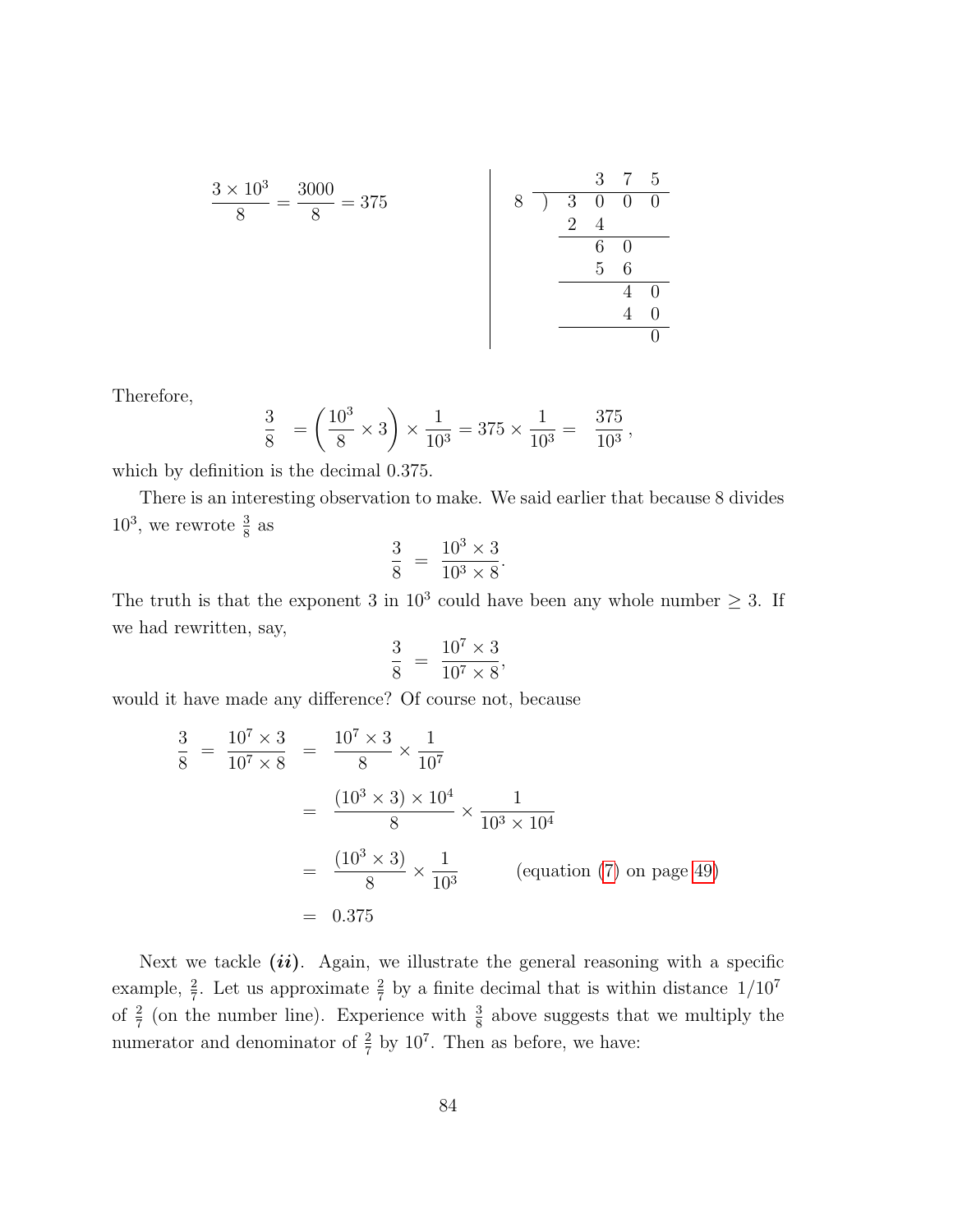$$\frac{3 \times 10^3}{8} = \frac{3000}{8} = 375$$

```
          3  7  5
8  )  3  0  0  0
      2  4
      -----
         6  0
         5  6
         -----
            4  0
            4  0
            -----
               0
```

Therefore,

$$\frac{3}{8} = \left(\frac{10^3}{8} \times 3\right) \times \frac{1}{10^3} = 375 \times \frac{1}{10^3} = \frac{375}{10^3},$$

which by definition is the decimal 0.375.

There is an interesting observation to make. We said earlier that because 8 divides $10^3$, we rewrote $\frac{3}{8}$ as

$$\frac{3}{8} = \frac{10^3 \times 3}{10^3 \times 8}.$$

The truth is that the exponent 3 in $10^3$ could have been any whole number $\geq 3$. If we had rewritten, say,

$$\frac{3}{8} = \frac{10^7 \times 3}{10^7 \times 8},$$

would it have made any difference? Of course not, because

$$\begin{aligned}
\frac{3}{8} = \frac{10^7 \times 3}{10^7 \times 8} &= \frac{10^7 \times 3}{8} \times \frac{1}{10^7} \\
&= \frac{(10^3 \times 3) \times 10^4}{8} \times \frac{1}{10^3 \times 10^4} \\
&= \frac{(10^3 \times 3)}{8} \times \frac{1}{10^3} \qquad \text{(equation (7) on page 49)} \\
&= 0.375
\end{aligned}$$

Next we tackle ***(ii)***. Again, we illustrate the general reasoning with a specific example, $\frac{2}{7}$. Let us approximate $\frac{2}{7}$ by a finite decimal that is within distance $1/10^7$ of $\frac{2}{7}$ (on the number line). Experience with $\frac{3}{8}$ above suggests that we multiply the numerator and denominator of $\frac{2}{7}$ by $10^7$. Then as before, we have: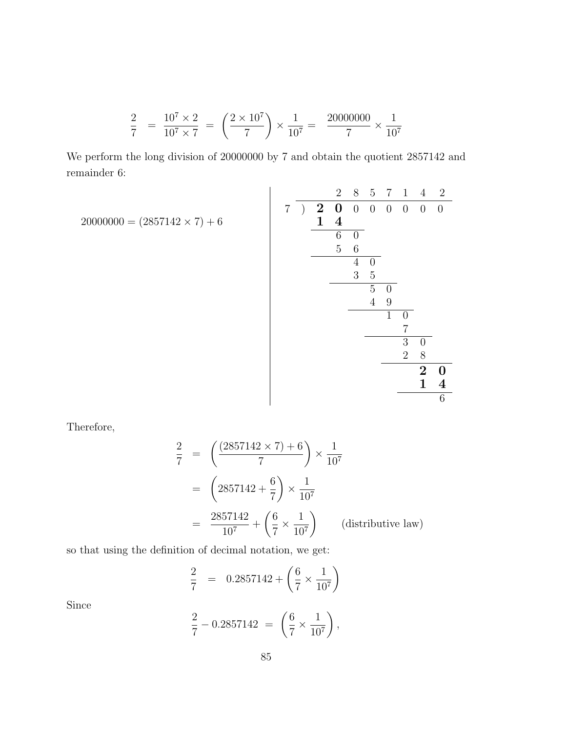$$\frac{2}{7} \;=\; \frac{10^7 \times 2}{10^7 \times 7} \;=\; \left(\frac{2 \times 10^7}{7}\right) \times \frac{1}{10^7} = \;\; \frac{20000000}{7} \times \frac{1}{10^7}$$

We perform the long division of 20000000 by 7 and obtain the quotient 2857142 and remainder 6:

$$20000000 = (2857142 \times 7) + 6$$

$$
\begin{array}{rrrrrrrrr}
 & & 2 & 8 & 5 & 7 & 1 & 4 & 2 \\
\hline
7\,) & \mathbf{2} & \mathbf{0} & 0 & 0 & 0 & 0 & 0 & 0 \\
 & \mathbf{1} & \mathbf{4} & & & & & & \\
\hline
 & & 6 & 0 & & & & & \\
 & & 5 & 6 & & & & & \\
\hline
 & & & 4 & 0 & & & & \\
 & & & 3 & 5 & & & & \\
\hline
 & & & & 5 & 0 & & & \\
 & & & & 4 & 9 & & & \\
\hline
 & & & & & 1 & 0 & & \\
 & & & & & & 7 & & \\
\hline
 & & & & & & 3 & 0 & \\
 & & & & & & 2 & 8 & \\
\hline
 & & & & & & & \mathbf{2} & \mathbf{0} \\
 & & & & & & & \mathbf{1} & \mathbf{4} \\
\hline
 & & & & & & & & 6
\end{array}
$$

Therefore,

$$
\begin{aligned}
\frac{2}{7} &= \left(\frac{(2857142 \times 7) + 6}{7}\right) \times \frac{1}{10^7} \\
&= \left(2857142 + \frac{6}{7}\right) \times \frac{1}{10^7} \\
&= \frac{2857142}{10^7} + \left(\frac{6}{7} \times \frac{1}{10^7}\right) \qquad \text{(distributive law)}
\end{aligned}
$$

so that using the definition of decimal notation, we get:

$$\frac{2}{7} \;=\; 0.2857142 + \left(\frac{6}{7} \times \frac{1}{10^7}\right)$$

Since

$$\frac{2}{7} - 0.2857142 \;=\; \left(\frac{6}{7} \times \frac{1}{10^7}\right),$$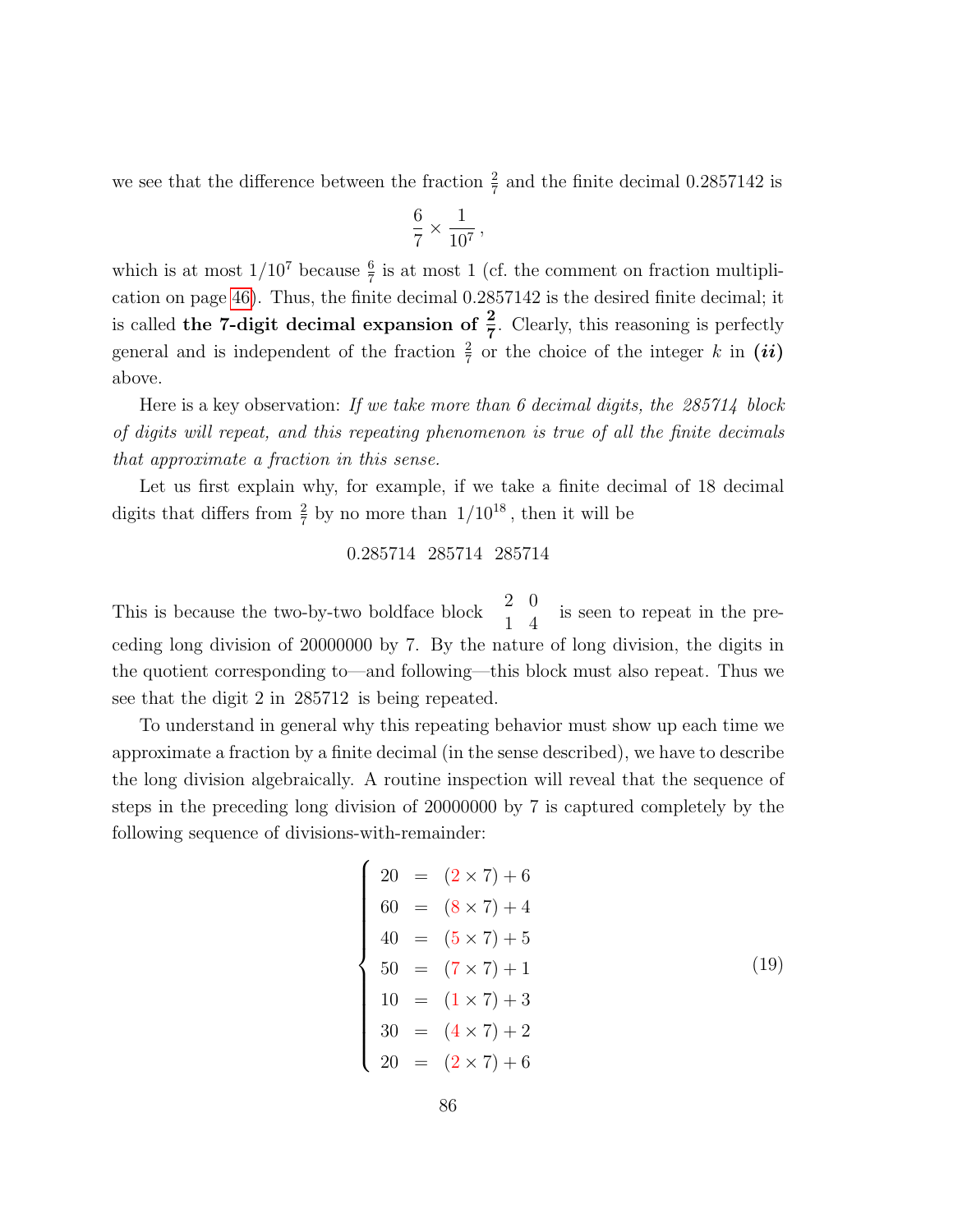we see that the difference between the fraction $\frac{2}{7}$ and the finite decimal 0.2857142 is

$$\frac{6}{7} \times \frac{1}{10^7},$$

which is at most $1/10^7$ because $\frac{6}{7}$ is at most 1 (cf. the comment on fraction multiplication on page 46). Thus, the finite decimal 0.2857142 is the desired finite decimal; it is called **the 7-digit decimal expansion of $\mathbf{\frac{2}{7}}$**. Clearly, this reasoning is perfectly general and is independent of the fraction $\frac{2}{7}$ or the choice of the integer $k$ in ***(ii)*** above.

Here is a key observation: *If we take more than 6 decimal digits, the 285714 block of digits will repeat, and this repeating phenomenon is true of all the finite decimals that approximate a fraction in this sense.*

Let us first explain why, for example, if we take a finite decimal of 18 decimal digits that differs from $\frac{2}{7}$ by no more than $1/10^{18}$, then it will be

$$0.285714 \;\; 285714 \;\; 285714$$

This is because the two-by-two boldface block $\begin{matrix} 2 & 0 \\ 1 & 4 \end{matrix}$ is seen to repeat in the preceding long division of 20000000 by 7. By the nature of long division, the digits in the quotient corresponding to—and following—this block must also repeat. Thus we see that the digit 2 in 285712 is being repeated.

To understand in general why this repeating behavior must show up each time we approximate a fraction by a finite decimal (in the sense described), we have to describe the long division algebraically. A routine inspection will reveal that the sequence of steps in the preceding long division of 20000000 by 7 is captured completely by the following sequence of divisions-with-remainder:

$$\left\{ \begin{array}{rcl} 20 & = & (2 \times 7) + 6 \\ 60 & = & (8 \times 7) + 4 \\ 40 & = & (5 \times 7) + 5 \\ 50 & = & (7 \times 7) + 1 \\ 10 & = & (1 \times 7) + 3 \\ 30 & = & (4 \times 7) + 2 \\ 20 & = & (2 \times 7) + 6 \end{array} \right. \tag{19}$$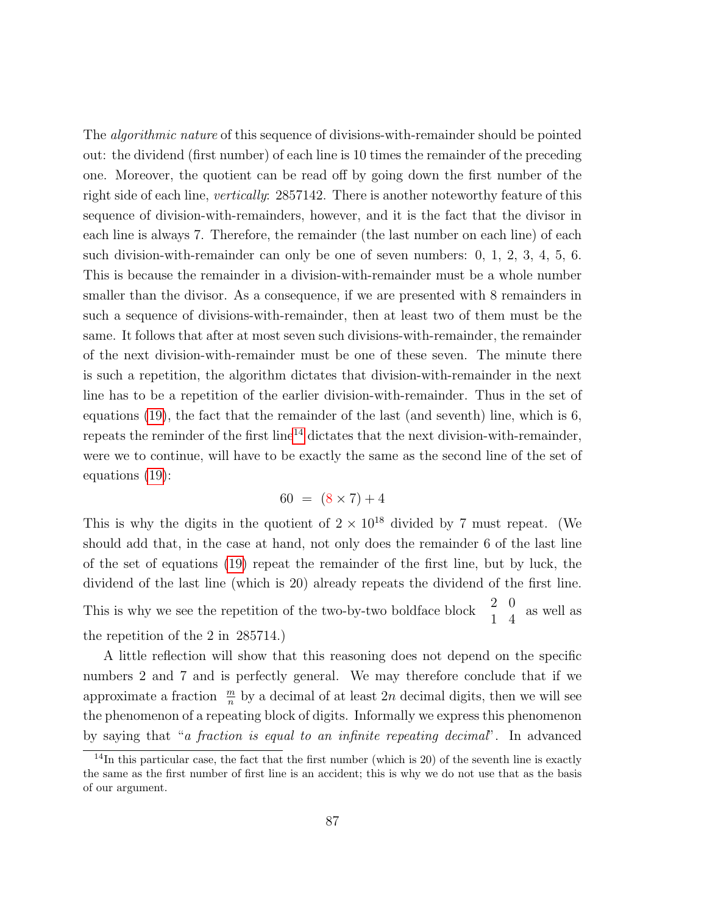The *algorithmic nature* of this sequence of divisions-with-remainder should be pointed out: the dividend (first number) of each line is 10 times the remainder of the preceding one. Moreover, the quotient can be read off by going down the first number of the right side of each line, *vertically*: 2857142. There is another noteworthy feature of this sequence of division-with-remainders, however, and it is the fact that the divisor in each line is always 7. Therefore, the remainder (the last number on each line) of each such division-with-remainder can only be one of seven numbers: 0, 1, 2, 3, 4, 5, 6. This is because the remainder in a division-with-remainder must be a whole number smaller than the divisor. As a consequence, if we are presented with 8 remainders in such a sequence of divisions-with-remainder, then at least two of them must be the same. It follows that after at most seven such divisions-with-remainder, the remainder of the next division-with-remainder must be one of these seven. The minute there is such a repetition, the algorithm dictates that division-with-remainder in the next line has to be a repetition of the earlier division-with-remainder. Thus in the set of equations (19), the fact that the remainder of the last (and seventh) line, which is 6, repeats the reminder of the first line[14] dictates that the next division-with-remainder, were we to continue, will have to be exactly the same as the second line of the set of equations (19):

$$60 \;=\; (8 \times 7) + 4$$

This is why the digits in the quotient of $2 \times 10^{18}$ divided by 7 must repeat. (We should add that, in the case at hand, not only does the remainder 6 of the last line of the set of equations (19) repeat the remainder of the first line, but by luck, the dividend of the last line (which is 20) already repeats the dividend of the first line. This is why we see the repetition of the two-by-two boldface block $\begin{matrix} 2 & 0 \\ 1 & 4 \end{matrix}$ as well as the repetition of the 2 in 285714.)

A little reflection will show that this reasoning does not depend on the specific numbers 2 and 7 and is perfectly general. We may therefore conclude that if we approximate a fraction $\frac{m}{n}$ by a decimal of at least $2n$ decimal digits, then we will see the phenomenon of a repeating block of digits. Informally we express this phenomenon by saying that "*a fraction is equal to an infinite repeating decimal*". In advanced

[14] In this particular case, the fact that the first number (which is 20) of the seventh line is exactly the same as the first number of first line is an accident; this is why we do not use that as the basis of our argument.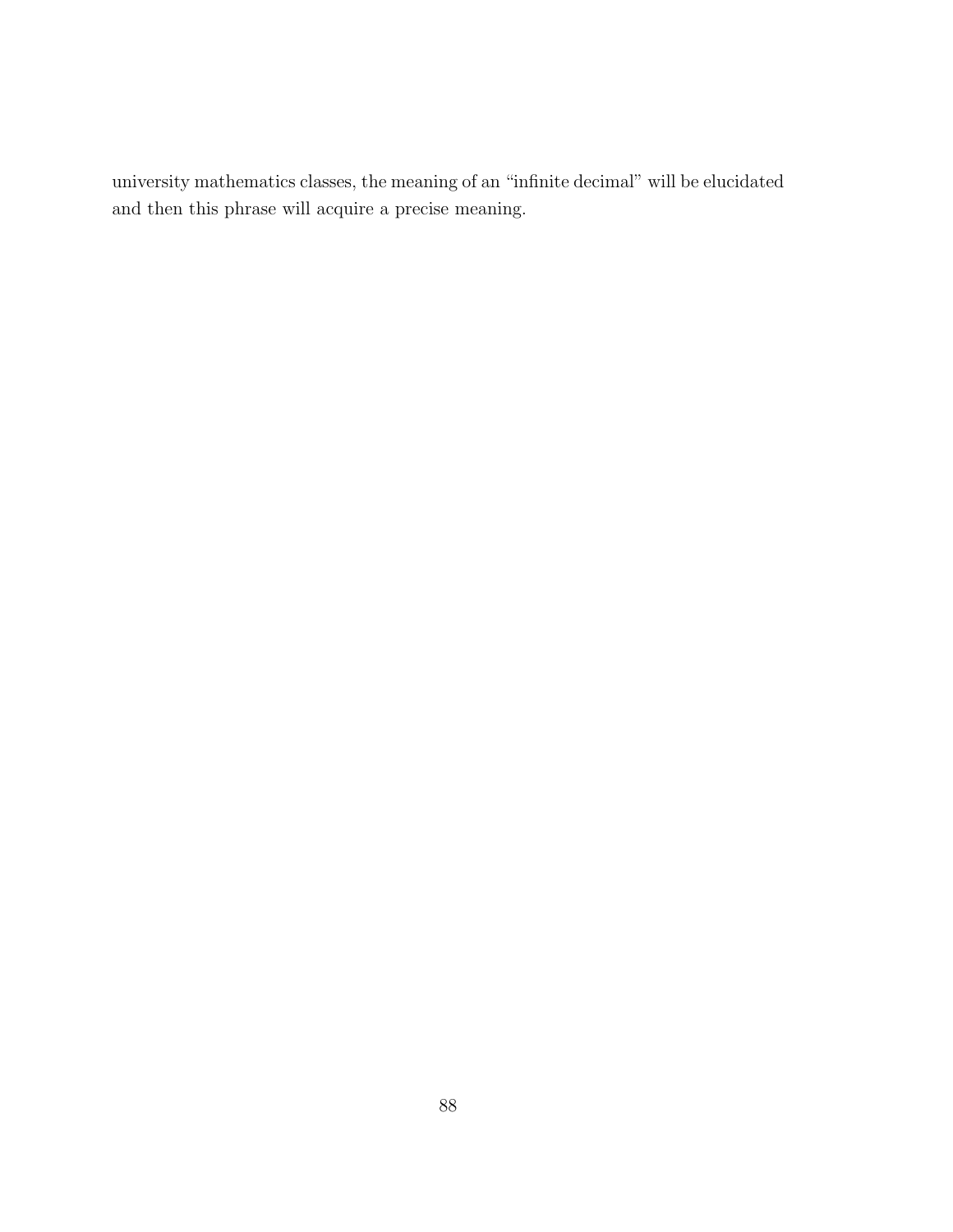university mathematics classes, the meaning of an “infinite decimal” will be elucidated and then this phrase will acquire a precise meaning.